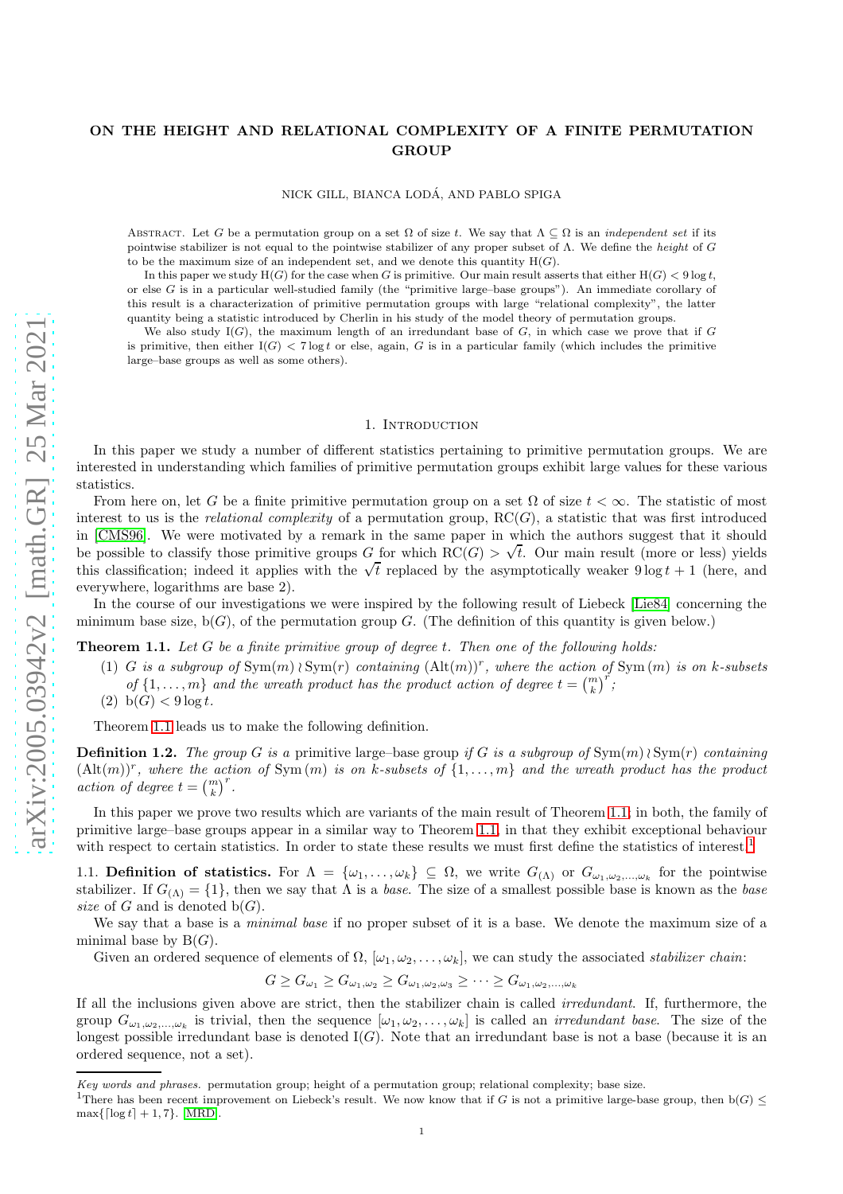# ON THE HEIGHT AND RELATIONAL COMPLEXITY OF A FINITE PERMUTATION GROUP

NICK GILL, BIANCA LODÁ, AND PABLO SPIGA

Abstract. Let $G$ be a permutation group on a set $\Omega$ of size $t$. We say that $\Lambda \subseteq \Omega$ is an *independent set* if its pointwise stabilizer is not equal to the pointwise stabilizer of any proper subset of $\Lambda$. We define the *height* of $G$ to be the maximum size of an independent set, and we denote this quantity $\mathrm{H}(G)$.

In this paper we study $\mathrm{H}(G)$ for the case when $G$ is primitive. Our main result asserts that either $\mathrm{H}(G) < 9 \log t$, or else $G$ is in a particular well-studied family (the "primitive large–base groups"). An immediate corollary of this result is a characterization of primitive permutation groups with large "relational complexity", the latter quantity being a statistic introduced by Cherlin in his study of the model theory of permutation groups.

We also study $\mathrm{I}(G)$, the maximum length of an irredundant base of $G$, in which case we prove that if $G$ is primitive, then either $\mathrm{I}(G) < 7 \log t$ or else, again, $G$ is in a particular family (which includes the primitive large–base groups as well as some others).

## 1. Introduction

In this paper we study a number of different statistics pertaining to primitive permutation groups. We are interested in understanding which families of primitive permutation groups exhibit large values for these various statistics.

From here on, let $G$ be a finite primitive permutation group on a set $\Omega$ of size $t < \infty$. The statistic of most interest to us is the *relational complexity* of a permutation group, $\mathrm{RC}(G)$, a statistic that was first introduced in [CMS96]. We were motivated by a remark in the same paper in which the authors suggest that it should be possible to classify those primitive groups $G$ for which $\mathrm{RC}(G) > \sqrt{t}$. Our main result (more or less) yields this classification; indeed it applies with the $\sqrt{t}$ replaced by the asymptotically weaker $9 \log t + 1$ (here, and everywhere, logarithms are base 2).

In the course of our investigations we were inspired by the following result of Liebeck [Lie84] concerning the minimum base size, $\mathrm{b}(G)$, of the permutation group $G$. (The definition of this quantity is given below.)

**Theorem 1.1.** *Let $G$ be a finite primitive group of degree $t$. Then one of the following holds:*

1. *$G$ is a subgroup of $\mathrm{Sym}(m) \wr \mathrm{Sym}(r)$ containing $(\mathrm{Alt}(m))^r$, where the action of $\mathrm{Sym}(m)$ is on $k$-subsets of $\{1, \ldots, m\}$ and the wreath product has the product action of degree $t = \binom{m}{k}^r$;*
2. *$\mathrm{b}(G) < 9 \log t$.*

Theorem 1.1 leads us to make the following definition.

**Definition 1.2.** *The group $G$ is a* primitive large–base group *if $G$ is a subgroup of $\mathrm{Sym}(m) \wr \mathrm{Sym}(r)$ containing $(\mathrm{Alt}(m))^r$, where the action of $\mathrm{Sym}(m)$ is on $k$-subsets of $\{1, \ldots, m\}$ and the wreath product has the product action of degree $t = \binom{m}{k}^r$.*

In this paper we prove two results which are variants of the main result of Theorem 1.1; in both, the family of primitive large–base groups appear in a similar way to Theorem 1.1, in that they exhibit exceptional behaviour with respect to certain statistics. In order to state these results we must first define the statistics of interest.[1]

**1.1. Definition of statistics.** For $\Lambda = \{\omega_1, \ldots, \omega_k\} \subseteq \Omega$, we write $G_{(\Lambda)}$ or $G_{\omega_1, \omega_2, \ldots, \omega_k}$ for the pointwise stabilizer. If $G_{(\Lambda)} = \{1\}$, then we say that $\Lambda$ is a *base*. The size of a smallest possible base is known as the *base size* of $G$ and is denoted $\mathrm{b}(G)$.

We say that a base is a *minimal base* if no proper subset of it is a base. We denote the maximum size of a minimal base by $\mathrm{B}(G)$.

Given an ordered sequence of elements of $\Omega$, $[\omega_1, \omega_2, \ldots, \omega_k]$, we can study the associated *stabilizer chain*:

$$G \geq G_{\omega_1} \geq G_{\omega_1, \omega_2} \geq G_{\omega_1, \omega_2, \omega_3} \geq \cdots \geq G_{\omega_1, \omega_2, \ldots, \omega_k}$$

If all the inclusions given above are strict, then the stabilizer chain is called *irredundant*. If, furthermore, the group $G_{\omega_1, \omega_2, \ldots, \omega_k}$ is trivial, then the sequence $[\omega_1, \omega_2, \ldots, \omega_k]$ is called an *irredundant base*. The size of the longest possible irredundant base is denoted $\mathrm{I}(G)$. Note that an irredundant base is not a base (because it is an ordered sequence, not a set).

*Key words and phrases.* permutation group; height of a permutation group; relational complexity; base size.

[1] There has been recent improvement on Liebeck's result. We now know that if $G$ is not a primitive large-base group, then $\mathrm{b}(G) \leq \max\{\lceil \log t \rceil + 1, 7\}$. [MRD].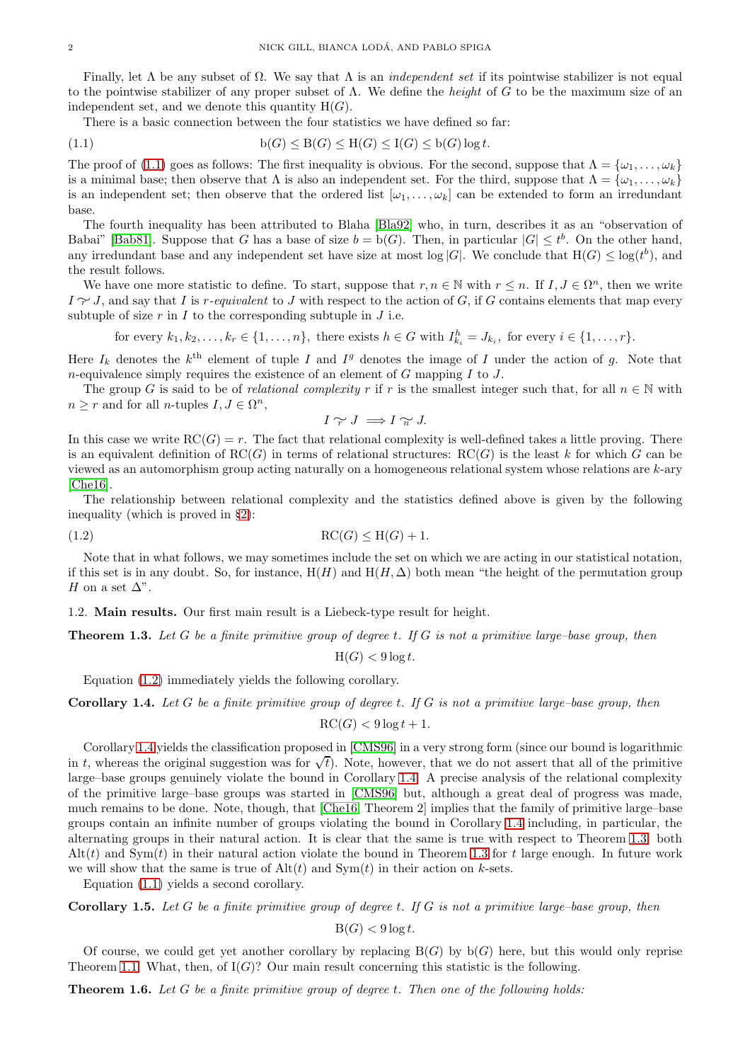Finally, let $\Lambda$ be any subset of $\Omega$. We say that $\Lambda$ is an *independent set* if its pointwise stabilizer is not equal to the pointwise stabilizer of any proper subset of $\Lambda$. We define the *height* of $G$ to be the maximum size of an independent set, and we denote this quantity $\mathrm{H}(G)$.

There is a basic connection between the four statistics we have defined so far:

$$\mathrm{b}(G) \leq \mathrm{B}(G) \leq \mathrm{H}(G) \leq \mathrm{I}(G) \leq \mathrm{b}(G)\log t. \tag{1.1}$$

The proof of (1.1) goes as follows: The first inequality is obvious. For the second, suppose that $\Lambda = \{\omega_1, \dots, \omega_k\}$ is a minimal base; then observe that $\Lambda$ is also an independent set. For the third, suppose that $\Lambda = \{\omega_1, \dots, \omega_k\}$ is an independent set; then observe that the ordered list $[\omega_1, \dots, \omega_k]$ can be extended to form an irredundant base.

The fourth inequality has been attributed to Blaha [Bla92] who, in turn, describes it as an "observation of Babai" [Bab81]. Suppose that $G$ has a base of size $b = \mathrm{b}(G)$. Then, in particular $|G| \leq t^b$. On the other hand, any irredundant base and any independent set have size at most $\log|G|$. We conclude that $\mathrm{H}(G) \leq \log(t^b)$, and the result follows.

We have one more statistic to define. To start, suppose that $r, n \in \mathbb{N}$ with $r \leq n$. If $I, J \in \Omega^n$, then we write $I \underset{r}{\sim} J$, and say that $I$ is $r$*-equivalent* to $J$ with respect to the action of $G$, if $G$ contains elements that map every subtuple of size $r$ in $I$ to the corresponding subtuple in $J$ i.e.

$$\text{for every } k_1, k_2, \dots, k_r \in \{1, \dots, n\}, \text{ there exists } h \in G \text{ with } I_{k_i}^h = J_{k_i}, \text{ for every } i \in \{1, \dots, r\}.$$

Here $I_k$ denotes the $k^{\text{th}}$ element of tuple $I$ and $I^g$ denotes the image of $I$ under the action of $g$. Note that $n$-equivalence simply requires the existence of an element of $G$ mapping $I$ to $J$.

The group $G$ is said to be of *relational complexity* $r$ if $r$ is the smallest integer such that, for all $n \in \mathbb{N}$ with $n \geq r$ and for all $n$-tuples $I, J \in \Omega^n$,

$$I \underset{r}{\sim} J \implies I \underset{n}{\sim} J.$$

In this case we write $\mathrm{RC}(G) = r$. The fact that relational complexity is well-defined takes a little proving. There is an equivalent definition of $\mathrm{RC}(G)$ in terms of relational structures: $\mathrm{RC}(G)$ is the least $k$ for which $G$ can be viewed as an automorphism group acting naturally on a homogeneous relational system whose relations are $k$-ary [Che16].

The relationship between relational complexity and the statistics defined above is given by the following inequality (which is proved in §2):

$$\mathrm{RC}(G) \leq \mathrm{H}(G) + 1. \tag{1.2}$$

Note that in what follows, we may sometimes include the set on which we are acting in our statistical notation, if this set is in any doubt. So, for instance, $\mathrm{H}(H)$ and $\mathrm{H}(H, \Delta)$ both mean "the height of the permutation group $H$ on a set $\Delta$".

### 1.2. Main results.

Our first main result is a Liebeck-type result for height.

**Theorem 1.3.** *Let $G$ be a finite primitive group of degree $t$. If $G$ is not a primitive large–base group, then*

$$\mathrm{H}(G) < 9\log t.$$

Equation (1.2) immediately yields the following corollary.

**Corollary 1.4.** *Let $G$ be a finite primitive group of degree $t$. If $G$ is not a primitive large–base group, then*

$$\mathrm{RC}(G) < 9\log t + 1.$$

Corollary 1.4 yields the classification proposed in [CMS96] in a very strong form (since our bound is logarithmic in $t$, whereas the original suggestion was for $\sqrt{t}$). Note, however, that we do not assert that all of the primitive large–base groups genuinely violate the bound in Corollary 1.4. A precise analysis of the relational complexity of the primitive large–base groups was started in [CMS96] but, although a great deal of progress was made, much remains to be done. Note, though, that [Che16, Theorem 2] implies that the family of primitive large–base groups contain an infinite number of groups violating the bound in Corollary 1.4 including, in particular, the alternating groups in their natural action. It is clear that the same is true with respect to Theorem 1.3: both $\mathrm{Alt}(t)$ and $\mathrm{Sym}(t)$ in their natural action violate the bound in Theorem 1.3 for $t$ large enough. In future work we will show that the same is true of $\mathrm{Alt}(t)$ and $\mathrm{Sym}(t)$ in their action on $k$-sets.

Equation (1.1) yields a second corollary.

**Corollary 1.5.** *Let $G$ be a finite primitive group of degree $t$. If $G$ is not a primitive large–base group, then*

$$\mathrm{B}(G) < 9\log t.$$

Of course, we could get yet another corollary by replacing $\mathrm{B}(G)$ by $\mathrm{b}(G)$ here, but this would only reprise Theorem 1.1. What, then, of $\mathrm{I}(G)$? Our main result concerning this statistic is the following.

**Theorem 1.6.** *Let $G$ be a finite primitive group of degree $t$. Then one of the following holds:*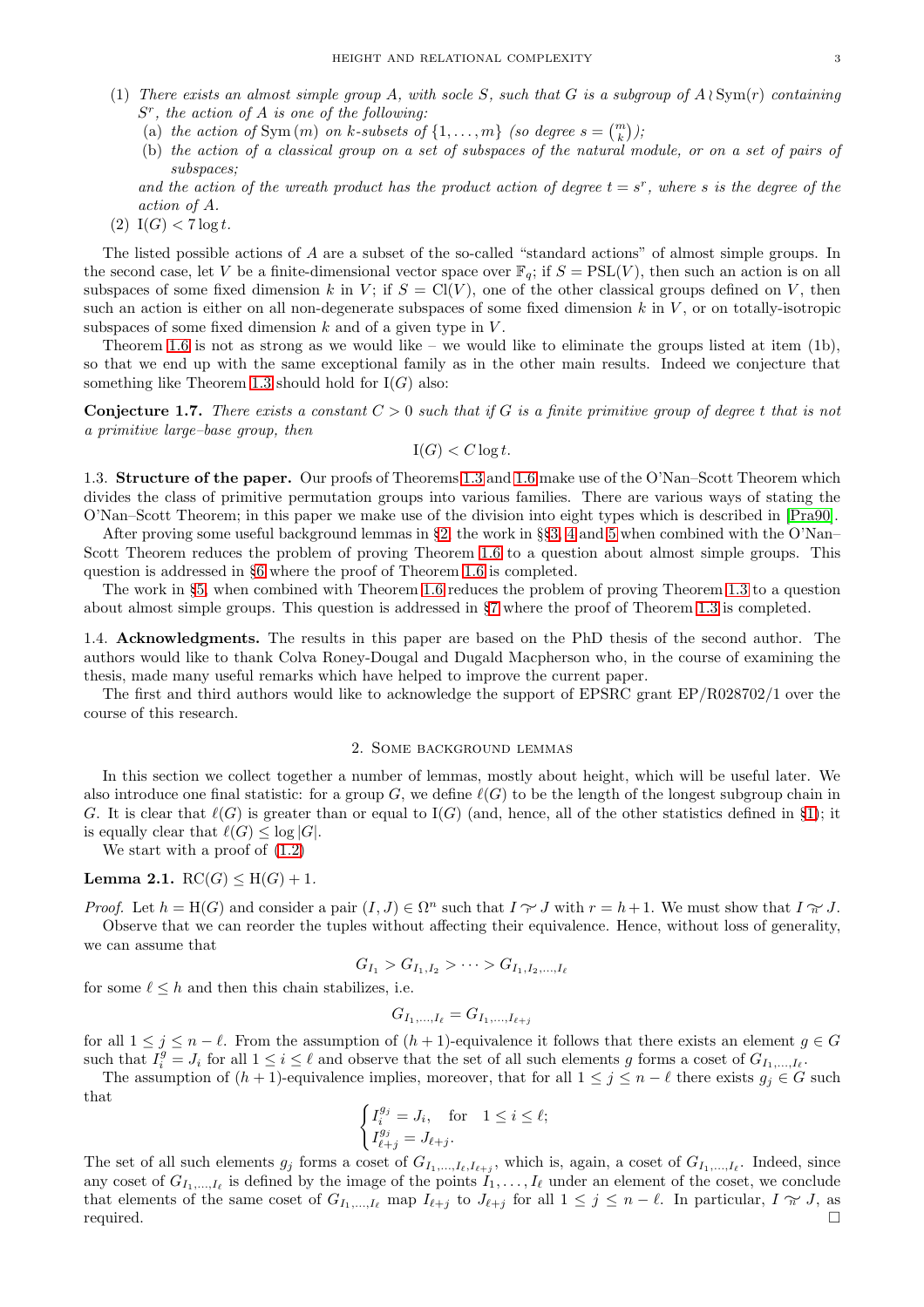(1) *There exists an almost simple group $A$, with socle $S$, such that $G$ is a subgroup of $A \wr \mathrm{Sym}(r)$ containing $S^r$, the action of $A$ is one of the following:*
   (a) *the action of $\mathrm{Sym}(m)$ on $k$-subsets of $\{1, \dots, m\}$ (so degree $s = \binom{m}{k}$);*
   (b) *the action of a classical group on a set of subspaces of the natural module, or on a set of pairs of subspaces;*

   *and the action of the wreath product has the product action of degree $t = s^r$, where $s$ is the degree of the action of $A$.*

(2) $\mathrm{I}(G) < 7 \log t$.

The listed possible actions of $A$ are a subset of the so-called "standard actions" of almost simple groups. In the second case, let $V$ be a finite-dimensional vector space over $\mathbb{F}_q$; if $S = \mathrm{PSL}(V)$, then such an action is on all subspaces of some fixed dimension $k$ in $V$; if $S = \mathrm{Cl}(V)$, one of the other classical groups defined on $V$, then such an action is either on all non-degenerate subspaces of some fixed dimension $k$ in $V$, or on totally-isotropic subspaces of some fixed dimension $k$ and of a given type in $V$.

Theorem 1.6 is not as strong as we would like – we would like to eliminate the groups listed at item (1b), so that we end up with the same exceptional family as in the other main results. Indeed we conjecture that something like Theorem 1.3 should hold for $\mathrm{I}(G)$ also:

**Conjecture 1.7.** *There exists a constant $C > 0$ such that if $G$ is a finite primitive group of degree $t$ that is not a primitive large–base group, then*

$$\mathrm{I}(G) < C \log t.$$

### 1.3. Structure of the paper.

Our proofs of Theorems 1.3 and 1.6 make use of the O'Nan–Scott Theorem which divides the class of primitive permutation groups into various families. There are various ways of stating the O'Nan–Scott Theorem; in this paper we make use of the division into eight types which is described in [Pra90].

After proving some useful background lemmas in §2, the work in §§3, 4 and 5 when combined with the O'Nan–Scott Theorem reduces the problem of proving Theorem 1.6 to a question about almost simple groups. This question is addressed in §6 where the proof of Theorem 1.6 is completed.

The work in §5, when combined with Theorem 1.6 reduces the problem of proving Theorem 1.3 to a question about almost simple groups. This question is addressed in §7 where the proof of Theorem 1.3 is completed.

### 1.4. Acknowledgments.

The results in this paper are based on the PhD thesis of the second author. The authors would like to thank Colva Roney-Dougal and Dugald Macpherson who, in the course of examining the thesis, made many useful remarks which have helped to improve the current paper.

The first and third authors would like to acknowledge the support of EPSRC grant EP/R028702/1 over the course of this research.

## 2. Some background lemmas

In this section we collect together a number of lemmas, mostly about height, which will be useful later. We also introduce one final statistic: for a group $G$, we define $\ell(G)$ to be the length of the longest subgroup chain in $G$. It is clear that $\ell(G)$ is greater than or equal to $\mathrm{I}(G)$ (and, hence, all of the other statistics defined in §1); it is equally clear that $\ell(G) \leq \log |G|$.

We start with a proof of (1.2)

**Lemma 2.1.** $\mathrm{RC}(G) \leq \mathrm{H}(G) + 1$.

*Proof.* Let $h = \mathrm{H}(G)$ and consider a pair $(I, J) \in \Omega^n$ such that $I \underset{r}{\sim} J$ with $r = h+1$. We must show that $I \underset{n}{\sim} J$.

Observe that we can reorder the tuples without affecting their equivalence. Hence, without loss of generality, we can assume that

$$G_{I_1} > G_{I_1, I_2} > \cdots > G_{I_1, I_2, \dots, I_\ell}$$

for some $\ell \leq h$ and then this chain stabilizes, i.e.

$$G_{I_1, \dots, I_\ell} = G_{I_1, \dots, I_{\ell+j}}$$

for all $1 \leq j \leq n - \ell$. From the assumption of $(h+1)$-equivalence it follows that there exists an element $g \in G$ such that $I_i^g = J_i$ for all $1 \leq i \leq \ell$ and observe that the set of all such elements $g$ forms a coset of $G_{I_1, \dots, I_\ell}$.

The assumption of $(h+1)$-equivalence implies, moreover, that for all $1 \leq j \leq n - \ell$ there exists $g_j \in G$ such that

$$\begin{cases} I_i^{g_j} = J_i, & \text{for} \quad 1 \leq i \leq \ell; \\ I_{\ell+j}^{g_j} = J_{\ell+j}. \end{cases}$$

The set of all such elements $g_j$ forms a coset of $G_{I_1, \dots, I_\ell, I_{\ell+j}}$, which is, again, a coset of $G_{I_1, \dots, I_\ell}$. Indeed, since any coset of $G_{I_1, \dots, I_\ell}$ is defined by the image of the points $I_1, \dots, I_\ell$ under an element of the coset, we conclude that elements of the same coset of $G_{I_1, \dots, I_\ell}$ map $I_{\ell+j}$ to $J_{\ell+j}$ for all $1 \leq j \leq n - \ell$. In particular, $I \underset{n}{\sim} J$, as required. $\square$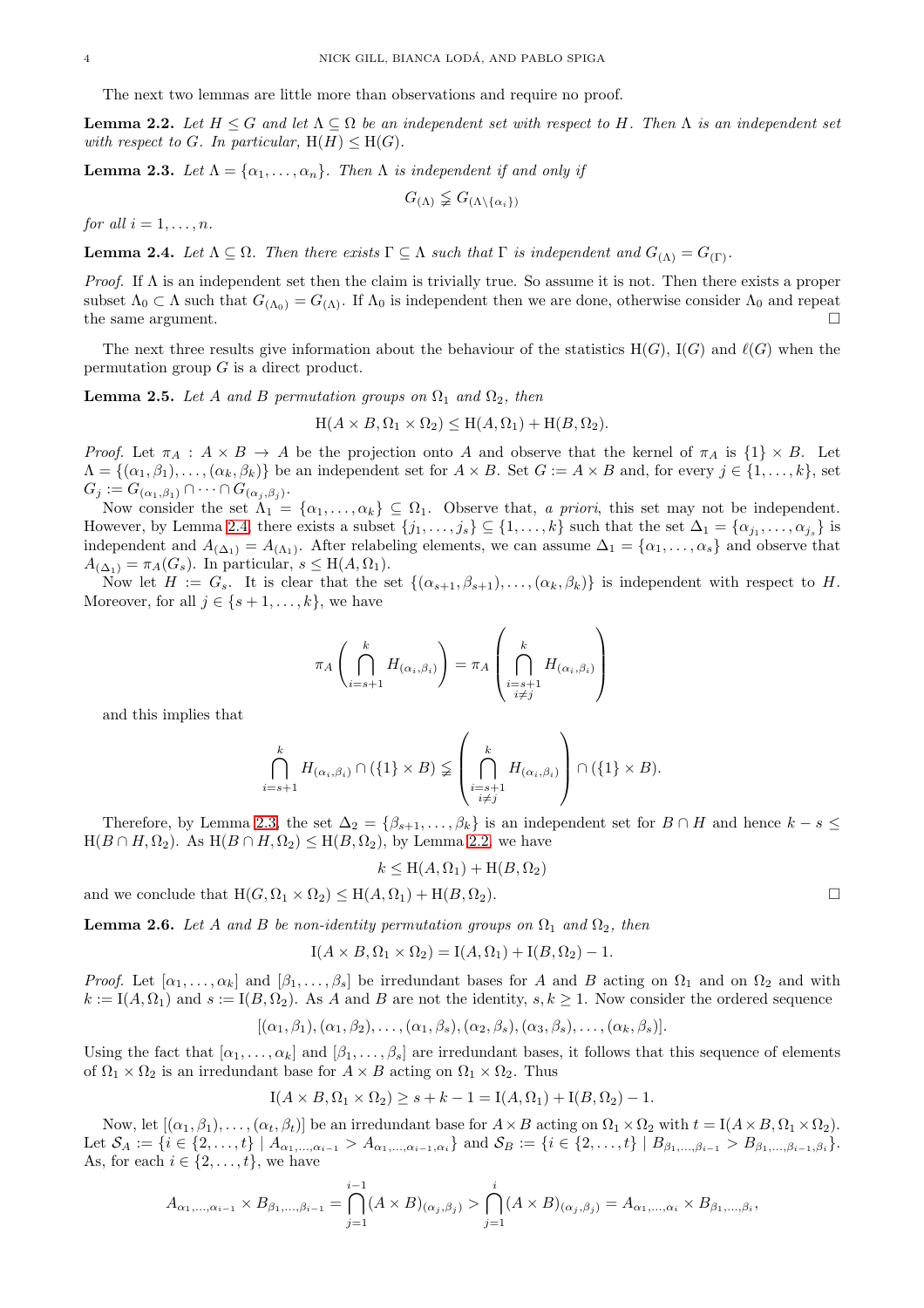The next two lemmas are little more than observations and require no proof.

**Lemma 2.2.** *Let $H \leq G$ and let $\Lambda \subseteq \Omega$ be an independent set with respect to $H$. Then $\Lambda$ is an independent set with respect to $G$. In particular, $\mathrm{H}(H) \leq \mathrm{H}(G)$.*

**Lemma 2.3.** *Let $\Lambda = \{\alpha_1, \ldots, \alpha_n\}$. Then $\Lambda$ is independent if and only if*

$$G_{(\Lambda)} \lneq G_{(\Lambda \setminus \{\alpha_i\})}$$

*for all $i = 1, \ldots, n$.*

**Lemma 2.4.** *Let $\Lambda \subseteq \Omega$. Then there exists $\Gamma \subseteq \Lambda$ such that $\Gamma$ is independent and $G_{(\Lambda)} = G_{(\Gamma)}$.*

*Proof.* If $\Lambda$ is an independent set then the claim is trivially true. So assume it is not. Then there exists a proper subset $\Lambda_0 \subset \Lambda$ such that $G_{(\Lambda_0)} = G_{(\Lambda)}$. If $\Lambda_0$ is independent then we are done, otherwise consider $\Lambda_0$ and repeat the same argument. □

The next three results give information about the behaviour of the statistics $\mathrm{H}(G)$, $\mathrm{I}(G)$ and $\ell(G)$ when the permutation group $G$ is a direct product.

**Lemma 2.5.** *Let $A$ and $B$ permutation groups on $\Omega_1$ and $\Omega_2$, then*

$$\mathrm{H}(A \times B, \Omega_1 \times \Omega_2) \leq \mathrm{H}(A, \Omega_1) + \mathrm{H}(B, \Omega_2).$$

*Proof.* Let $\pi_A : A \times B \to A$ be the projection onto $A$ and observe that the kernel of $\pi_A$ is $\{1\} \times B$. Let $\Lambda = \{(\alpha_1, \beta_1), \ldots, (\alpha_k, \beta_k)\}$ be an independent set for $A \times B$. Set $G := A \times B$ and, for every $j \in \{1, \ldots, k\}$, set $G_j := G_{(\alpha_1, \beta_1)} \cap \cdots \cap G_{(\alpha_j, \beta_j)}$.

Now consider the set $\Lambda_1 = \{\alpha_1, \ldots, \alpha_k\} \subseteq \Omega_1$. Observe that, *a priori*, this set may not be independent. However, by Lemma 2.4, there exists a subset $\{j_1, \ldots, j_s\} \subseteq \{1, \ldots, k\}$ such that the set $\Delta_1 = \{\alpha_{j_1}, \ldots, \alpha_{j_s}\}$ is independent and $A_{(\Delta_1)} = A_{(\Lambda_1)}$. After relabeling elements, we can assume $\Delta_1 = \{\alpha_1, \ldots, \alpha_s\}$ and observe that $A_{(\Delta_1)} = \pi_A(G_s)$. In particular, $s \leq \mathrm{H}(A, \Omega_1)$.

Now let $H := G_s$. It is clear that the set $\{(\alpha_{s+1}, \beta_{s+1}), \ldots, (\alpha_k, \beta_k)\}$ is independent with respect to $H$. Moreover, for all $j \in \{s+1, \ldots, k\}$, we have

$$\pi_A\left(\bigcap_{i=s+1}^{k} H_{(\alpha_i, \beta_i)}\right) = \pi_A\left(\bigcap_{\substack{i=s+1 \\ i \neq j}}^{k} H_{(\alpha_i, \beta_i)}\right)$$

and this implies that

$$\bigcap_{i=s+1}^{k} H_{(\alpha_i, \beta_i)} \cap (\{1\} \times B) \lneq \left(\bigcap_{\substack{i=s+1 \\ i \neq j}}^{k} H_{(\alpha_i, \beta_i)}\right) \cap (\{1\} \times B).$$

Therefore, by Lemma 2.3, the set $\Delta_2 = \{\beta_{s+1}, \ldots, \beta_k\}$ is an independent set for $B \cap H$ and hence $k - s \leq \mathrm{H}(B \cap H, \Omega_2)$. As $\mathrm{H}(B \cap H, \Omega_2) \leq \mathrm{H}(B, \Omega_2)$, by Lemma 2.2, we have

$$k \leq \mathrm{H}(A, \Omega_1) + \mathrm{H}(B, \Omega_2)$$

and we conclude that $\mathrm{H}(G, \Omega_1 \times \Omega_2) \leq \mathrm{H}(A, \Omega_1) + \mathrm{H}(B, \Omega_2)$. □

**Lemma 2.6.** *Let $A$ and $B$ be non-identity permutation groups on $\Omega_1$ and $\Omega_2$, then*

$$\mathrm{I}(A \times B, \Omega_1 \times \Omega_2) = \mathrm{I}(A, \Omega_1) + \mathrm{I}(B, \Omega_2) - 1.$$

*Proof.* Let $[\alpha_1, \ldots, \alpha_k]$ and $[\beta_1, \ldots, \beta_s]$ be irredundant bases for $A$ and $B$ acting on $\Omega_1$ and on $\Omega_2$ and with $k := \mathrm{I}(A, \Omega_1)$ and $s := \mathrm{I}(B, \Omega_2)$. As $A$ and $B$ are not the identity, $s, k \geq 1$. Now consider the ordered sequence

$$[(\alpha_1, \beta_1), (\alpha_1, \beta_2), \ldots, (\alpha_1, \beta_s), (\alpha_2, \beta_s), (\alpha_3, \beta_s), \ldots, (\alpha_k, \beta_s)].$$

Using the fact that $[\alpha_1, \ldots, \alpha_k]$ and $[\beta_1, \ldots, \beta_s]$ are irredundant bases, it follows that this sequence of elements of $\Omega_1 \times \Omega_2$ is an irredundant base for $A \times B$ acting on $\Omega_1 \times \Omega_2$. Thus

$$\mathrm{I}(A \times B, \Omega_1 \times \Omega_2) \geq s + k - 1 = \mathrm{I}(A, \Omega_1) + \mathrm{I}(B, \Omega_2) - 1.$$

Now, let $[(\alpha_1, \beta_1), \ldots, (\alpha_t, \beta_t)]$ be an irredundant base for $A \times B$ acting on $\Omega_1 \times \Omega_2$ with $t = \mathrm{I}(A \times B, \Omega_1 \times \Omega_2)$. Let $\mathcal{S}_A := \{i \in \{2, \ldots, t\} \mid A_{\alpha_1, \ldots, \alpha_{i-1}} > A_{\alpha_1, \ldots, \alpha_{i-1}, \alpha_i}\}$ and $\mathcal{S}_B := \{i \in \{2, \ldots, t\} \mid B_{\beta_1, \ldots, \beta_{i-1}} > B_{\beta_1, \ldots, \beta_{i-1}, \beta_i}\}$. As, for each $i \in \{2, \ldots, t\}$, we have

$$A_{\alpha_1, \ldots, \alpha_{i-1}} \times B_{\beta_1, \ldots, \beta_{i-1}} = \bigcap_{j=1}^{i-1} (A \times B)_{(\alpha_j, \beta_j)} > \bigcap_{j=1}^{i} (A \times B)_{(\alpha_j, \beta_j)} = A_{\alpha_1, \ldots, \alpha_i} \times B_{\beta_1, \ldots, \beta_i},$$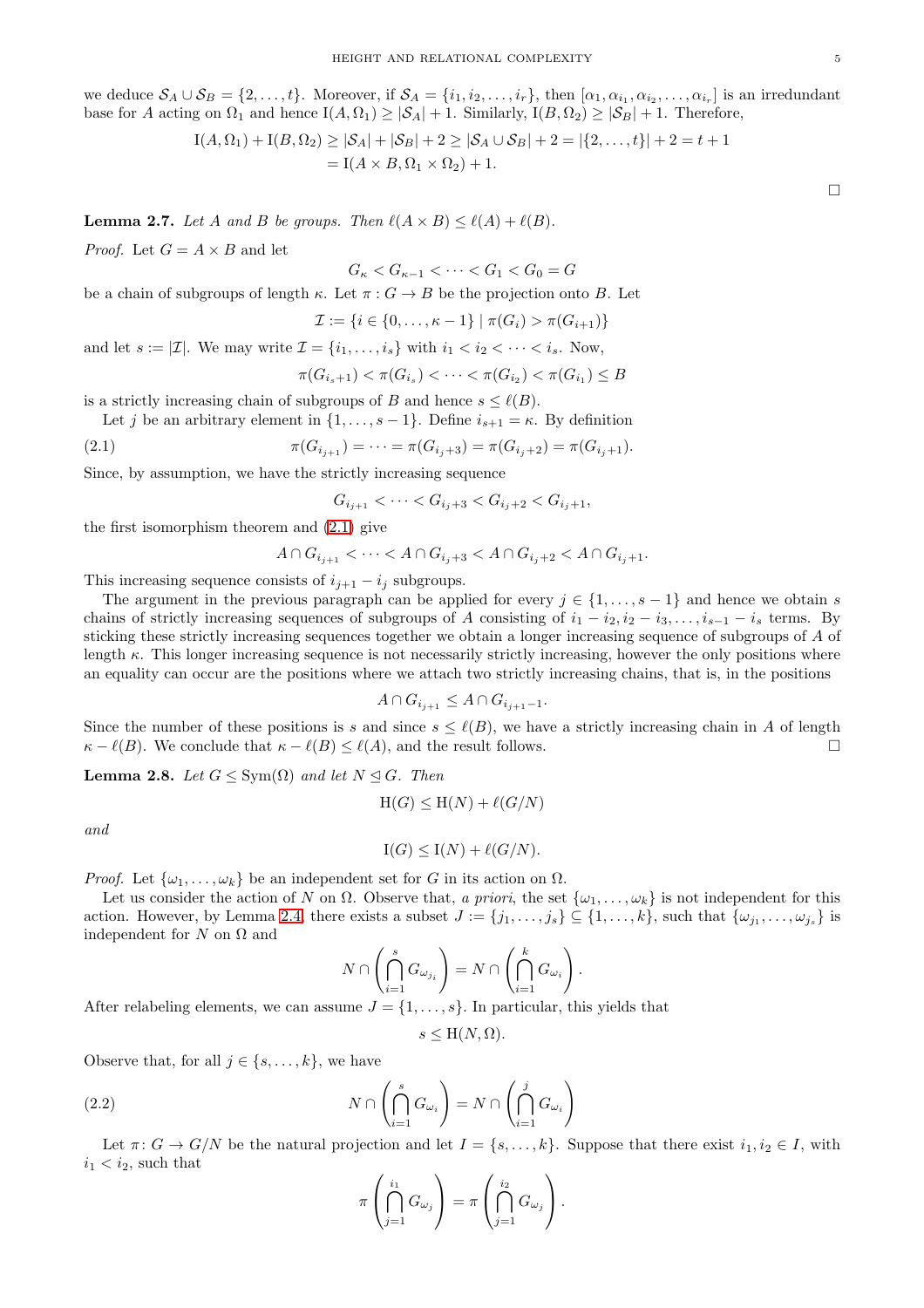we deduce $\mathcal{S}_A \cup \mathcal{S}_B = \{2, \dots, t\}$. Moreover, if $\mathcal{S}_A = \{i_1, i_2, \dots, i_r\}$, then $[\alpha_1, \alpha_{i_1}, \alpha_{i_2}, \dots, \alpha_{i_r}]$ is an irredundant base for $A$ acting on $\Omega_1$ and hence $\mathrm{I}(A, \Omega_1) \geq |\mathcal{S}_A| + 1$. Similarly, $\mathrm{I}(B, \Omega_2) \geq |\mathcal{S}_B| + 1$. Therefore,

$$\begin{aligned}
\mathrm{I}(A, \Omega_1) + \mathrm{I}(B, \Omega_2) &\geq |\mathcal{S}_A| + |\mathcal{S}_B| + 2 \geq |\mathcal{S}_A \cup \mathcal{S}_B| + 2 = |\{2, \dots, t\}| + 2 = t + 1 \\
&= \mathrm{I}(A \times B, \Omega_1 \times \Omega_2) + 1.
\end{aligned}$$

□

**Lemma 2.7.** *Let $A$ and $B$ be groups. Then $\ell(A \times B) \leq \ell(A) + \ell(B)$.*

*Proof.* Let $G = A \times B$ and let

$$G_\kappa < G_{\kappa-1} < \cdots < G_1 < G_0 = G$$

be a chain of subgroups of length $\kappa$. Let $\pi : G \to B$ be the projection onto $B$. Let

$$\mathcal{I} := \{i \in \{0, \dots, \kappa - 1\} \mid \pi(G_i) > \pi(G_{i+1})\}$$

and let $s := |\mathcal{I}|$. We may write $\mathcal{I} = \{i_1, \dots, i_s\}$ with $i_1 < i_2 < \cdots < i_s$. Now,

$$\pi(G_{i_s+1}) < \pi(G_{i_s}) < \cdots < \pi(G_{i_2}) < \pi(G_{i_1}) \leq B$$

is a strictly increasing chain of subgroups of $B$ and hence $s \leq \ell(B)$.

Let $j$ be an arbitrary element in $\{1, \dots, s-1\}$. Define $i_{s+1} = \kappa$. By definition

$$\pi(G_{i_{j+1}}) = \cdots = \pi(G_{i_j+3}) = \pi(G_{i_j+2}) = \pi(G_{i_j+1}). \tag{2.1}$$

Since, by assumption, we have the strictly increasing sequence

$$G_{i_{j+1}} < \cdots < G_{i_j+3} < G_{i_j+2} < G_{i_j+1},$$

the first isomorphism theorem and (2.1) give

$$A \cap G_{i_{j+1}} < \cdots < A \cap G_{i_j+3} < A \cap G_{i_j+2} < A \cap G_{i_j+1}.$$

This increasing sequence consists of $i_{j+1} - i_j$ subgroups.

The argument in the previous paragraph can be applied for every $j \in \{1, \dots, s-1\}$ and hence we obtain $s$ chains of strictly increasing sequences of subgroups of $A$ consisting of $i_1 - i_2, i_2 - i_3, \dots, i_{s-1} - i_s$ terms. By sticking these strictly increasing sequences together we obtain a longer increasing sequence of subgroups of $A$ of length $\kappa$. This longer increasing sequence is not necessarily strictly increasing, however the only positions where an equality can occur are the positions where we attach two strictly increasing chains, that is, in the positions

$$A \cap G_{i_{j+1}} \leq A \cap G_{i_{j+1}-1}.$$

Since the number of these positions is $s$ and since $s \leq \ell(B)$, we have a strictly increasing chain in $A$ of length $\kappa - \ell(B)$. We conclude that $\kappa - \ell(B) \leq \ell(A)$, and the result follows. □

**Lemma 2.8.** *Let $G \leq \mathrm{Sym}(\Omega)$ and let $N \trianglelefteq G$. Then*

$$\mathrm{H}(G) \leq \mathrm{H}(N) + \ell(G/N)$$

*and*

$$\mathrm{I}(G) \leq \mathrm{I}(N) + \ell(G/N).$$

*Proof.* Let $\{\omega_1, \dots, \omega_k\}$ be an independent set for $G$ in its action on $\Omega$.

Let us consider the action of $N$ on $\Omega$. Observe that, *a priori*, the set $\{\omega_1, \dots, \omega_k\}$ is not independent for this action. However, by Lemma 2.4 there exists a subset $J := \{j_1, \dots, j_s\} \subseteq \{1, \dots, k\}$, such that $\{\omega_{j_1}, \dots, \omega_{j_s}\}$ is independent for $N$ on $\Omega$ and

$$N \cap \left( \bigcap_{i=1}^{s} G_{\omega_{j_i}} \right) = N \cap \left( \bigcap_{i=1}^{k} G_{\omega_i} \right).$$

After relabeling elements, we can assume $J = \{1, \dots, s\}$. In particular, this yields that

$$s \leq \mathrm{H}(N, \Omega).$$

Observe that, for all $j \in \{s, \dots, k\}$, we have

$$N \cap \left( \bigcap_{i=1}^{s} G_{\omega_i} \right) = N \cap \left( \bigcap_{i=1}^{j} G_{\omega_i} \right) \tag{2.2}$$

Let $\pi \colon G \to G/N$ be the natural projection and let $I = \{s, \dots, k\}$. Suppose that there exist $i_1, i_2 \in I$, with $i_1 < i_2$, such that

$$\pi \left( \bigcap_{j=1}^{i_1} G_{\omega_j} \right) = \pi \left( \bigcap_{j=1}^{i_2} G_{\omega_j} \right).$$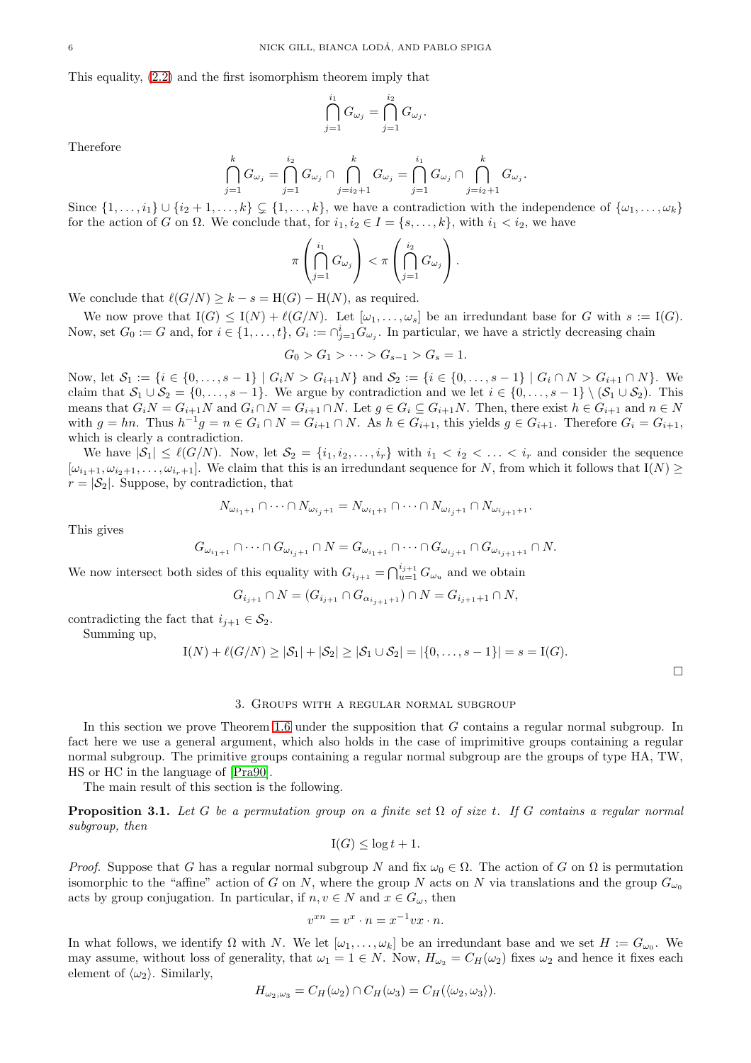This equality, (2.2) and the first isomorphism theorem imply that

$$\bigcap_{j=1}^{i_1} G_{\omega_j} = \bigcap_{j=1}^{i_2} G_{\omega_j}.$$

Therefore

$$\bigcap_{j=1}^{k} G_{\omega_j} = \bigcap_{j=1}^{i_2} G_{\omega_j} \cap \bigcap_{j=i_2+1}^{k} G_{\omega_j} = \bigcap_{j=1}^{i_1} G_{\omega_j} \cap \bigcap_{j=i_2+1}^{k} G_{\omega_j}.$$

Since $\{1,\dots,i_1\} \cup \{i_2+1,\dots,k\} \subsetneq \{1,\dots,k\}$, we have a contradiction with the independence of $\{\omega_1,\dots,\omega_k\}$ for the action of $G$ on $\Omega$. We conclude that, for $i_1, i_2 \in I = \{s,\dots,k\}$, with $i_1 < i_2$, we have

$$\pi\left(\bigcap_{j=1}^{i_1} G_{\omega_j}\right) < \pi\left(\bigcap_{j=1}^{i_2} G_{\omega_j}\right).$$

We conclude that $\ell(G/N) \geq k - s = \mathrm{H}(G) - \mathrm{H}(N)$, as required.

We now prove that $\mathrm{I}(G) \leq \mathrm{I}(N) + \ell(G/N)$. Let $[\omega_1,\dots,\omega_s]$ be an irredundant base for $G$ with $s := \mathrm{I}(G)$. Now, set $G_0 := G$ and, for $i \in \{1,\dots,t\}$, $G_i := \cap_{j=1}^{i} G_{\omega_j}$. In particular, we have a strictly decreasing chain

$$G_0 > G_1 > \cdots > G_{s-1} > G_s = 1.$$

Now, let $\mathcal{S}_1 := \{i \in \{0,\dots,s-1\} \mid G_iN > G_{i+1}N\}$ and $\mathcal{S}_2 := \{i \in \{0,\dots,s-1\} \mid G_i \cap N > G_{i+1} \cap N\}$. We claim that $\mathcal{S}_1 \cup \mathcal{S}_2 = \{0,\dots,s-1\}$. We argue by contradiction and we let $i \in \{0,\dots,s-1\} \setminus (\mathcal{S}_1 \cup \mathcal{S}_2)$. This means that $G_iN = G_{i+1}N$ and $G_i \cap N = G_{i+1} \cap N$. Let $g \in G_i \subseteq G_{i+1}N$. Then, there exist $h \in G_{i+1}$ and $n \in N$ with $g = hn$. Thus $h^{-1}g = n \in G_i \cap N = G_{i+1} \cap N$. As $h \in G_{i+1}$, this yields $g \in G_{i+1}$. Therefore $G_i = G_{i+1}$, which is clearly a contradiction.

We have $|\mathcal{S}_1| \leq \ell(G/N)$. Now, let $\mathcal{S}_2 = \{i_1, i_2, \dots, i_r\}$ with $i_1 < i_2 < \dots < i_r$ and consider the sequence $[\omega_{i_1+1}, \omega_{i_2+1}, \dots, \omega_{i_r+1}]$. We claim that this is an irredundant sequence for $N$, from which it follows that $\mathrm{I}(N) \geq r = |\mathcal{S}_2|$. Suppose, by contradiction, that

$$N_{\omega_{i_1+1}} \cap \dots \cap N_{\omega_{i_j+1}} = N_{\omega_{i_1+1}} \cap \dots \cap N_{\omega_{i_j+1}} \cap N_{\omega_{i_{j+1}+1}}.$$

This gives

$$G_{\omega_{i_1+1}} \cap \dots \cap G_{\omega_{i_j+1}} \cap N = G_{\omega_{i_1+1}} \cap \dots \cap G_{\omega_{i_j+1}} \cap G_{\omega_{i_{j+1}+1}} \cap N.$$

We now intersect both sides of this equality with $G_{i_{j+1}} = \bigcap_{u=1}^{i_{j+1}} G_{\omega_u}$ and we obtain

$$G_{i_{j+1}} \cap N = (G_{i_{j+1}} \cap G_{\alpha_{i_{j+1}+1}}) \cap N = G_{i_{j+1}+1} \cap N,$$

contradicting the fact that $i_{j+1} \in \mathcal{S}_2$.

Summing up,

$$\mathrm{I}(N) + \ell(G/N) \geq |\mathcal{S}_1| + |\mathcal{S}_2| \geq |\mathcal{S}_1 \cup \mathcal{S}_2| = |\{0,\dots,s-1\}| = s = \mathrm{I}(G).$$

□

## 3. Groups with a regular normal subgroup

In this section we prove Theorem 1.6 under the supposition that $G$ contains a regular normal subgroup. In fact here we use a general argument, which also holds in the case of imprimitive groups containing a regular normal subgroup. The primitive groups containing a regular normal subgroup are the groups of type HA, TW, HS or HC in the language of [Pra90].

The main result of this section is the following.

**Proposition 3.1.** *Let $G$ be a permutation group on a finite set $\Omega$ of size $t$. If $G$ contains a regular normal subgroup, then*

$$\mathrm{I}(G) \leq \log t + 1.$$

*Proof.* Suppose that $G$ has a regular normal subgroup $N$ and fix $\omega_0 \in \Omega$. The action of $G$ on $\Omega$ is permutation isomorphic to the "affine" action of $G$ on $N$, where the group $N$ acts on $N$ via translations and the group $G_{\omega_0}$ acts by group conjugation. In particular, if $n, v \in N$ and $x \in G_\omega$, then

$$v^{xn} = v^x \cdot n = x^{-1}vx \cdot n.$$

In what follows, we identify $\Omega$ with $N$. We let $[\omega_1,\dots,\omega_k]$ be an irredundant base and we set $H := G_{\omega_0}$. We may assume, without loss of generality, that $\omega_1 = 1 \in N$. Now, $H_{\omega_2} = C_H(\omega_2)$ fixes $\omega_2$ and hence it fixes each element of $\langle \omega_2 \rangle$. Similarly,

$$H_{\omega_2,\omega_3} = C_H(\omega_2) \cap C_H(\omega_3) = C_H(\langle \omega_2, \omega_3 \rangle).$$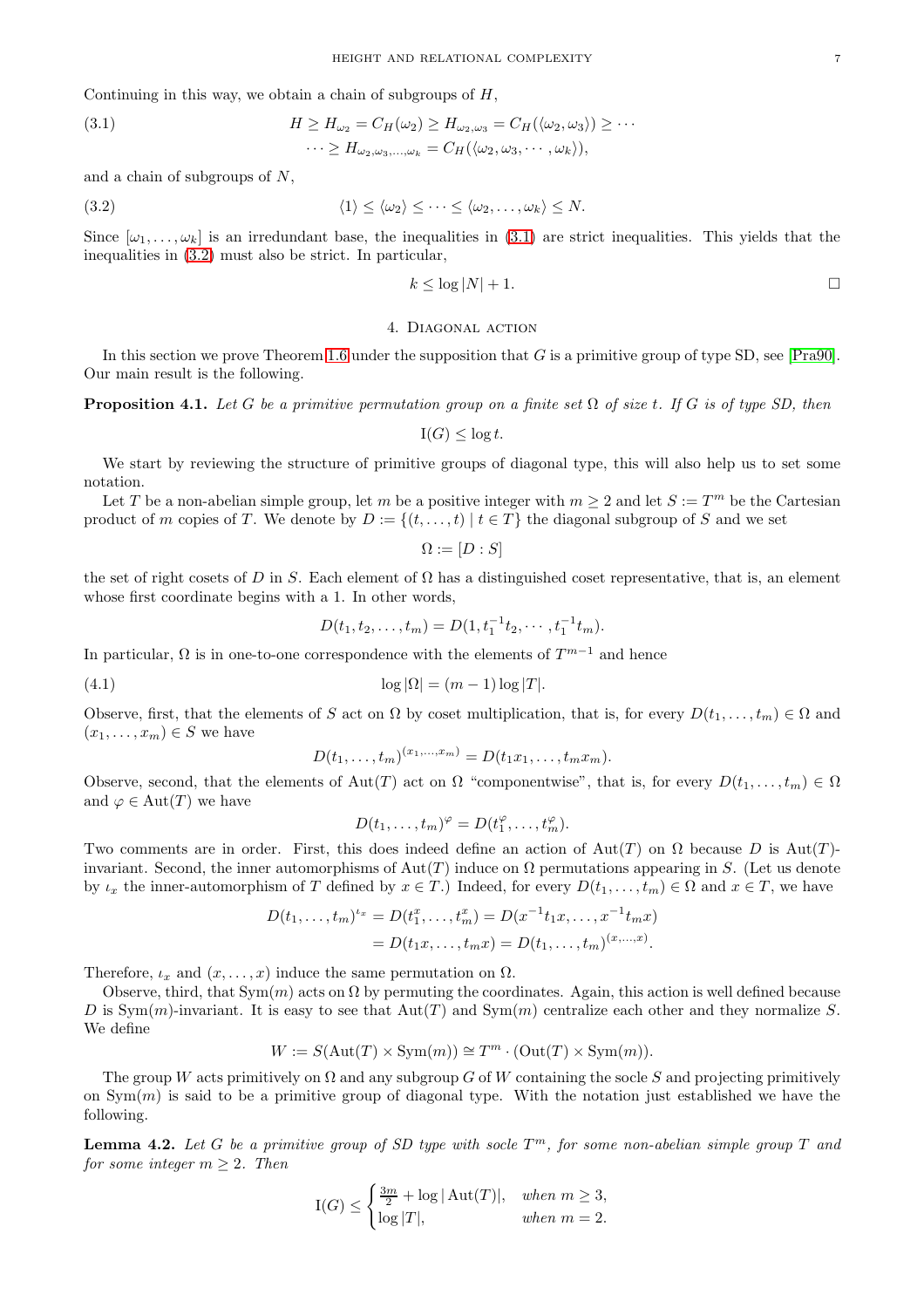Continuing in this way, we obtain a chain of subgroups of $H$,

$$\begin{aligned}(3.1)\qquad & H \geq H_{\omega_2} = C_H(\omega_2) \geq H_{\omega_2,\omega_3} = C_H(\langle \omega_2, \omega_3\rangle) \geq \cdots \\ & \cdots \geq H_{\omega_2,\omega_3,\ldots,\omega_k} = C_H(\langle \omega_2, \omega_3, \cdots, \omega_k\rangle),\end{aligned}$$

and a chain of subgroups of $N$,

$$\langle 1\rangle \leq \langle \omega_2\rangle \leq \cdots \leq \langle \omega_2, \ldots, \omega_k\rangle \leq N. \tag{3.2}$$

Since $[\omega_1, \ldots, \omega_k]$ is an irredundant base, the inequalities in (3.1) are strict inequalities. This yields that the inequalities in (3.2) must also be strict. In particular,

$$k \leq \log |N| + 1. \qquad \square$$

## 4. Diagonal action

In this section we prove Theorem 1.6 under the supposition that $G$ is a primitive group of type SD, see [Pra90]. Our main result is the following.

**Proposition 4.1.** *Let $G$ be a primitive permutation group on a finite set $\Omega$ of size $t$. If $G$ is of type SD, then*

$$\mathrm{I}(G) \leq \log t.$$

We start by reviewing the structure of primitive groups of diagonal type, this will also help us to set some notation.

Let $T$ be a non-abelian simple group, let $m$ be a positive integer with $m \geq 2$ and let $S := T^m$ be the Cartesian product of $m$ copies of $T$. We denote by $D := \{(t, \ldots, t) \mid t \in T\}$ the diagonal subgroup of $S$ and we set

$$\Omega := [D : S]$$

the set of right cosets of $D$ in $S$. Each element of $\Omega$ has a distinguished coset representative, that is, an element whose first coordinate begins with a 1. In other words,

$$D(t_1, t_2, \ldots, t_m) = D(1, t_1^{-1}t_2, \cdots, t_1^{-1}t_m).$$

In particular, $\Omega$ is in one-to-one correspondence with the elements of $T^{m-1}$ and hence

$$\log |\Omega| = (m - 1) \log |T|. \tag{4.1}$$

Observe, first, that the elements of $S$ act on $\Omega$ by coset multiplication, that is, for every $D(t_1, \ldots, t_m) \in \Omega$ and $(x_1, \ldots, x_m) \in S$ we have

$$D(t_1, \ldots, t_m)^{(x_1,\ldots,x_m)} = D(t_1x_1, \ldots, t_mx_m).$$

Observe, second, that the elements of $\mathrm{Aut}(T)$ act on $\Omega$ "componentwise", that is, for every $D(t_1, \ldots, t_m) \in \Omega$ and $\varphi \in \mathrm{Aut}(T)$ we have

$$D(t_1, \ldots, t_m)^{\varphi} = D(t_1^{\varphi}, \ldots, t_m^{\varphi}).$$

Two comments are in order. First, this does indeed define an action of $\mathrm{Aut}(T)$ on $\Omega$ because $D$ is $\mathrm{Aut}(T)$-invariant. Second, the inner automorphisms of $\mathrm{Aut}(T)$ induce on $\Omega$ permutations appearing in $S$. (Let us denote by $\iota_x$ the inner-automorphism of $T$ defined by $x \in T$.) Indeed, for every $D(t_1, \ldots, t_m) \in \Omega$ and $x \in T$, we have

$$\begin{aligned}D(t_1, \ldots, t_m)^{\iota_x} &= D(t_1^x, \ldots, t_m^x) = D(x^{-1}t_1x, \ldots, x^{-1}t_mx) \\ &= D(t_1x, \ldots, t_mx) = D(t_1, \ldots, t_m)^{(x,\ldots,x)}.\end{aligned}$$

Therefore, $\iota_x$ and $(x, \ldots, x)$ induce the same permutation on $\Omega$.

Observe, third, that $\mathrm{Sym}(m)$ acts on $\Omega$ by permuting the coordinates. Again, this action is well defined because $D$ is $\mathrm{Sym}(m)$-invariant. It is easy to see that $\mathrm{Aut}(T)$ and $\mathrm{Sym}(m)$ centralize each other and they normalize $S$. We define

$$W := S(\mathrm{Aut}(T) \times \mathrm{Sym}(m)) \cong T^m \cdot (\mathrm{Out}(T) \times \mathrm{Sym}(m)).$$

The group $W$ acts primitively on $\Omega$ and any subgroup $G$ of $W$ containing the socle $S$ and projecting primitively on $\mathrm{Sym}(m)$ is said to be a primitive group of diagonal type. With the notation just established we have the following.

**Lemma 4.2.** *Let $G$ be a primitive group of SD type with socle $T^m$, for some non-abelian simple group $T$ and for some integer $m \geq 2$. Then*

$$\mathrm{I}(G) \leq \begin{cases} \frac{3m}{2} + \log |\mathrm{Aut}(T)|, & \text{when } m \geq 3, \\ \log |T|, & \text{when } m = 2. \end{cases}$$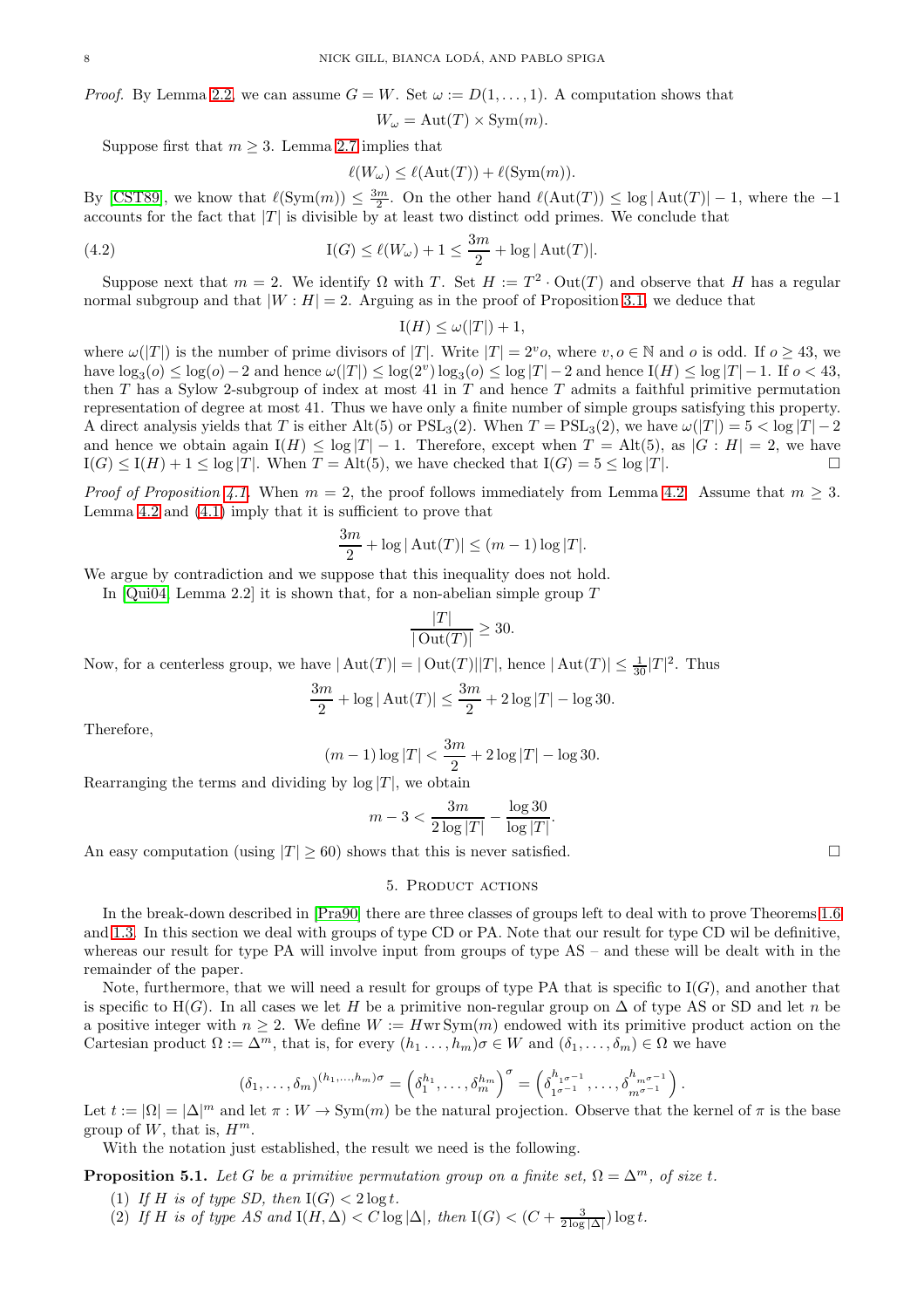*Proof.* By Lemma 2.2, we can assume $G = W$. Set $\omega := D(1, \dots, 1)$. A computation shows that

$$W_\omega = \mathrm{Aut}(T) \times \mathrm{Sym}(m).$$

Suppose first that $m \geq 3$. Lemma 2.7 implies that

$$\ell(W_\omega) \leq \ell(\mathrm{Aut}(T)) + \ell(\mathrm{Sym}(m)).$$

By [CST89], we know that $\ell(\mathrm{Sym}(m)) \leq \frac{3m}{2}$. On the other hand $\ell(\mathrm{Aut}(T)) \leq \log|\mathrm{Aut}(T)| - 1$, where the $-1$ accounts for the fact that $|T|$ is divisible by at least two distinct odd primes. We conclude that

$$\mathrm{I}(G) \leq \ell(W_\omega) + 1 \leq \frac{3m}{2} + \log|\mathrm{Aut}(T)|. \tag{4.2}$$

Suppose next that $m = 2$. We identify $\Omega$ with $T$. Set $H := T^2 \cdot \mathrm{Out}(T)$ and observe that $H$ has a regular normal subgroup and that $|W : H| = 2$. Arguing as in the proof of Proposition 3.1, we deduce that

$$\mathrm{I}(H) \leq \omega(|T|) + 1,$$

where $\omega(|T|)$ is the number of prime divisors of $|T|$. Write $|T| = 2^v o$, where $v, o \in \mathbb{N}$ and $o$ is odd. If $o \geq 43$, we have $\log_3(o) \leq \log(o) - 2$ and hence $\omega(|T|) \leq \log(2^v)\log_3(o) \leq \log|T| - 2$ and hence $\mathrm{I}(H) \leq \log|T| - 1$. If $o < 43$, then $T$ has a Sylow 2-subgroup of index at most 41 in $T$ and hence $T$ admits a faithful primitive permutation representation of degree at most 41. Thus we have only a finite number of simple groups satisfying this property. A direct analysis yields that $T$ is either $\mathrm{Alt}(5)$ or $\mathrm{PSL}_3(2)$. When $T = \mathrm{PSL}_3(2)$, we have $\omega(|T|) = 5 < \log|T| - 2$ and hence we obtain again $\mathrm{I}(H) \leq \log|T| - 1$. Therefore, except when $T = \mathrm{Alt}(5)$, as $|G : H| = 2$, we have $\mathrm{I}(G) \leq \mathrm{I}(H) + 1 \leq \log|T|$. When $T = \mathrm{Alt}(5)$, we have checked that $\mathrm{I}(G) = 5 \leq \log|T|$. □

*Proof of Proposition 4.1.* When $m = 2$, the proof follows immediately from Lemma 4.2. Assume that $m \geq 3$. Lemma 4.2 and (4.1) imply that it is sufficient to prove that

$$\frac{3m}{2} + \log|\mathrm{Aut}(T)| \leq (m-1)\log|T|.$$

We argue by contradiction and we suppose that this inequality does not hold.

In [Qui04, Lemma 2.2] it is shown that, for a non-abelian simple group $T$

$$\frac{|T|}{|\mathrm{Out}(T)|} \geq 30.$$

Now, for a centerless group, we have $|\mathrm{Aut}(T)| = |\mathrm{Out}(T)||T|$, hence $|\mathrm{Aut}(T)| \leq \frac{1}{30}|T|^2$. Thus

$$\frac{3m}{2} + \log|\mathrm{Aut}(T)| \leq \frac{3m}{2} + 2\log|T| - \log 30.$$

Therefore,

$$(m-1)\log|T| < \frac{3m}{2} + 2\log|T| - \log 30.$$

Rearranging the terms and dividing by $\log|T|$, we obtain

$$m - 3 < \frac{3m}{2\log|T|} - \frac{\log 30}{\log|T|}.$$

An easy computation (using $|T| \geq 60$) shows that this is never satisfied. □

## 5. Product actions

In the break-down described in [Pra90] there are three classes of groups left to deal with to prove Theorems 1.6 and 1.3. In this section we deal with groups of type CD or PA. Note that our result for type CD wil be definitive, whereas our result for type PA will involve input from groups of type AS – and these will be dealt with in the remainder of the paper.

Note, furthermore, that we will need a result for groups of type PA that is specific to $\mathrm{I}(G)$, and another that is specific to $\mathrm{H}(G)$. In all cases we let $H$ be a primitive non-regular group on $\Delta$ of type AS or SD and let $n$ be a positive integer with $n \geq 2$. We define $W := H \,\mathrm{wr}\, \mathrm{Sym}(m)$ endowed with its primitive product action on the Cartesian product $\Omega := \Delta^m$, that is, for every $(h_1 \dots, h_m)\sigma \in W$ and $(\delta_1, \dots, \delta_m) \in \Omega$ we have

$$(\delta_1, \dots, \delta_m)^{(h_1,\dots,h_m)\sigma} = \left(\delta_1^{h_1}, \dots, \delta_m^{h_m}\right)^\sigma = \left(\delta_{1^{\sigma^{-1}}}^{h_{1^{\sigma^{-1}}}}, \dots, \delta_{m^{\sigma^{-1}}}^{h_{m^{\sigma^{-1}}}}\right).$$

Let $t := |\Omega| = |\Delta|^m$ and let $\pi : W \to \mathrm{Sym}(m)$ be the natural projection. Observe that the kernel of $\pi$ is the base group of $W$, that is, $H^m$.

With the notation just established, the result we need is the following.

**Proposition 5.1.** *Let $G$ be a primitive permutation group on a finite set, $\Omega = \Delta^m$, of size $t$.*

1. *If $H$ is of type SD, then $\mathrm{I}(G) < 2\log t$.*
2. *If $H$ is of type AS and $\mathrm{I}(H, \Delta) < C\log|\Delta|$, then $\mathrm{I}(G) < (C + \frac{3}{2\log|\Delta|})\log t$.*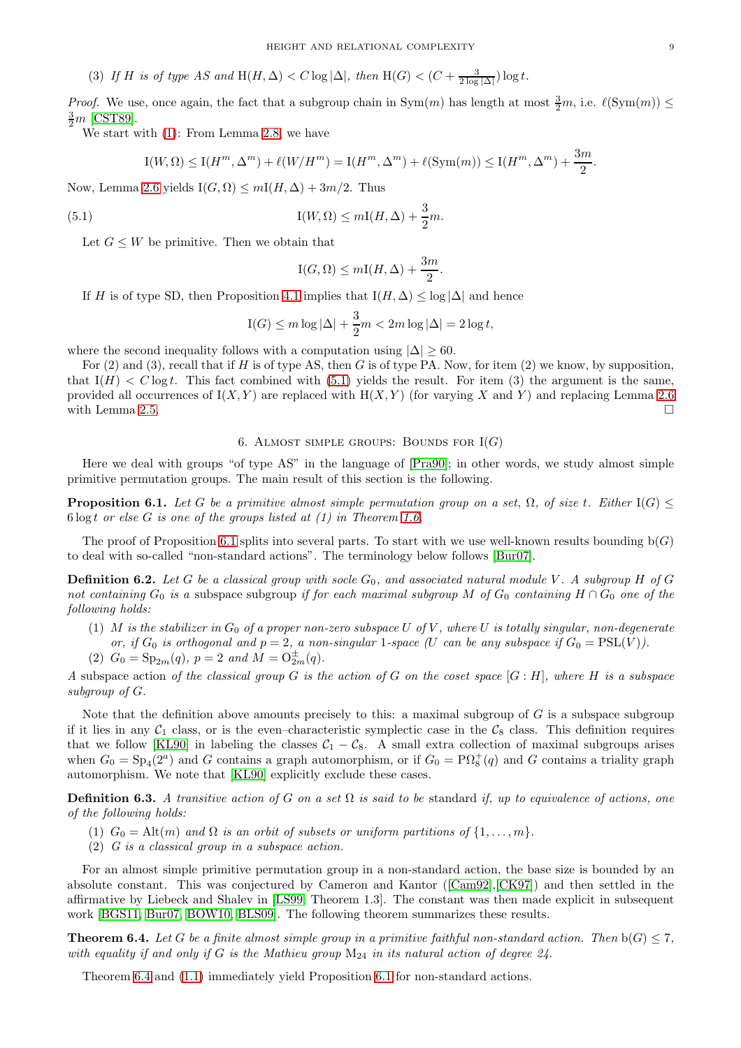(3) *If $H$ is of type AS and $\mathrm{H}(H,\Delta) < C\log|\Delta|$, then $\mathrm{H}(G) < (C + \frac{3}{2\log|\Delta|})\log t$.*

*Proof.* We use, once again, the fact that a subgroup chain in $\mathrm{Sym}(m)$ has length at most $\frac{3}{2}m$, i.e. $\ell(\mathrm{Sym}(m)) \leq \frac{3}{2}m$ [CST89].

We start with (1): From Lemma 2.8, we have

$$\mathrm{I}(W,\Omega) \leq \mathrm{I}(H^m,\Delta^m) + \ell(W/H^m) = \mathrm{I}(H^m,\Delta^m) + \ell(\mathrm{Sym}(m)) \leq \mathrm{I}(H^m,\Delta^m) + \frac{3m}{2}.$$

Now, Lemma 2.6 yields $\mathrm{I}(G,\Omega) \leq m\mathrm{I}(H,\Delta) + 3m/2$. Thus

$$\mathrm{I}(W,\Omega) \leq m\mathrm{I}(H,\Delta) + \frac{3}{2}m. \tag{5.1}$$

Let $G \leq W$ be primitive. Then we obtain that

$$\mathrm{I}(G,\Omega) \leq m\mathrm{I}(H,\Delta) + \frac{3m}{2}.$$

If $H$ is of type SD, then Proposition 4.1 implies that $\mathrm{I}(H,\Delta) \leq \log|\Delta|$ and hence

$$\mathrm{I}(G) \leq m\log|\Delta| + \frac{3}{2}m < 2m\log|\Delta| = 2\log t,$$

where the second inequality follows with a computation using $|\Delta| \geq 60$.

For (2) and (3), recall that if $H$ is of type AS, then $G$ is of type PA. Now, for item (2) we know, by supposition, that $\mathrm{I}(H) < C\log t$. This fact combined with (5.1) yields the result. For item (3) the argument is the same, provided all occurrences of $\mathrm{I}(X,Y)$ are replaced with $\mathrm{H}(X,Y)$ (for varying $X$ and $Y$) and replacing Lemma 2.6 with Lemma 2.5. □

## 6. Almost simple groups: Bounds for $\mathrm{I}(G)$

Here we deal with groups "of type AS" in the language of [Pra90]; in other words, we study almost simple primitive permutation groups. The main result of this section is the following.

**Proposition 6.1.** *Let $G$ be a primitive almost simple permutation group on a set, $\Omega$, of size $t$. Either $\mathrm{I}(G) \leq 6\log t$ or else $G$ is one of the groups listed at (1) in Theorem 1.6.*

The proof of Proposition 6.1 splits into several parts. To start with we use well-known results bounding $\mathrm{b}(G)$ to deal with so-called "non-standard actions". The terminology below follows [Bur07].

**Definition 6.2.** *Let $G$ be a classical group with socle $G_0$, and associated natural module $V$. A subgroup $H$ of $G$ not containing $G_0$ is a* subspace subgroup *if for each maximal subgroup $M$ of $G_0$ containing $H \cap G_0$ one of the following holds:*

1. *$M$ is the stabilizer in $G_0$ of a proper non-zero subspace $U$ of $V$, where $U$ is totally singular, non-degenerate or, if $G_0$ is orthogonal and $p=2$, a non-singular 1-space ($U$ can be any subspace if $G_0 = \mathrm{PSL}(V)$).*
2. *$G_0 = \mathrm{Sp}_{2m}(q)$, $p = 2$ and $M = \mathrm{O}^{\pm}_{2m}(q)$.*

*A* subspace action *of the classical group $G$ is the action of $G$ on the coset space $[G : H]$, where $H$ is a subspace subgroup of $G$.*

Note that the definition above amounts precisely to this: a maximal subgroup of $G$ is a subspace subgroup if it lies in any $\mathcal{C}_1$ class, or is the even–characteristic symplectic case in the $\mathcal{C}_8$ class. This definition requires that we follow [KL90] in labeling the classes $\mathcal{C}_1 - \mathcal{C}_8$. A small extra collection of maximal subgroups arises when $G_0 = \mathrm{Sp}_4(2^a)$ and $G$ contains a graph automorphism, or if $G_0 = \mathrm{P}\Omega_8^+(q)$ and $G$ contains a triality graph automorphism. We note that [KL90] explicitly exclude these cases.

**Definition 6.3.** *A transitive action of $G$ on a set $\Omega$ is said to be* standard *if, up to equivalence of actions, one of the following holds:*

1. *$G_0 = \mathrm{Alt}(m)$ and $\Omega$ is an orbit of subsets or uniform partitions of $\{1,\dots,m\}$.*
2. *$G$ is a classical group in a subspace action.*

For an almost simple primitive permutation group in a non-standard action, the base size is bounded by an absolute constant. This was conjectured by Cameron and Kantor ([Cam92], [CK97]) and then settled in the affirmative by Liebeck and Shalev in [LS99, Theorem 1.3]. The constant was then made explicit in subsequent work [BGS11, Bur07, BOW10, BLS09]. The following theorem summarizes these results.

**Theorem 6.4.** *Let $G$ be a finite almost simple group in a primitive faithful non-standard action. Then $\mathrm{b}(G) \leq 7$, with equality if and only if $G$ is the Mathieu group $\mathrm{M}_{24}$ in its natural action of degree 24.*

Theorem 6.4 and (1.1) immediately yield Proposition 6.1 for non-standard actions.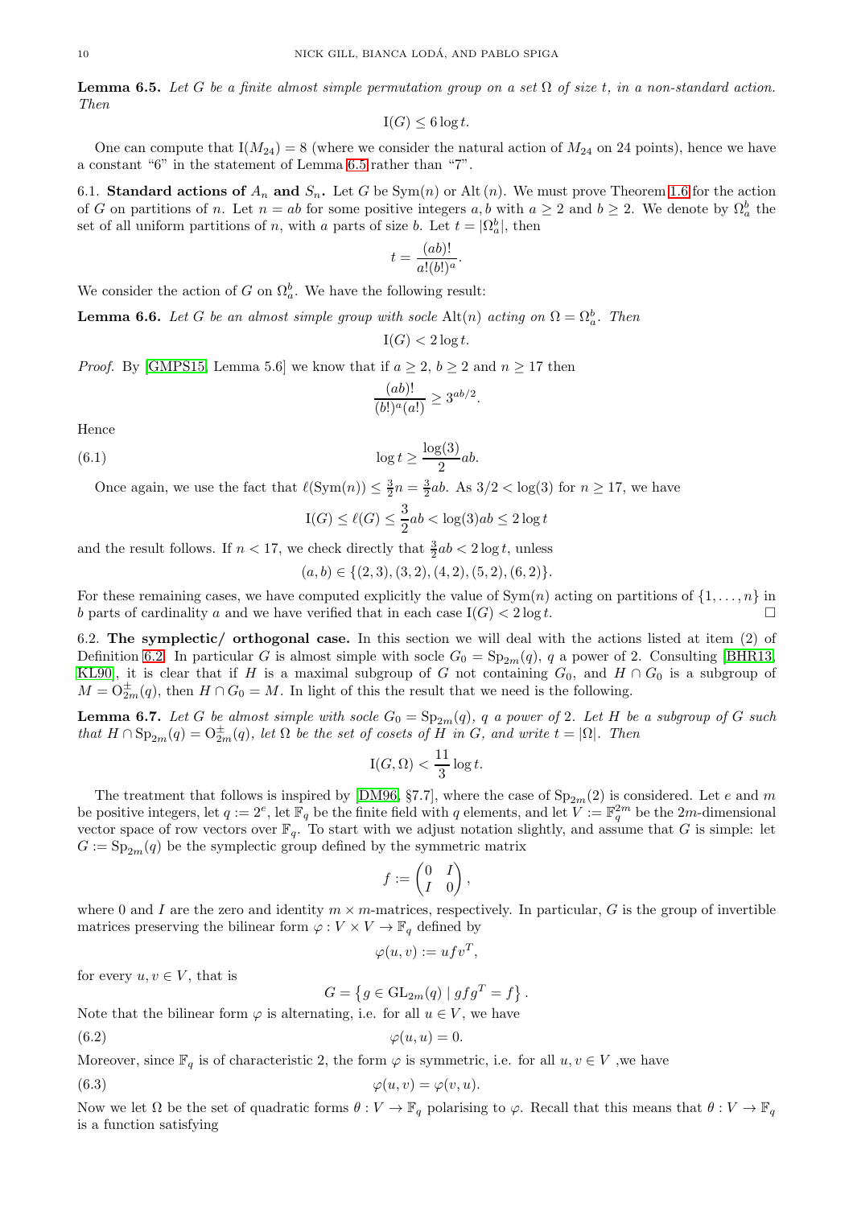**Lemma 6.5.** *Let $G$ be a finite almost simple permutation group on a set $\Omega$ of size $t$, in a non-standard action. Then*

$$\mathrm{I}(G) \leq 6 \log t.$$

One can compute that $\mathrm{I}(M_{24}) = 8$ (where we consider the natural action of $M_{24}$ on 24 points), hence we have a constant "6" in the statement of Lemma 6.5 rather than "7".

**6.1. Standard actions of $A_n$ and $S_n$.** Let $G$ be $\mathrm{Sym}(n)$ or $\mathrm{Alt}(n)$. We must prove Theorem 1.6 for the action of $G$ on partitions of $n$. Let $n = ab$ for some positive integers $a, b$ with $a \geq 2$ and $b \geq 2$. We denote by $\Omega_a^b$ the set of all uniform partitions of $n$, with $a$ parts of size $b$. Let $t = |\Omega_a^b|$, then

$$t = \frac{(ab)!}{a!(b!)^a}.$$

We consider the action of $G$ on $\Omega_a^b$. We have the following result:

**Lemma 6.6.** *Let $G$ be an almost simple group with socle $\mathrm{Alt}(n)$ acting on $\Omega = \Omega_a^b$. Then*

$$\mathrm{I}(G) < 2 \log t.$$

*Proof.* By [GMPS15, Lemma 5.6] we know that if $a \geq 2$, $b \geq 2$ and $n \geq 17$ then

$$\frac{(ab)!}{(b!)^a(a!)} \geq 3^{ab/2}.$$

Hence

$$\log t \geq \frac{\log(3)}{2} ab. \tag{6.1}$$

Once again, we use the fact that $\ell(\mathrm{Sym}(n)) \leq \frac{3}{2}n = \frac{3}{2}ab$. As $3/2 < \log(3)$ for $n \geq 17$, we have

$$\mathrm{I}(G) \leq \ell(G) \leq \frac{3}{2}ab < \log(3)ab \leq 2 \log t$$

and the result follows. If $n < 17$, we check directly that $\frac{3}{2}ab < 2\log t$, unless

$$(a, b) \in \{(2, 3), (3, 2), (4, 2), (5, 2), (6, 2)\}.$$

For these remaining cases, we have computed explicitly the value of $\mathrm{Sym}(n)$ acting on partitions of $\{1, \ldots, n\}$ in $b$ parts of cardinality $a$ and we have verified that in each case $\mathrm{I}(G) < 2 \log t$. $\square$

**6.2. The symplectic/ orthogonal case.** In this section we will deal with the actions listed at item (2) of Definition 6.2. In particular $G$ is almost simple with socle $G_0 = \mathrm{Sp}_{2m}(q)$, $q$ a power of 2. Consulting [BHR13, KL90], it is clear that if $H$ is a maximal subgroup of $G$ not containing $G_0$, and $H \cap G_0$ is a subgroup of $M = \mathrm{O}_{2m}^{\pm}(q)$, then $H \cap G_0 = M$. In light of this the result that we need is the following.

**Lemma 6.7.** *Let $G$ be almost simple with socle $G_0 = \mathrm{Sp}_{2m}(q)$, $q$ a power of 2. Let $H$ be a subgroup of $G$ such that $H \cap \mathrm{Sp}_{2m}(q) = \mathrm{O}_{2m}^{\pm}(q)$, let $\Omega$ be the set of cosets of $H$ in $G$, and write $t = |\Omega|$. Then*

$$\mathrm{I}(G, \Omega) < \frac{11}{3} \log t.$$

The treatment that follows is inspired by [DM96, §7.7], where the case of $\mathrm{Sp}_{2m}(2)$ is considered. Let $e$ and $m$ be positive integers, let $q := 2^e$, let $\mathbb{F}_q$ be the finite field with $q$ elements, and let $V := \mathbb{F}_q^{2m}$ be the $2m$-dimensional vector space of row vectors over $\mathbb{F}_q$. To start with we adjust notation slightly, and assume that $G$ is simple: let $G := \mathrm{Sp}_{2m}(q)$ be the symplectic group defined by the symmetric matrix

$$f := \begin{pmatrix} 0 & I \\ I & 0 \end{pmatrix},$$

where 0 and $I$ are the zero and identity $m \times m$-matrices, respectively. In particular, $G$ is the group of invertible matrices preserving the bilinear form $\varphi : V \times V \to \mathbb{F}_q$ defined by

$$\varphi(u, v) := u f v^T,$$

for every $u, v \in V$, that is

$$G = \left\{ g \in \mathrm{GL}_{2m}(q) \mid g f g^T = f \right\}.$$

Note that the bilinear form $\varphi$ is alternating, i.e. for all $u \in V$, we have

$$\varphi(u, u) = 0. \tag{6.2}$$

Moreover, since $\mathbb{F}_q$ is of characteristic 2, the form $\varphi$ is symmetric, i.e. for all $u, v \in V$ ,we have

$$\varphi(u, v) = \varphi(v, u). \tag{6.3}$$

Now we let $\Omega$ be the set of quadratic forms $\theta : V \to \mathbb{F}_q$ polarising to $\varphi$. Recall that this means that $\theta : V \to \mathbb{F}_q$ is a function satisfying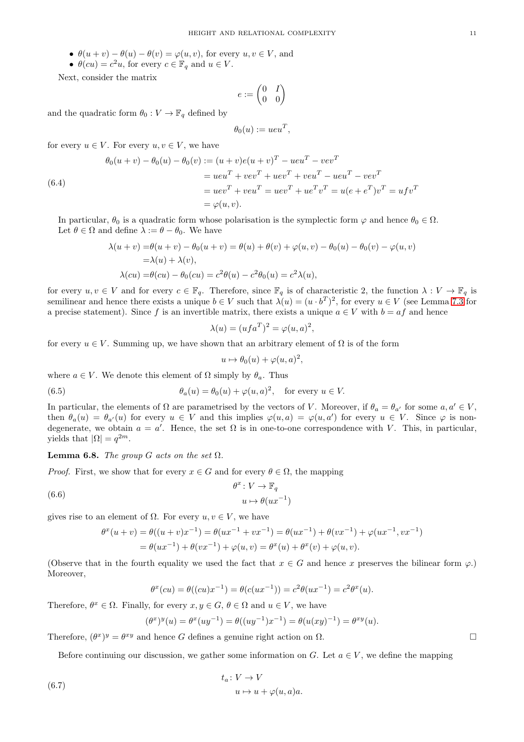- $\theta(u+v)-\theta(u)-\theta(v)=\varphi(u,v)$, for every $u,v\in V$, and
- $\theta(cu)=c^2u$, for every $c\in\mathbb{F}_q$ and $u\in V$.

Next, consider the matrix

$$e:=\begin{pmatrix}0 & I\\ 0 & 0\end{pmatrix}$$

and the quadratic form $\theta_0 : V\to\mathbb{F}_q$ defined by

$$\theta_0(u):=ueu^T,$$

for every $u\in V$. For every $u,v\in V$, we have

$$\begin{aligned}\theta_0(u+v)-\theta_0(u)-\theta_0(v)&:=(u+v)e(u+v)^T-ueu^T-vev^T\\&=ueu^T+vev^T+uev^T+veu^T-ueu^T-vev^T\\&=uev^T+veu^T=uev^T+ue^Tv^T=u(e+e^T)v^T=ufv^T\\&=\varphi(u,v).\end{aligned}\tag{6.4}$$

In particular, $\theta_0$ is a quadratic form whose polarisation is the symplectic form $\varphi$ and hence $\theta_0\in\Omega$. Let $\theta\in\Omega$ and define $\lambda:=\theta-\theta_0$. We have

$$\begin{aligned}\lambda(u+v)=&\theta(u+v)-\theta_0(u+v)=\theta(u)+\theta(v)+\varphi(u,v)-\theta_0(u)-\theta_0(v)-\varphi(u,v)\\=&\lambda(u)+\lambda(v),\\\lambda(cu)=&\theta(cu)-\theta_0(cu)=c^2\theta(u)-c^2\theta_0(u)=c^2\lambda(u),\end{aligned}$$

for every $u,v\in V$ and for every $c\in\mathbb{F}_q$. Therefore, since $\mathbb{F}_q$ is of characteristic 2, the function $\lambda : V\to\mathbb{F}_q$ is semilinear and hence there exists a unique $b\in V$ such that $\lambda(u)=(u\cdot b^T)^2$, for every $u\in V$ (see Lemma 7.3 for a precise statement). Since $f$ is an invertible matrix, there exists a unique $a\in V$ with $b=af$ and hence

$$\lambda(u)=(ufa^T)^2=\varphi(u,a)^2,$$

for every $u\in V$. Summing up, we have shown that an arbitrary element of $\Omega$ is of the form

$$u\mapsto\theta_0(u)+\varphi(u,a)^2,$$

where $a\in V$. We denote this element of $\Omega$ simply by $\theta_a$. Thus

$$\theta_a(u)=\theta_0(u)+\varphi(u,a)^2,\quad\text{for every } u\in V.\tag{6.5}$$

In particular, the elements of $\Omega$ are parametrised by the vectors of $V$. Moreover, if $\theta_a=\theta_{a'}$ for some $a,a'\in V$, then $\theta_a(u)=\theta_{a'}(u)$ for every $u\in V$ and this implies $\varphi(u,a)=\varphi(u,a')$ for every $u\in V$. Since $\varphi$ is non-degenerate, we obtain $a=a'$. Hence, the set $\Omega$ is in one-to-one correspondence with $V$. This, in particular, yields that $|\Omega|=q^{2m}$.

**Lemma 6.8.** *The group $G$ acts on the set $\Omega$.*

*Proof.* First, we show that for every $x\in G$ and for every $\theta\in\Omega$, the mapping

$$\begin{aligned}\theta^x &: V\to\mathbb{F}_q\\ &u\mapsto\theta(ux^{-1})\end{aligned}\tag{6.6}$$

gives rise to an element of $\Omega$. For every $u,v\in V$, we have

$$\begin{aligned}\theta^x(u+v)&=\theta((u+v)x^{-1})=\theta(ux^{-1}+vx^{-1})=\theta(ux^{-1})+\theta(vx^{-1})+\varphi(ux^{-1},vx^{-1})\\&=\theta(ux^{-1})+\theta(vx^{-1})+\varphi(u,v)=\theta^x(u)+\theta^x(v)+\varphi(u,v).\end{aligned}$$

(Observe that in the fourth equality we used the fact that $x\in G$ and hence $x$ preserves the bilinear form $\varphi$.) Moreover,

$$\theta^x(cu)=\theta((cu)x^{-1})=\theta(c(ux^{-1}))=c^2\theta(ux^{-1})=c^2\theta^x(u).$$

Therefore, $\theta^x\in\Omega$. Finally, for every $x,y\in G$, $\theta\in\Omega$ and $u\in V$, we have

$$(\theta^x)^y(u)=\theta^x(uy^{-1})=\theta((uy^{-1})x^{-1})=\theta(u(xy)^{-1})=\theta^{xy}(u).$$

Therefore, $(\theta^x)^y=\theta^{xy}$ and hence $G$ defines a genuine right action on $\Omega$. $\square$

Before continuing our discussion, we gather some information on $G$. Let $a\in V$, we define the mapping

$$\begin{aligned}t_a &: V\to V\\ &u\mapsto u+\varphi(u,a)a.\end{aligned}\tag{6.7}$$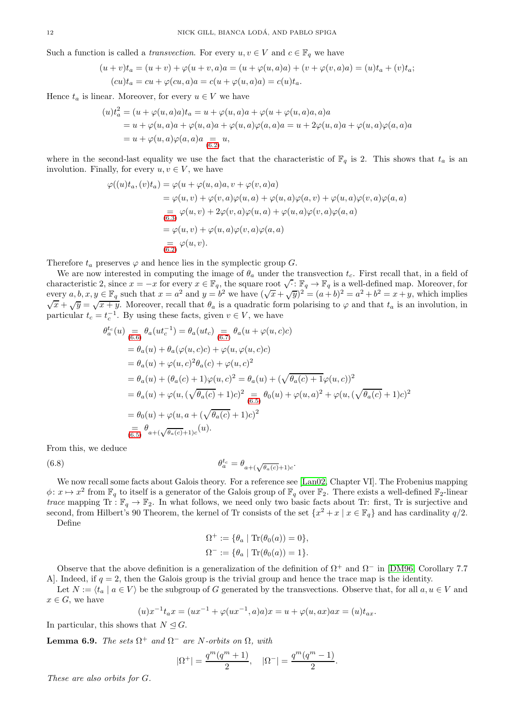Such a function is called a *transvection*. For every $u, v \in V$ and $c \in \mathbb{F}_q$ we have

$$
\begin{aligned}
(u+v)t_a &= (u+v) + \varphi(u+v, a)a = (u + \varphi(u,a)a) + (v + \varphi(v,a)a) = (u)t_a + (v)t_a;\\
(cu)t_a &= cu + \varphi(cu, a)a = c(u + \varphi(u,a)a) = c(u)t_a.
\end{aligned}
$$

Hence $t_a$ is linear. Moreover, for every $u \in V$ we have

$$
\begin{aligned}
(u)t_a^2 &= (u + \varphi(u,a)a)t_a = u + \varphi(u,a)a + \varphi(u + \varphi(u,a)a, a)a\\
&= u + \varphi(u,a)a + \varphi(u,a)a + \varphi(u,a)\varphi(a,a)a = u + 2\varphi(u,a)a + \varphi(u,a)\varphi(a,a)a\\
&= u + \varphi(u,a)\varphi(a,a)a \underset{(6.2)}{=} u,
\end{aligned}
$$

where in the second-last equality we use the fact that the characteristic of $\mathbb{F}_q$ is 2. This shows that $t_a$ is an involution. Finally, for every $u, v \in V$, we have

$$
\begin{aligned}
\varphi((u)t_a, (v)t_a) &= \varphi(u + \varphi(u,a)a, v + \varphi(v,a)a)\\
&= \varphi(u,v) + \varphi(v,a)\varphi(u,a) + \varphi(u,a)\varphi(a,v) + \varphi(u,a)\varphi(v,a)\varphi(a,a)\\
&\underset{(6.3)}{=} \varphi(u,v) + 2\varphi(v,a)\varphi(u,a) + \varphi(u,a)\varphi(v,a)\varphi(a,a)\\
&= \varphi(u,v) + \varphi(u,a)\varphi(v,a)\varphi(a,a)\\
&\underset{(6.2)}{=} \varphi(u,v).
\end{aligned}
$$

Therefore $t_a$ preserves $\varphi$ and hence lies in the symplectic group $G$.

We are now interested in computing the image of $\theta_a$ under the transvection $t_c$. First recall that, in a field of characteristic 2, since $x = -x$ for every $x \in \mathbb{F}_q$, the square root $\sqrt{\cdot}\colon \mathbb{F}_q \to \mathbb{F}_q$ is a well-defined map. Moreover, for every $a, b, x, y \in \mathbb{F}_q$ such that $x = a^2$ and $y = b^2$ we have $(\sqrt{x} + \sqrt{y})^2 = (a+b)^2 = a^2 + b^2 = x + y$, which implies $\sqrt{x} + \sqrt{y} = \sqrt{x+y}$. Moreover, recall that $\theta_a$ is a quadratic form polarising to $\varphi$ and that $t_a$ is an involution, in particular $t_c = t_c^{-1}$. By using these facts, given $v \in V$, we have

$$
\begin{aligned}
\theta_a^{t_c}(u) &\underset{(6.6)}{=} \theta_a(ut_c^{-1}) = \theta_a(ut_c) \underset{(6.7)}{=} \theta_a(u + \varphi(u,c)c)\\
&= \theta_a(u) + \theta_a(\varphi(u,c)c) + \varphi(u, \varphi(u,c)c)\\
&= \theta_a(u) + \varphi(u,c)^2\theta_a(c) + \varphi(u,c)^2\\
&= \theta_a(u) + (\theta_a(c)+1)\varphi(u,c)^2 = \theta_a(u) + (\sqrt{\theta_a(c)+1}\,\varphi(u,c))^2\\
&= \theta_a(u) + \varphi(u, (\sqrt{\theta_a(c)}+1)c)^2 \underset{(6.5)}{=} \theta_0(u) + \varphi(u,a)^2 + \varphi(u, (\sqrt{\theta_a(c)}+1)c)^2\\
&= \theta_0(u) + \varphi(u, a + (\sqrt{\theta_a(c)}+1)c)^2\\
&\underset{(6.5)}{=} \theta_{a + (\sqrt{\theta_a(c)}+1)c}(u).
\end{aligned}
$$

From this, we deduce

$$
\theta_a^{t_c} = \theta_{a + (\sqrt{\theta_a(c)}+1)c}. \tag{6.8}
$$

We now recall some facts about Galois theory. For a reference see [Lan02, Chapter VI]. The Frobenius mapping $\phi\colon x \mapsto x^2$ from $\mathbb{F}_q$ to itself is a generator of the Galois group of $\mathbb{F}_q$ over $\mathbb{F}_2$. There exists a well-defined $\mathbb{F}_2$-linear *trace* mapping $\mathrm{Tr} : \mathbb{F}_q \to \mathbb{F}_2$. In what follows, we need only two basic facts about Tr: first, Tr is surjective and second, from Hilbert's 90 Theorem, the kernel of Tr consists of the set $\{x^2 + x \mid x \in \mathbb{F}_q\}$ and has cardinality $q/2$.

Define

$$
\begin{aligned}
\Omega^+ &:= \{\theta_a \mid \mathrm{Tr}(\theta_0(a)) = 0\},\\
\Omega^- &:= \{\theta_a \mid \mathrm{Tr}(\theta_0(a)) = 1\}.
\end{aligned}
$$

Observe that the above definition is a generalization of the definition of $\Omega^+$ and $\Omega^-$ in [DM96, Corollary 7.7 A]. Indeed, if $q = 2$, then the Galois group is the trivial group and hence the trace map is the identity.

Let $N := \langle t_a \mid a \in V\rangle$ be the subgroup of $G$ generated by the transvections. Observe that, for all $a, u \in V$ and $x \in G$, we have

$$
(u)x^{-1}t_ax = (ux^{-1} + \varphi(ux^{-1}, a)a)x = u + \varphi(u, ax)ax = (u)t_{ax}.
$$

In particular, this shows that $N \trianglelefteq G$.

**Lemma 6.9.** *The sets $\Omega^+$ and $\Omega^-$ are $N$-orbits on $\Omega$, with*

$$
|\Omega^+| = \frac{q^m(q^m+1)}{2}, \quad |\Omega^-| = \frac{q^m(q^m-1)}{2}.
$$

*These are also orbits for $G$.*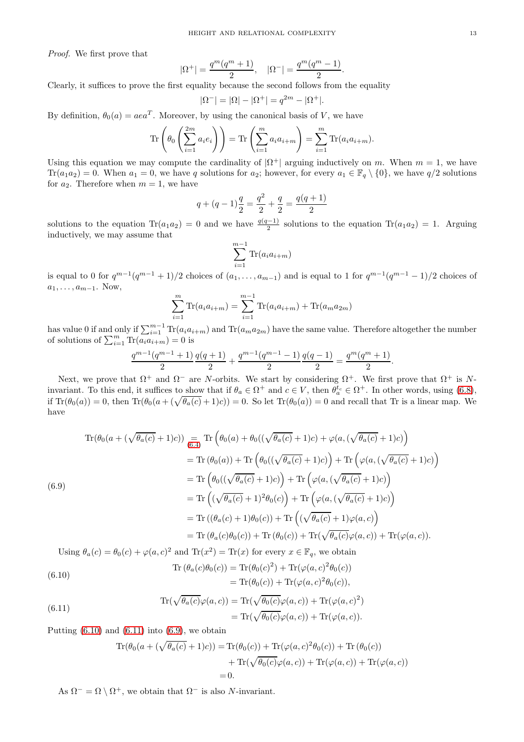*Proof.* We first prove that

$$|\Omega^+| = \frac{q^m(q^m+1)}{2}, \quad |\Omega^-| = \frac{q^m(q^m-1)}{2}.$$

Clearly, it suffices to prove the first equality because the second follows from the equality

$$|\Omega^-| = |\Omega| - |\Omega^+| = q^{2m} - |\Omega^+|.$$

By definition, $\theta_0(a) = aea^T$. Moreover, by using the canonical basis of $V$, we have

$$\mathrm{Tr}\left(\theta_0\left(\sum_{i=1}^{2m} a_i e_i\right)\right) = \mathrm{Tr}\left(\sum_{i=1}^{m} a_i a_{i+m}\right) = \sum_{i=1}^{m} \mathrm{Tr}(a_i a_{i+m}).$$

Using this equation we may compute the cardinality of $|\Omega^+|$ arguing inductively on $m$. When $m = 1$, we have $\mathrm{Tr}(a_1 a_2) = 0$. When $a_1 = 0$, we have $q$ solutions for $a_2$; however, for every $a_1 \in \mathbb{F}_q \setminus \{0\}$, we have $q/2$ solutions for $a_2$. Therefore when $m = 1$, we have

$$q + (q-1)\frac{q}{2} = \frac{q^2}{2} + \frac{q}{2} = \frac{q(q+1)}{2}$$

solutions to the equation $\mathrm{Tr}(a_1 a_2) = 0$ and we have $\frac{q(q-1)}{2}$ solutions to the equation $\mathrm{Tr}(a_1 a_2) = 1$. Arguing inductively, we may assume that

$$\sum_{i=1}^{m-1} \mathrm{Tr}(a_i a_{i+m})$$

is equal to 0 for $q^{m-1}(q^{m-1}+1)/2$ choices of $(a_1, \ldots, a_{m-1})$ and is equal to 1 for $q^{m-1}(q^{m-1}-1)/2$ choices of $a_1, \ldots, a_{m-1}$. Now,

$$\sum_{i=1}^{m} \mathrm{Tr}(a_i a_{i+m}) = \sum_{i=1}^{m-1} \mathrm{Tr}(a_i a_{i+m}) + \mathrm{Tr}(a_m a_{2m})$$

has value 0 if and only if $\sum_{i=1}^{m-1} \mathrm{Tr}(a_i a_{i+m})$ and $\mathrm{Tr}(a_m a_{2m})$ have the same value. Therefore altogether the number of solutions of $\sum_{i=1}^{m} \mathrm{Tr}(a_i a_{i+m}) = 0$ is

$$\frac{q^{m-1}(q^{m-1}+1)}{2}\frac{q(q+1)}{2} + \frac{q^{m-1}(q^{m-1}-1)}{2}\frac{q(q-1)}{2} = \frac{q^m(q^m+1)}{2}.$$

Next, we prove that $\Omega^+$ and $\Omega^-$ are $N$-orbits. We start by considering $\Omega^+$. We first prove that $\Omega^+$ is $N$-invariant. To this end, it suffices to show that if $\theta_a \in \Omega^+$ and $c \in V$, then $\theta_a^{t_c} \in \Omega^+$. In other words, using (6.8), if $\mathrm{Tr}(\theta_0(a)) = 0$, then $\mathrm{Tr}(\theta_0(a + (\sqrt{\theta_a(c)}+1)c)) = 0$. So let $\mathrm{Tr}(\theta_0(a)) = 0$ and recall that Tr is a linear map. We have

$$
\begin{aligned}
\mathrm{Tr}(\theta_0(a + (\sqrt{\theta_a(c)}+1)c)) &\underset{(6.4)}{=} \mathrm{Tr}\left(\theta_0(a) + \theta_0((\sqrt{\theta_a(c)}+1)c) + \varphi(a, (\sqrt{\theta_a(c)}+1)c)\right) \\
&= \mathrm{Tr}\left(\theta_0(a)\right) + \mathrm{Tr}\left(\theta_0((\sqrt{\theta_a(c)}+1)c)\right) + \mathrm{Tr}\left(\varphi(a, (\sqrt{\theta_a(c)}+1)c)\right) \\
&= \mathrm{Tr}\left(\theta_0((\sqrt{\theta_a(c)}+1)c)\right) + \mathrm{Tr}\left(\varphi(a, (\sqrt{\theta_a(c)}+1)c)\right) \\
&= \mathrm{Tr}\left((\sqrt{\theta_a(c)}+1)^2\theta_0(c)\right) + \mathrm{Tr}\left(\varphi(a, (\sqrt{\theta_a(c)}+1)c)\right) \\
&= \mathrm{Tr}\left((\theta_a(c)+1)\theta_0(c)\right) + \mathrm{Tr}\left((\sqrt{\theta_a(c)}+1)\varphi(a,c)\right) \\
&= \mathrm{Tr}\left(\theta_a(c)\theta_0(c)\right) + \mathrm{Tr}\left(\theta_0(c)\right) + \mathrm{Tr}(\sqrt{\theta_a(c)}\varphi(a,c)) + \mathrm{Tr}(\varphi(a,c)).
\end{aligned}
\tag{6.9}
$$

Using $\theta_a(c) = \theta_0(c) + \varphi(a,c)^2$ and $\mathrm{Tr}(x^2) = \mathrm{Tr}(x)$ for every $x \in \mathbb{F}_q$, we obtain

$$
\begin{aligned}
\mathrm{Tr}\left(\theta_a(c)\theta_0(c)\right) &= \mathrm{Tr}(\theta_0(c)^2) + \mathrm{Tr}(\varphi(a,c)^2\theta_0(c)) \\
&= \mathrm{Tr}(\theta_0(c)) + \mathrm{Tr}(\varphi(a,c)^2\theta_0(c)),
\end{aligned}
\tag{6.10}
$$

$$
\begin{aligned}
\mathrm{Tr}(\sqrt{\theta_a(c)}\varphi(a,c)) &= \mathrm{Tr}(\sqrt{\theta_0(c)}\varphi(a,c)) + \mathrm{Tr}(\varphi(a,c)^2) \\
&= \mathrm{Tr}(\sqrt{\theta_0(c)}\varphi(a,c)) + \mathrm{Tr}(\varphi(a,c)).
\end{aligned}
\tag{6.11}
$$

Putting (6.10) and (6.11) into (6.9), we obtain

$$
\begin{aligned}
\mathrm{Tr}(\theta_0(a + (\sqrt{\theta_a(c)}+1)c)) =& \mathrm{Tr}(\theta_0(c)) + \mathrm{Tr}(\varphi(a,c)^2\theta_0(c)) + \mathrm{Tr}\left(\theta_0(c)\right) \\
&+ \mathrm{Tr}(\sqrt{\theta_0(c)}\varphi(a,c)) + \mathrm{Tr}(\varphi(a,c)) + \mathrm{Tr}(\varphi(a,c)) \\
=& 0.
\end{aligned}
$$

As $\Omega^- = \Omega \setminus \Omega^+$, we obtain that $\Omega^-$ is also $N$-invariant.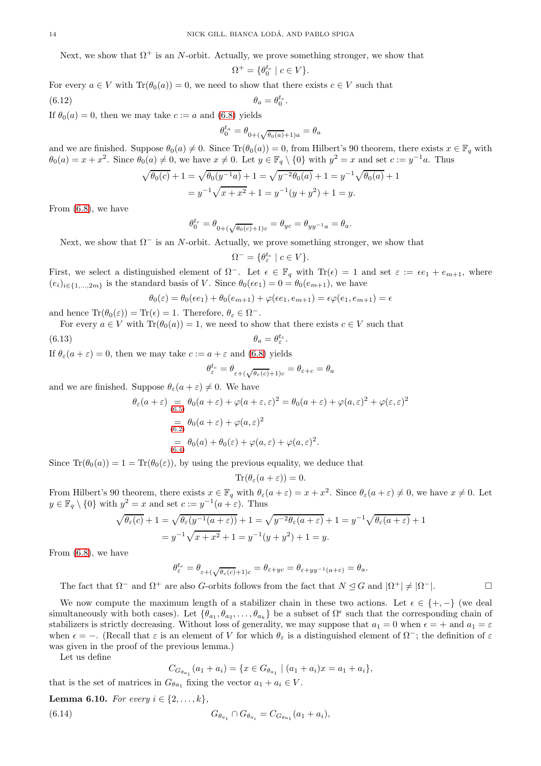Next, we show that $\Omega^+$ is an $N$-orbit. Actually, we prove something stronger, we show that

$$\Omega^+ = \{\theta_0^{t_c} \mid c \in V\}.$$

For every $a \in V$ with $\mathrm{Tr}(\theta_0(a)) = 0$, we need to show that there exists $c \in V$ such that

$$\theta_a = \theta_0^{t_c}. \tag{6.12}$$

If $\theta_0(a) = 0$, then we may take $c := a$ and (6.8) yields

$$\theta_0^{t_a} = \theta_{0+(\sqrt{\theta_0(a)}+1)a} = \theta_a$$

and we are finished. Suppose $\theta_0(a) \neq 0$. Since $\mathrm{Tr}(\theta_0(a)) = 0$, from Hilbert's 90 theorem, there exists $x \in \mathbb{F}_q$ with $\theta_0(a) = x + x^2$. Since $\theta_0(a) \neq 0$, we have $x \neq 0$. Let $y \in \mathbb{F}_q \setminus \{0\}$ with $y^2 = x$ and set $c := y^{-1}a$. Thus

$$\begin{aligned}
\sqrt{\theta_0(c)} + 1 &= \sqrt{\theta_0(y^{-1}a)} + 1 = \sqrt{y^{-2}\theta_0(a)} + 1 = y^{-1}\sqrt{\theta_0(a)} + 1 \\
&= y^{-1}\sqrt{x + x^2} + 1 = y^{-1}(y + y^2) + 1 = y.
\end{aligned}$$

From (6.8), we have

$$\theta_0^{t_c} = \theta_{0+(\sqrt{\theta_0(c)}+1)c} = \theta_{yc} = \theta_{yy^{-1}a} = \theta_a.$$

Next, we show that $\Omega^-$ is an $N$-orbit. Actually, we prove something stronger, we show that

$$\Omega^- = \{\theta_\varepsilon^{t_c} \mid c \in V\}.$$

First, we select a distinguished element of $\Omega^-$. Let $\epsilon \in \mathbb{F}_q$ with $\mathrm{Tr}(\epsilon) = 1$ and set $\varepsilon := \epsilon e_1 + e_{m+1}$, where $(e_i)_{i\in\{1,\ldots,2m\}}$ is the standard basis of $V$. Since $\theta_0(\epsilon e_1) = 0 = \theta_0(e_{m+1})$, we have

$$\theta_0(\varepsilon) = \theta_0(\epsilon e_1) + \theta_0(e_{m+1}) + \varphi(\epsilon e_1, e_{m+1}) = \epsilon\varphi(e_1, e_{m+1}) = \epsilon$$

and hence $\mathrm{Tr}(\theta_0(\varepsilon)) = \mathrm{Tr}(\epsilon) = 1$. Therefore, $\theta_\varepsilon \in \Omega^-$.

For every $a \in V$ with $\mathrm{Tr}(\theta_0(a)) = 1$, we need to show that there exists $c \in V$ such that

$$\theta_a = \theta_\varepsilon^{t_c}. \tag{6.13}$$

If $\theta_\varepsilon(a + \varepsilon) = 0$, then we may take $c := a + \varepsilon$ and (6.8) yields

$$\theta_\varepsilon^{t_c} = \theta_{\varepsilon+(\sqrt{\theta_\varepsilon(c)}+1)c} = \theta_{\varepsilon+c} = \theta_a$$

and we are finished. Suppose $\theta_\varepsilon(a + \varepsilon) \neq 0$. We have

$$\begin{aligned}
\theta_\varepsilon(a + \varepsilon) &\underset{(6.5)}{=} \theta_0(a + \varepsilon) + \varphi(a + \varepsilon, \varepsilon)^2 = \theta_0(a + \varepsilon) + \varphi(a, \varepsilon)^2 + \varphi(\varepsilon, \varepsilon)^2 \\
&\underset{(6.2)}{=} \theta_0(a + \varepsilon) + \varphi(a, \varepsilon)^2 \\
&\underset{(6.4)}{=} \theta_0(a) + \theta_0(\varepsilon) + \varphi(a, \varepsilon) + \varphi(a, \varepsilon)^2.
\end{aligned}$$

Since $\mathrm{Tr}(\theta_0(a)) = 1 = \mathrm{Tr}(\theta_0(\varepsilon))$, by using the previous equality, we deduce that

$$\mathrm{Tr}(\theta_\varepsilon(a + \varepsilon)) = 0.$$

From Hilbert's 90 theorem, there exists $x \in \mathbb{F}_q$ with $\theta_\varepsilon(a+\varepsilon) = x + x^2$. Since $\theta_\varepsilon(a+\varepsilon) \neq 0$, we have $x \neq 0$. Let $y \in \mathbb{F}_q \setminus \{0\}$ with $y^2 = x$ and set $c := y^{-1}(a + \varepsilon)$. Thus

$$\begin{aligned}
\sqrt{\theta_\varepsilon(c)} + 1 &= \sqrt{\theta_\varepsilon(y^{-1}(a + \varepsilon))} + 1 = \sqrt{y^{-2}\theta_\varepsilon(a + \varepsilon)} + 1 = y^{-1}\sqrt{\theta_\varepsilon(a + \varepsilon)} + 1 \\
&= y^{-1}\sqrt{x + x^2} + 1 = y^{-1}(y + y^2) + 1 = y.
\end{aligned}$$

From (6.8), we have

$$\theta_\varepsilon^{t_c} = \theta_{\varepsilon+(\sqrt{\theta_\varepsilon(c)}+1)c} = \theta_{\varepsilon+yc} = \theta_{\varepsilon+yy^{-1}(a+\varepsilon)} = \theta_a.$$

The fact that $\Omega^-$ and $\Omega^+$ are also $G$-orbits follows from the fact that $N \trianglelefteq G$ and $|\Omega^+| \neq |\Omega^-|$. $\square$

We now compute the maximum length of a stabilizer chain in these two actions. Let $\epsilon \in \{+, -\}$ (we deal simultaneously with both cases). Let $\{\theta_{a_1}, \theta_{a_2}, \ldots, \theta_{a_k}\}$ be a subset of $\Omega^\epsilon$ such that the corresponding chain of stabilizers is strictly decreasing. Without loss of generality, we may suppose that $a_1 = 0$ when $\epsilon = +$ and $a_1 = \varepsilon$ when $\epsilon = -$. (Recall that $\varepsilon$ is an element of $V$ for which $\theta_\varepsilon$ is a distinguished element of $\Omega^-$; the definition of $\varepsilon$ was given in the proof of the previous lemma.)

Let us define

$$C_{G_{\theta_{a_1}}}(a_1 + a_i) = \{x \in G_{\theta_{a_1}} \mid (a_1 + a_i)x = a_1 + a_i\},$$

that is the set of matrices in $G_{\theta_{a_1}}$ fixing the vector $a_1 + a_i \in V$.

**Lemma 6.10.** *For every $i \in \{2, \ldots, k\}$,*

$$G_{\theta_{a_1}} \cap G_{\theta_{a_i}} = C_{G_{\theta_{a_1}}}(a_1 + a_i), \tag{6.14}$$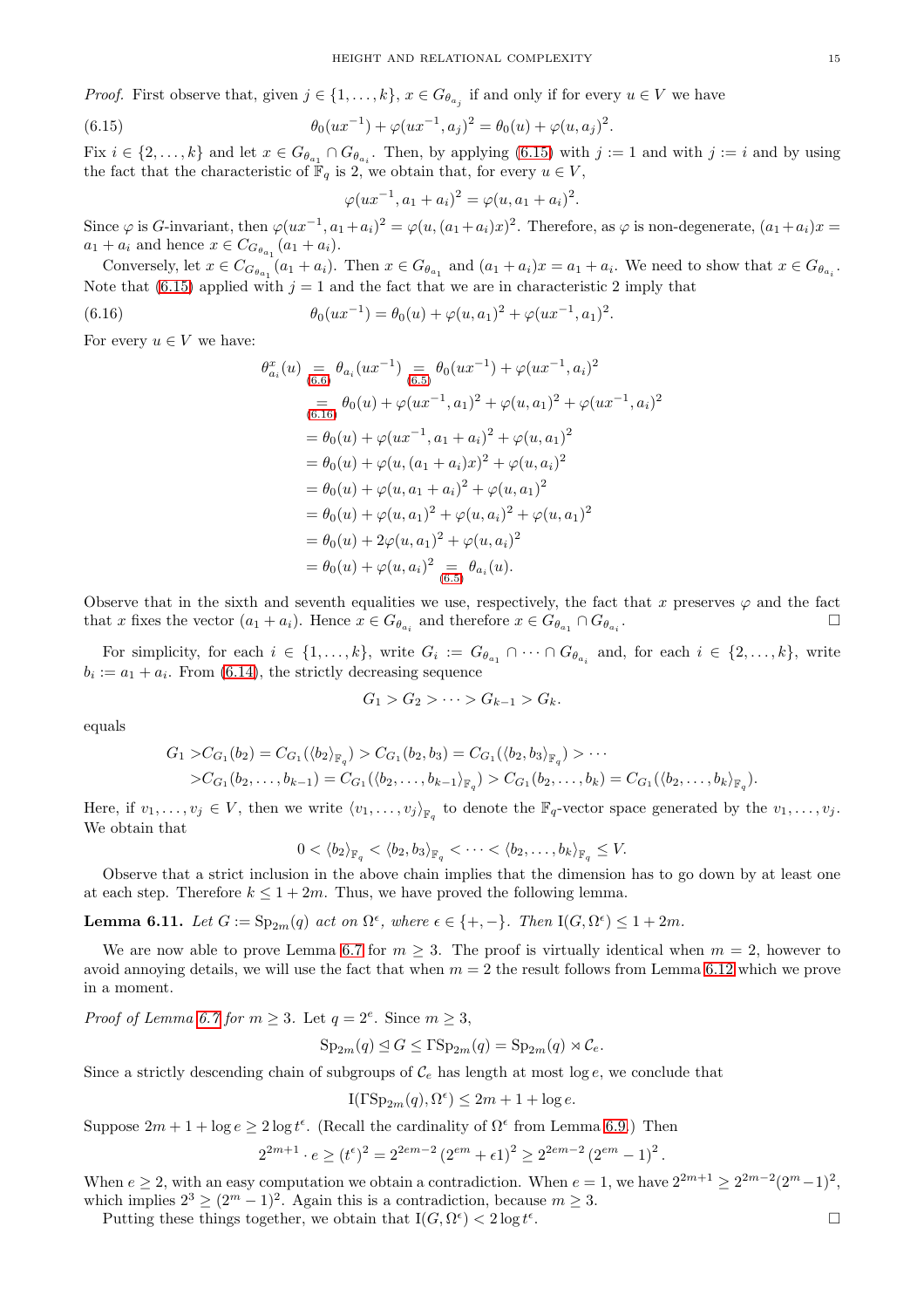*Proof.* First observe that, given $j \in \{1, \ldots, k\}$, $x \in G_{\theta_{a_j}}$ if and only if for every $u \in V$ we have

$$\theta_0(ux^{-1}) + \varphi(ux^{-1}, a_j)^2 = \theta_0(u) + \varphi(u, a_j)^2. \tag{6.15}$$

Fix $i \in \{2, \ldots, k\}$ and let $x \in G_{\theta_{a_1}} \cap G_{\theta_{a_i}}$. Then, by applying (6.15) with $j := 1$ and with $j := i$ and by using the fact that the characteristic of $\mathbb{F}_q$ is 2, we obtain that, for every $u \in V$,

$$\varphi(ux^{-1}, a_1 + a_i)^2 = \varphi(u, a_1 + a_i)^2.$$

Since $\varphi$ is $G$-invariant, then $\varphi(ux^{-1}, a_1 + a_i)^2 = \varphi(u, (a_1 + a_i)x)^2$. Therefore, as $\varphi$ is non-degenerate, $(a_1 + a_i)x = a_1 + a_i$ and hence $x \in C_{G_{\theta_{a_1}}}(a_1 + a_i)$.

Conversely, let $x \in C_{G_{\theta_{a_1}}}(a_1 + a_i)$. Then $x \in G_{\theta_{a_1}}$ and $(a_1 + a_i)x = a_1 + a_i$. We need to show that $x \in G_{\theta_{a_i}}$. Note that (6.15) applied with $j = 1$ and the fact that we are in characteristic 2 imply that

$$\theta_0(ux^{-1}) = \theta_0(u) + \varphi(u, a_1)^2 + \varphi(ux^{-1}, a_1)^2. \tag{6.16}$$

For every $u \in V$ we have:

$$
\begin{aligned}
\theta^x_{a_i}(u) &\underset{(6.6)}{=} \theta_{a_i}(ux^{-1}) \underset{(6.5)}{=} \theta_0(ux^{-1}) + \varphi(ux^{-1}, a_i)^2 \\
&\underset{(6.16)}{=} \theta_0(u) + \varphi(ux^{-1}, a_1)^2 + \varphi(u, a_1)^2 + \varphi(ux^{-1}, a_i)^2 \\
&= \theta_0(u) + \varphi(ux^{-1}, a_1 + a_i)^2 + \varphi(u, a_1)^2 \\
&= \theta_0(u) + \varphi(u, (a_1 + a_i)x)^2 + \varphi(u, a_i)^2 \\
&= \theta_0(u) + \varphi(u, a_1 + a_i)^2 + \varphi(u, a_1)^2 \\
&= \theta_0(u) + \varphi(u, a_1)^2 + \varphi(u, a_i)^2 + \varphi(u, a_1)^2 \\
&= \theta_0(u) + 2\varphi(u, a_1)^2 + \varphi(u, a_i)^2 \\
&= \theta_0(u) + \varphi(u, a_i)^2 \underset{(6.5)}{=} \theta_{a_i}(u).
\end{aligned}
$$

Observe that in the sixth and seventh equalities we use, respectively, the fact that $x$ preserves $\varphi$ and the fact that $x$ fixes the vector $(a_1 + a_i)$. Hence $x \in G_{\theta_{a_i}}$ and therefore $x \in G_{\theta_{a_1}} \cap G_{\theta_{a_i}}$. $\square$

For simplicity, for each $i \in \{1, \ldots, k\}$, write $G_i := G_{\theta_{a_1}} \cap \cdots \cap G_{\theta_{a_i}}$ and, for each $i \in \{2, \ldots, k\}$, write $b_i := a_1 + a_i$. From (6.14), the strictly decreasing sequence

$$G_1 > G_2 > \cdots > G_{k-1} > G_k.$$

equals

$$
\begin{aligned}
G_1 >& C_{G_1}(b_2) = C_{G_1}(\langle b_2 \rangle_{\mathbb{F}_q}) > C_{G_1}(b_2, b_3) = C_{G_1}(\langle b_2, b_3 \rangle_{\mathbb{F}_q}) > \cdots \\
>& C_{G_1}(b_2, \ldots, b_{k-1}) = C_{G_1}(\langle b_2, \ldots, b_{k-1} \rangle_{\mathbb{F}_q}) > C_{G_1}(b_2, \ldots, b_k) = C_{G_1}(\langle b_2, \ldots, b_k \rangle_{\mathbb{F}_q}).
\end{aligned}
$$

Here, if $v_1, \ldots, v_j \in V$, then we write $\langle v_1, \ldots, v_j \rangle_{\mathbb{F}_q}$ to denote the $\mathbb{F}_q$-vector space generated by the $v_1, \ldots, v_j$. We obtain that

$$0 < \langle b_2 \rangle_{\mathbb{F}_q} < \langle b_2, b_3 \rangle_{\mathbb{F}_q} < \cdots < \langle b_2, \ldots, b_k \rangle_{\mathbb{F}_q} \leq V.$$

Observe that a strict inclusion in the above chain implies that the dimension has to go down by at least one at each step. Therefore $k \leq 1 + 2m$. Thus, we have proved the following lemma.

**Lemma 6.11.** *Let $G := \mathrm{Sp}_{2m}(q)$ act on $\Omega^\epsilon$, where $\epsilon \in \{+, -\}$. Then $\mathrm{I}(G, \Omega^\epsilon) \leq 1 + 2m$.*

We are now able to prove Lemma 6.7 for $m \geq 3$. The proof is virtually identical when $m = 2$, however to avoid annoying details, we will use the fact that when $m = 2$ the result follows from Lemma 6.12 which we prove in a moment.

*Proof of Lemma 6.7 for $m \geq 3$.* Let $q = 2^e$. Since $m \geq 3$,

$$\mathrm{Sp}_{2m}(q) \trianglelefteq G \leq \Gamma\mathrm{Sp}_{2m}(q) = \mathrm{Sp}_{2m}(q) \rtimes \mathcal{C}_e.$$

Since a strictly descending chain of subgroups of $\mathcal{C}_e$ has length at most $\log e$, we conclude that

$$\mathrm{I}(\Gamma\mathrm{Sp}_{2m}(q), \Omega^\epsilon) \leq 2m + 1 + \log e.$$

Suppose $2m + 1 + \log e \geq 2 \log t^\epsilon$. (Recall the cardinality of $\Omega^\epsilon$ from Lemma 6.9.) Then

$$2^{2m+1} \cdot e \geq (t^\epsilon)^2 = 2^{2em-2}(2^{em} + \epsilon 1)^2 \geq 2^{2em-2}(2^{em} - 1)^2.$$

When $e \geq 2$, with an easy computation we obtain a contradiction. When $e = 1$, we have $2^{2m+1} \geq 2^{2m-2}(2^m - 1)^2$, which implies $2^3 \geq (2^m - 1)^2$. Again this is a contradiction, because $m \geq 3$.

Putting these things together, we obtain that $\mathrm{I}(G, \Omega^\epsilon) < 2 \log t^\epsilon$. $\square$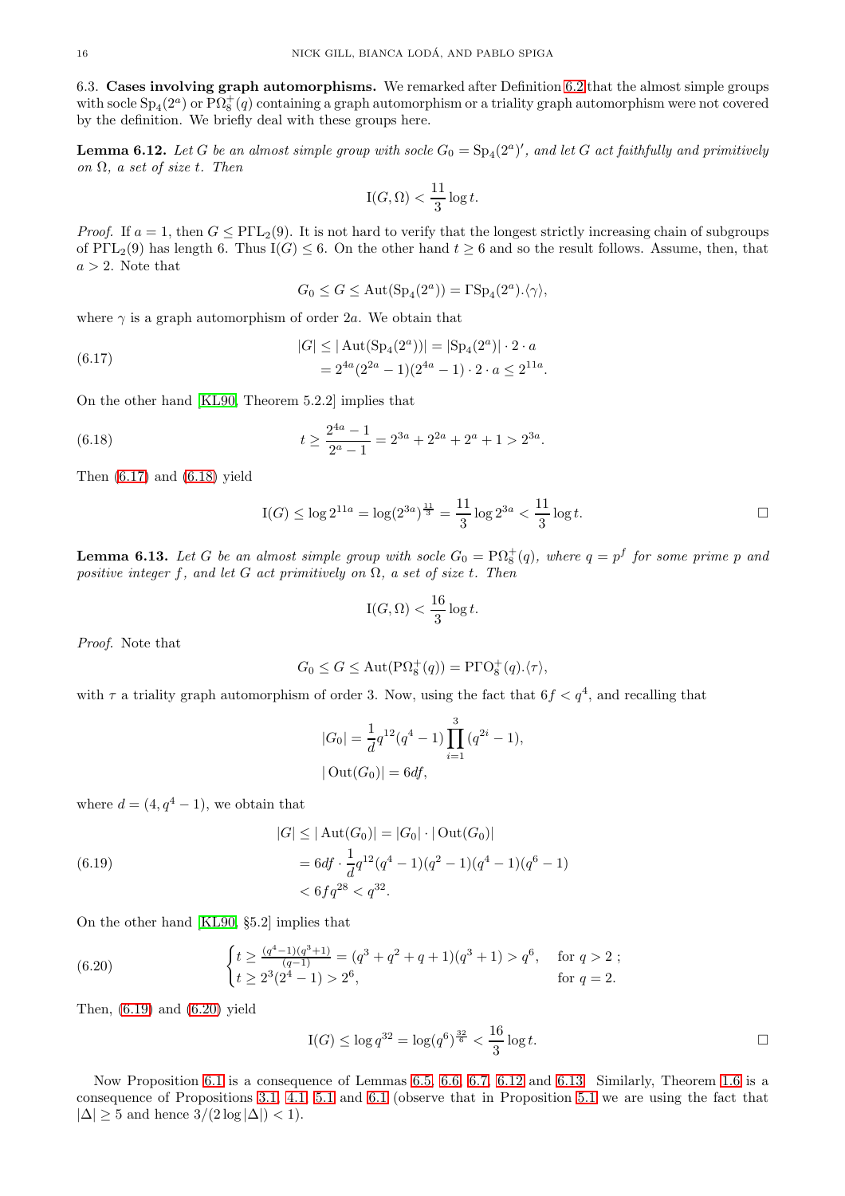6.3. **Cases involving graph automorphisms.** We remarked after Definition 6.2 that the almost simple groups with socle $\mathrm{Sp}_4(2^a)$ or $\mathrm{P}\Omega_8^+(q)$ containing a graph automorphism or a triality graph automorphism were not covered by the definition. We briefly deal with these groups here.

**Lemma 6.12.** *Let $G$ be an almost simple group with socle $G_0 = \mathrm{Sp}_4(2^a)'$, and let $G$ act faithfully and primitively on $\Omega$, a set of size $t$. Then*

$$\mathrm{I}(G, \Omega) < \frac{11}{3} \log t.$$

*Proof.* If $a = 1$, then $G \leq \mathrm{P\Gamma L}_2(9)$. It is not hard to verify that the longest strictly increasing chain of subgroups of $\mathrm{P\Gamma L}_2(9)$ has length 6. Thus $\mathrm{I}(G) \leq 6$. On the other hand $t \geq 6$ and so the result follows. Assume, then, that $a > 2$. Note that

$$G_0 \leq G \leq \mathrm{Aut}(\mathrm{Sp}_4(2^a)) = \Gamma\mathrm{Sp}_4(2^a).\langle \gamma \rangle,$$

where $\gamma$ is a graph automorphism of order $2a$. We obtain that

$$\begin{aligned} |G| &\leq |\mathrm{Aut}(\mathrm{Sp}_4(2^a))| = |\mathrm{Sp}_4(2^a)| \cdot 2 \cdot a \\ &= 2^{4a}(2^{2a} - 1)(2^{4a} - 1) \cdot 2 \cdot a \leq 2^{11a}. \end{aligned} \tag{6.17}$$

On the other hand [KL90, Theorem 5.2.2] implies that

$$t \geq \frac{2^{4a} - 1}{2^a - 1} = 2^{3a} + 2^{2a} + 2^a + 1 > 2^{3a}. \tag{6.18}$$

Then (6.17) and (6.18) yield

$$\mathrm{I}(G) \leq \log 2^{11a} = \log(2^{3a})^{\frac{11}{3}} = \frac{11}{3} \log 2^{3a} < \frac{11}{3} \log t. \qquad \square$$

**Lemma 6.13.** *Let $G$ be an almost simple group with socle $G_0 = \mathrm{P}\Omega_8^+(q)$, where $q = p^f$ for some prime $p$ and positive integer $f$, and let $G$ act primitively on $\Omega$, a set of size $t$. Then*

$$\mathrm{I}(G, \Omega) < \frac{16}{3} \log t.$$

*Proof.* Note that

$$G_0 \leq G \leq \mathrm{Aut}(\mathrm{P}\Omega_8^+(q)) = \mathrm{P\Gamma O}_8^+(q).\langle \tau \rangle,$$

with $\tau$ a triality graph automorphism of order 3. Now, using the fact that $6f < q^4$, and recalling that

$$\begin{aligned} |G_0| &= \frac{1}{d} q^{12}(q^4 - 1) \prod_{i=1}^{3} (q^{2i} - 1), \\ |\mathrm{Out}(G_0)| &= 6df, \end{aligned}$$

where $d = (4, q^4 - 1)$, we obtain that

$$\begin{aligned} |G| &\leq |\mathrm{Aut}(G_0)| = |G_0| \cdot |\mathrm{Out}(G_0)| \\ &= 6df \cdot \frac{1}{d} q^{12}(q^4 - 1)(q^2 - 1)(q^4 - 1)(q^6 - 1) \\ &< 6fq^{28} < q^{32}. \end{aligned} \tag{6.19}$$

On the other hand [KL90, §5.2] implies that

$$\begin{cases} t \geq \frac{(q^4-1)(q^3+1)}{(q-1)} = (q^3 + q^2 + q + 1)(q^3 + 1) > q^6, & \text{for } q > 2\ ; \\ t \geq 2^3(2^4 - 1) > 2^6, & \text{for } q = 2. \end{cases} \tag{6.20}$$

Then, (6.19) and (6.20) yield

$$\mathrm{I}(G) \leq \log q^{32} = \log(q^6)^{\frac{32}{6}} < \frac{16}{3} \log t. \qquad \square$$

Now Proposition 6.1 is a consequence of Lemmas 6.5, 6.6, 6.7, 6.12 and 6.13. Similarly, Theorem 1.6 is a consequence of Propositions 3.1, 4.1, 5.1 and 6.1 (observe that in Proposition 5.1 we are using the fact that $|\Delta| \geq 5$ and hence $3/(2 \log |\Delta|) < 1$).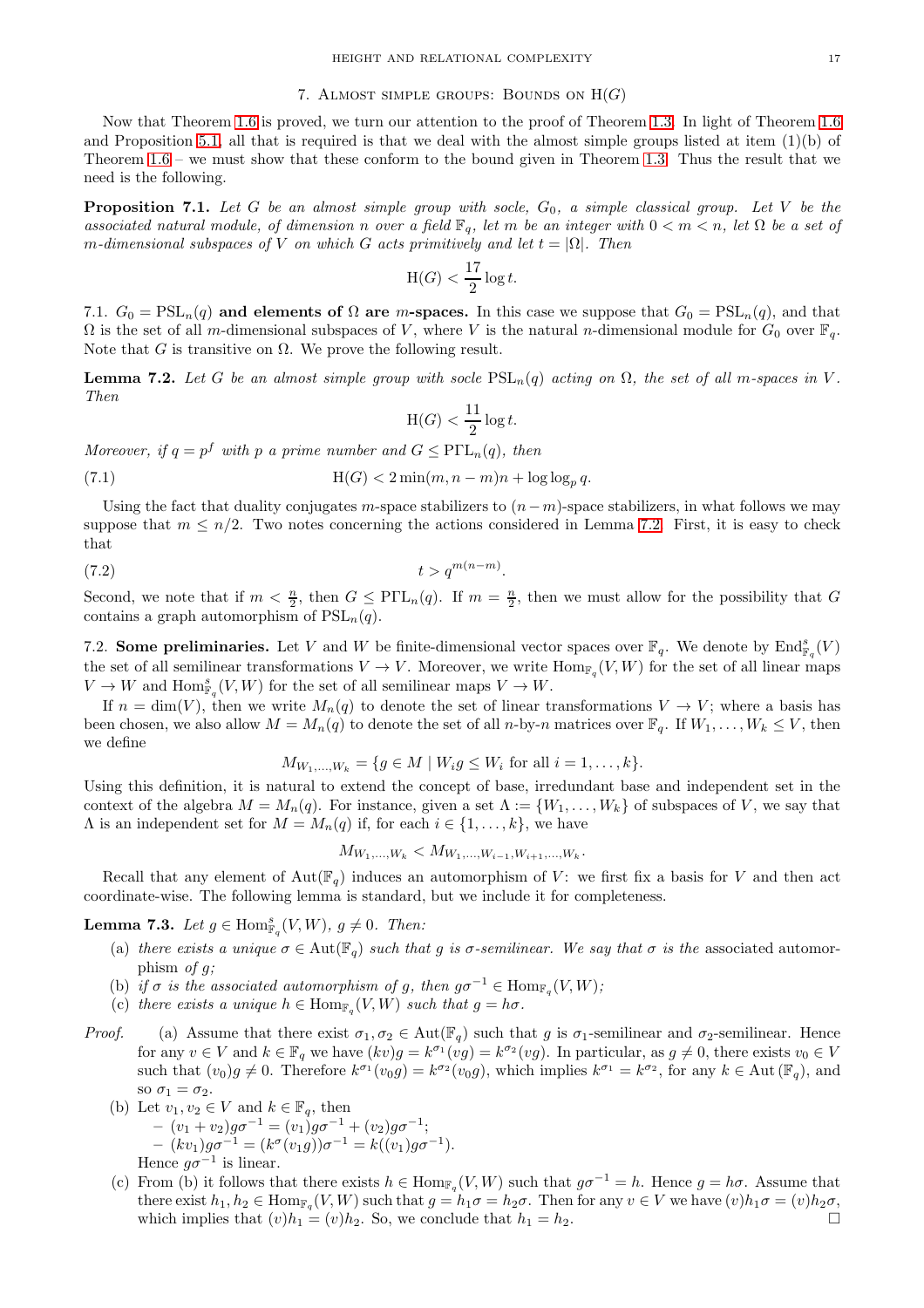## 7. Almost simple groups: Bounds on H(G)

Now that Theorem 1.6 is proved, we turn our attention to the proof of Theorem 1.3. In light of Theorem 1.6 and Proposition 5.1, all that is required is that we deal with the almost simple groups listed at item (1)(b) of Theorem 1.6 – we must show that these conform to the bound given in Theorem 1.3. Thus the result that we need is the following.

**Proposition 7.1.** *Let $G$ be an almost simple group with socle, $G_0$, a simple classical group. Let $V$ be the associated natural module, of dimension $n$ over a field $\mathbb{F}_q$, let $m$ be an integer with $0 < m < n$, let $\Omega$ be a set of $m$-dimensional subspaces of $V$ on which $G$ acts primitively and let $t = |\Omega|$. Then*

$$\mathrm{H}(G) < \frac{17}{2}\log t.$$

7.1. **$G_0 = \mathrm{PSL}_n(q)$ and elements of $\Omega$ are $m$-spaces.** In this case we suppose that $G_0 = \mathrm{PSL}_n(q)$, and that $\Omega$ is the set of all $m$-dimensional subspaces of $V$, where $V$ is the natural $n$-dimensional module for $G_0$ over $\mathbb{F}_q$. Note that $G$ is transitive on $\Omega$. We prove the following result.

**Lemma 7.2.** *Let $G$ be an almost simple group with socle $\mathrm{PSL}_n(q)$ acting on $\Omega$, the set of all $m$-spaces in $V$. Then*

$$\mathrm{H}(G) < \frac{11}{2}\log t.$$

*Moreover, if $q = p^f$ with $p$ a prime number and $G \le \mathrm{P\Gamma L}_n(q)$, then*

$$\mathrm{H}(G) < 2\min(m, n-m)n + \log\log_p q. \tag{7.1}$$

Using the fact that duality conjugates $m$-space stabilizers to $(n-m)$-space stabilizers, in what follows we may suppose that $m \le n/2$. Two notes concerning the actions considered in Lemma 7.2. First, it is easy to check that

$$t > q^{m(n-m)}. \tag{7.2}$$

Second, we note that if $m < \frac{n}{2}$, then $G \le \mathrm{P\Gamma L}_n(q)$. If $m = \frac{n}{2}$, then we must allow for the possibility that $G$ contains a graph automorphism of $\mathrm{PSL}_n(q)$.

7.2. **Some preliminaries.** Let $V$ and $W$ be finite-dimensional vector spaces over $\mathbb{F}_q$. We denote by $\mathrm{End}^s_{\mathbb{F}_q}(V)$ the set of all semilinear transformations $V \to V$. Moreover, we write $\mathrm{Hom}_{\mathbb{F}_q}(V,W)$ for the set of all linear maps $V \to W$ and $\mathrm{Hom}^s_{\mathbb{F}_q}(V,W)$ for the set of all semilinear maps $V \to W$.

If $n = \dim(V)$, then we write $M_n(q)$ to denote the set of linear transformations $V \to V$; where a basis has been chosen, we also allow $M = M_n(q)$ to denote the set of all $n$-by-$n$ matrices over $\mathbb{F}_q$. If $W_1, \dots, W_k \le V$, then we define

$$M_{W_1,\dots,W_k} = \{g \in M \mid W_i g \le W_i \text{ for all } i = 1, \dots, k\}.$$

Using this definition, it is natural to extend the concept of base, irredundant base and independent set in the context of the algebra $M = M_n(q)$. For instance, given a set $\Lambda := \{W_1, \dots, W_k\}$ of subspaces of $V$, we say that $\Lambda$ is an independent set for $M = M_n(q)$ if, for each $i \in \{1, \dots, k\}$, we have

$$M_{W_1,\dots,W_k} < M_{W_1,\dots,W_{i-1},W_{i+1},\dots,W_k}.$$

Recall that any element of $\mathrm{Aut}(\mathbb{F}_q)$ induces an automorphism of $V$: we first fix a basis for $V$ and then act coordinate-wise. The following lemma is standard, but we include it for completeness.

**Lemma 7.3.** *Let $g \in \mathrm{Hom}^s_{\mathbb{F}_q}(V,W)$, $g \ne 0$. Then:*

- (a) *there exists a unique $\sigma \in \mathrm{Aut}(\mathbb{F}_q)$ such that $g$ is $\sigma$-semilinear. We say that $\sigma$ is the* associated automorphism *of $g$;*
- (b) *if $\sigma$ is the associated automorphism of $g$, then $g\sigma^{-1} \in \mathrm{Hom}_{\mathbb{F}_q}(V,W)$;*
- (c) *there exists a unique $h \in \mathrm{Hom}_{\mathbb{F}_q}(V,W)$ such that $g = h\sigma$.*

*Proof.* (a) Assume that there exist $\sigma_1, \sigma_2 \in \mathrm{Aut}(\mathbb{F}_q)$ such that $g$ is $\sigma_1$-semilinear and $\sigma_2$-semilinear. Hence for any $v \in V$ and $k \in \mathbb{F}_q$ we have $(kv)g = k^{\sigma_1}(vg) = k^{\sigma_2}(vg)$. In particular, as $g \ne 0$, there exists $v_0 \in V$ such that $(v_0)g \ne 0$. Therefore $k^{\sigma_1}(v_0 g) = k^{\sigma_2}(v_0 g)$, which implies $k^{\sigma_1} = k^{\sigma_2}$, for any $k \in \mathrm{Aut}(\mathbb{F}_q)$, and so $\sigma_1 = \sigma_2$.

(b) Let $v_1, v_2 \in V$ and $k \in \mathbb{F}_q$, then
- $(v_1 + v_2)g\sigma^{-1} = (v_1)g\sigma^{-1} + (v_2)g\sigma^{-1}$;
- $(kv_1)g\sigma^{-1} = (k^\sigma(v_1 g))\sigma^{-1} = k((v_1)g\sigma^{-1})$.

Hence $g\sigma^{-1}$ is linear.

(c) From (b) it follows that there exists $h \in \mathrm{Hom}_{\mathbb{F}_q}(V,W)$ such that $g\sigma^{-1} = h$. Hence $g = h\sigma$. Assume that there exist $h_1, h_2 \in \mathrm{Hom}_{\mathbb{F}_q}(V,W)$ such that $g = h_1\sigma = h_2\sigma$. Then for any $v \in V$ we have $(v)h_1\sigma = (v)h_2\sigma$, which implies that $(v)h_1 = (v)h_2$. So, we conclude that $h_1 = h_2$. □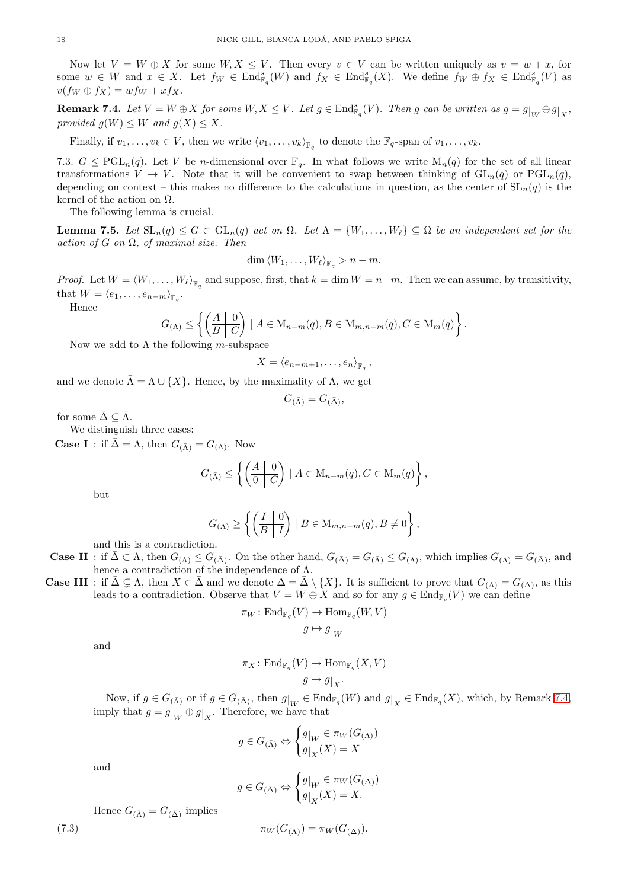Now let $V = W \oplus X$ for some $W, X \leq V$. Then every $v \in V$ can be written uniquely as $v = w + x$, for some $w \in W$ and $x \in X$. Let $f_W \in \mathrm{End}^s_{\mathbb{F}_q}(W)$ and $f_X \in \mathrm{End}^s_{\mathbb{F}_q}(X)$. We define $f_W \oplus f_X \in \mathrm{End}^s_{\mathbb{F}_q}(V)$ as $v(f_W \oplus f_X) = wf_W + xf_X$.

**Remark 7.4.** *Let $V = W \oplus X$ for some $W, X \leq V$. Let $g \in \mathrm{End}^s_{\mathbb{F}_q}(V)$. Then $g$ can be written as $g = g|_W \oplus g|_X$, provided $g(W) \leq W$ and $g(X) \leq X$.*

Finally, if $v_1, \dots, v_k \in V$, then we write $\langle v_1, \dots, v_k \rangle_{\mathbb{F}_q}$ to denote the $\mathbb{F}_q$-span of $v_1, \dots, v_k$.

7.3. **$G \leq \mathrm{PGL}_n(q)$.** Let $V$ be $n$-dimensional over $\mathbb{F}_q$. In what follows we write $\mathrm{M}_n(q)$ for the set of all linear transformations $V \to V$. Note that it will be convenient to swap between thinking of $\mathrm{GL}_n(q)$ or $\mathrm{PGL}_n(q)$, depending on context – this makes no difference to the calculations in question, as the center of $\mathrm{SL}_n(q)$ is the kernel of the action on $\Omega$.

The following lemma is crucial.

**Lemma 7.5.** *Let $\mathrm{SL}_n(q) \leq G \subset \mathrm{GL}_n(q)$ act on $\Omega$. Let $\Lambda = \{W_1, \dots, W_\ell\} \subseteq \Omega$ be an independent set for the action of $G$ on $\Omega$, of maximal size. Then*

$$\dim \langle W_1, \dots, W_\ell \rangle_{\mathbb{F}_q} > n - m.$$

*Proof.* Let $W = \langle W_1, \dots, W_\ell \rangle_{\mathbb{F}_q}$ and suppose, first, that $k = \dim W = n-m$. Then we can assume, by transitivity, that $W = \langle e_1, \dots, e_{n-m} \rangle_{\mathbb{F}_q}$.

Hence

$$G_{(\Lambda)} \leq \left\{ \left( \begin{array}{c|c} A & 0 \\ \hline B & C \end{array} \right) \mid A \in \mathrm{M}_{n-m}(q), B \in \mathrm{M}_{m,n-m}(q), C \in \mathrm{M}_m(q) \right\}.$$

Now we add to $\Lambda$ the following $m$-subspace

$$X = \langle e_{n-m+1}, \dots, e_n \rangle_{\mathbb{F}_q},$$

and we denote $\bar{\Lambda} = \Lambda \cup \{X\}$. Hence, by the maximality of $\Lambda$, we get

$$G_{(\bar{\Lambda})} = G_{(\bar{\Delta})},$$

for some $\bar{\Delta} \subseteq \bar{\Lambda}$.

We distinguish three cases:

**Case I** : if $\bar{\Delta} = \Lambda$, then $G_{(\bar{\Lambda})} = G_{(\Lambda)}$. Now

$$G_{(\bar{\Lambda})} \leq \left\{ \left( \begin{array}{c|c} A & 0 \\ \hline 0 & C \end{array} \right) \mid A \in \mathrm{M}_{n-m}(q), C \in \mathrm{M}_m(q) \right\},$$

but

$$G_{(\Lambda)} \geq \left\{ \left( \begin{array}{c|c} I & 0 \\ \hline B & I \end{array} \right) \mid B \in \mathrm{M}_{m,n-m}(q), B \neq 0 \right\},$$

and this is a contradiction.

**Case II** : if $\bar{\Delta} \subset \Lambda$, then $G_{(\Lambda)} \leq G_{(\bar{\Delta})}$. On the other hand, $G_{(\bar{\Delta})} = G_{(\bar{\Lambda})} \leq G_{(\Lambda)}$, which implies $G_{(\Lambda)} = G_{(\bar{\Delta})}$, and hence a contradiction of the independence of $\Lambda$.

**Case III** : if $\bar{\Delta} \subsetneq \Lambda$, then $X \in \bar{\Delta}$ and we denote $\Delta = \bar{\Delta} \setminus \{X\}$. It is sufficient to prove that $G_{(\Lambda)} = G_{(\Delta)}$, as this leads to a contradiction. Observe that $V = W \oplus X$ and so for any $g \in \mathrm{End}_{\mathbb{F}_q}(V)$ we can define

$$\pi_W \colon \mathrm{End}_{\mathbb{F}_q}(V) \to \mathrm{Hom}_{\mathbb{F}_q}(W, V)$$
$$g \mapsto g|_W$$

and

$$\pi_X \colon \mathrm{End}_{\mathbb{F}_q}(V) \to \mathrm{Hom}_{\mathbb{F}_q}(X, V)$$
$$g \mapsto g|_X.$$

Now, if $g \in G_{(\bar{\Lambda})}$ or if $g \in G_{(\bar{\Delta})}$, then $g|_W \in \mathrm{End}_{\mathbb{F}_q}(W)$ and $g|_X \in \mathrm{End}_{\mathbb{F}_q}(X)$, which, by Remark 7.4, imply that $g = g|_W \oplus g|_X$. Therefore, we have that

$$g \in G_{(\bar{\Lambda})} \Leftrightarrow \begin{cases} g|_W \in \pi_W(G_{(\Lambda)}) \\ g|_X(X) = X \end{cases}$$

and

$$g \in G_{(\bar{\Delta})} \Leftrightarrow \begin{cases} g|_W \in \pi_W(G_{(\Delta)}) \\ g|_X(X) = X. \end{cases}$$

Hence $G_{(\bar{\Lambda})} = G_{(\bar{\Delta})}$ implies

$$\pi_W(G_{(\Lambda)}) = \pi_W(G_{(\Delta)}). \tag{7.3}$$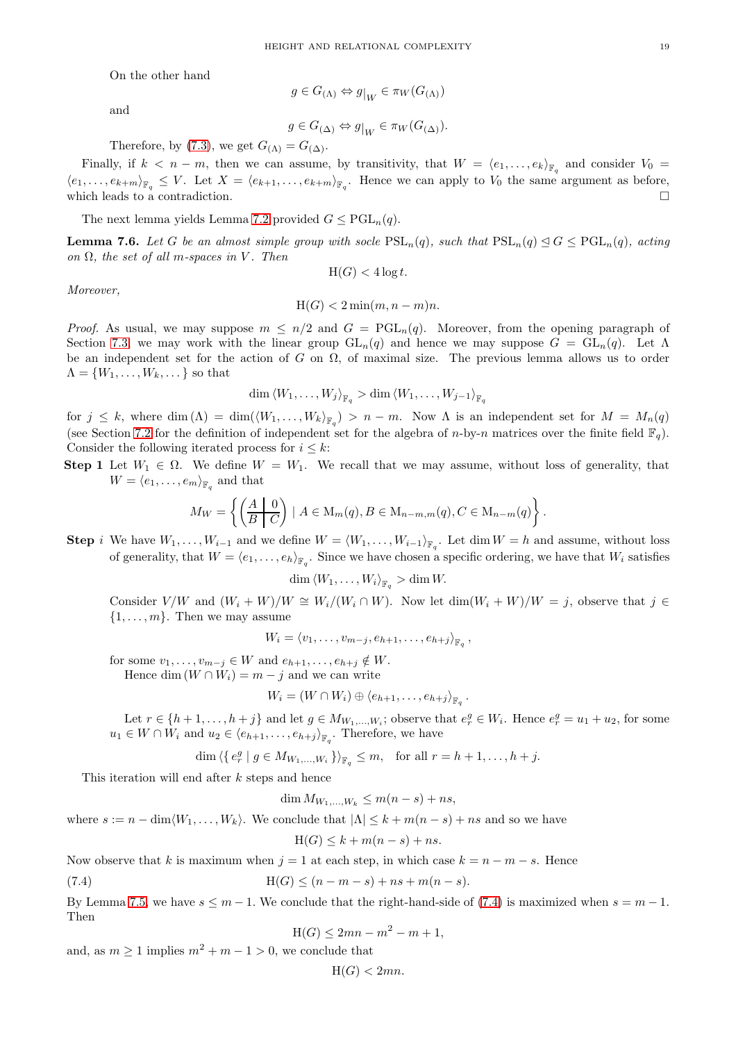On the other hand

$$g \in G_{(\Lambda)} \Leftrightarrow g|_W \in \pi_W(G_{(\Lambda)})$$

and

$$g \in G_{(\Delta)} \Leftrightarrow g|_W \in \pi_W(G_{(\Delta)}).$$

Therefore, by (7.3), we get $G_{(\Lambda)} = G_{(\Delta)}$.

Finally, if $k < n - m$, then we can assume, by transitivity, that $W = \langle e_1, \ldots, e_k \rangle_{\mathbb{F}_q}$ and consider $V_0 = \langle e_1, \ldots, e_{k+m} \rangle_{\mathbb{F}_q} \leq V$. Let $X = \langle e_{k+1}, \ldots, e_{k+m} \rangle_{\mathbb{F}_q}$. Hence we can apply to $V_0$ the same argument as before, which leads to a contradiction. □

The next lemma yields Lemma 7.2 provided $G \leq \mathrm{PGL}_n(q)$.

**Lemma 7.6.** *Let $G$ be an almost simple group with socle $\mathrm{PSL}_n(q)$, such that $\mathrm{PSL}_n(q) \trianglelefteq G \leq \mathrm{PGL}_n(q)$, acting on $\Omega$, the set of all $m$-spaces in $V$. Then*

$$\mathrm{H}(G) < 4 \log t.$$

*Moreover,*

$$\mathrm{H}(G) < 2 \min(m, n-m) n.$$

*Proof.* As usual, we may suppose $m \leq n/2$ and $G = \mathrm{PGL}_n(q)$. Moreover, from the opening paragraph of Section 7.3, we may work with the linear group $\mathrm{GL}_n(q)$ and hence we may suppose $G = \mathrm{GL}_n(q)$. Let $\Lambda$ be an independent set for the action of $G$ on $\Omega$, of maximal size. The previous lemma allows us to order $\Lambda = \{W_1, \ldots, W_k, \ldots\}$ so that

$$\dim \langle W_1, \ldots, W_j \rangle_{\mathbb{F}_q} > \dim \langle W_1, \ldots, W_{j-1} \rangle_{\mathbb{F}_q}$$

for $j \leq k$, where $\dim(\Lambda) = \dim(\langle W_1, \ldots, W_k \rangle_{\mathbb{F}_q}) > n - m$. Now $\Lambda$ is an independent set for $M = M_n(q)$ (see Section 7.2 for the definition of independent set for the algebra of $n$-by-$n$ matrices over the finite field $\mathbb{F}_q$). Consider the following iterated process for $i \leq k$:

**Step 1** Let $W_1 \in \Omega$. We define $W = W_1$. We recall that we may assume, without loss of generality, that $W = \langle e_1, \ldots, e_m \rangle_{\mathbb{F}_q}$ and that

$$M_W = \left\{ \left( \begin{array}{c|c} A & 0 \\ \hline B & C \end{array} \right) \mid A \in \mathrm{M}_m(q), B \in \mathrm{M}_{n-m,m}(q), C \in \mathrm{M}_{n-m}(q) \right\}.$$

**Step $i$** We have $W_1, \ldots, W_{i-1}$ and we define $W = \langle W_1, \ldots, W_{i-1} \rangle_{\mathbb{F}_q}$. Let $\dim W = h$ and assume, without loss of generality, that $W = \langle e_1, \ldots, e_h \rangle_{\mathbb{F}_q}$. Since we have chosen a specific ordering, we have that $W_i$ satisfies

$$\dim \langle W_1, \ldots, W_i \rangle_{\mathbb{F}_q} > \dim W.$$

Consider $V/W$ and $(W_i + W)/W \cong W_i/(W_i \cap W)$. Now let $\dim(W_i + W)/W = j$, observe that $j \in \{1, \ldots, m\}$. Then we may assume

$$W_i = \langle v_1, \ldots, v_{m-j}, e_{h+1}, \ldots, e_{h+j} \rangle_{\mathbb{F}_q},$$

for some $v_1, \ldots, v_{m-j} \in W$ and $e_{h+1}, \ldots, e_{h+j} \notin W$.

Hence $\dim(W \cap W_i) = m - j$ and we can write

$$W_i = (W \cap W_i) \oplus \langle e_{h+1}, \ldots, e_{h+j} \rangle_{\mathbb{F}_q}.$$

Let $r \in \{h+1, \ldots, h+j\}$ and let $g \in M_{W_1, \ldots, W_i}$; observe that $e_r^g \in W_i$. Hence $e_r^g = u_1 + u_2$, for some $u_1 \in W \cap W_i$ and $u_2 \in \langle e_{h+1}, \ldots, e_{h+j} \rangle_{\mathbb{F}_q}$. Therefore, we have

$$\dim \langle \{ e_r^g \mid g \in M_{W_1, \ldots, W_i} \} \rangle_{\mathbb{F}_q} \leq m, \quad \text{for all } r = h+1, \ldots, h+j.$$

This iteration will end after $k$ steps and hence

$$\dim M_{W_1, \ldots, W_k} \leq m(n-s) + ns,$$

where $s := n - \dim \langle W_1, \ldots, W_k \rangle$. We conclude that $|\Lambda| \leq k + m(n-s) + ns$ and so we have

$$\mathrm{H}(G) \leq k + m(n-s) + ns.$$

Now observe that $k$ is maximum when $j = 1$ at each step, in which case $k = n - m - s$. Hence

$$\mathrm{H}(G) \leq (n - m - s) + ns + m(n-s). \tag{7.4}$$

By Lemma 7.5, we have $s \leq m - 1$. We conclude that the right-hand-side of (7.4) is maximized when $s = m - 1$. Then

$$\mathrm{H}(G) \leq 2mn - m^2 - m + 1,$$

and, as $m \geq 1$ implies $m^2 + m - 1 > 0$, we conclude that

$$\mathrm{H}(G) < 2mn.$$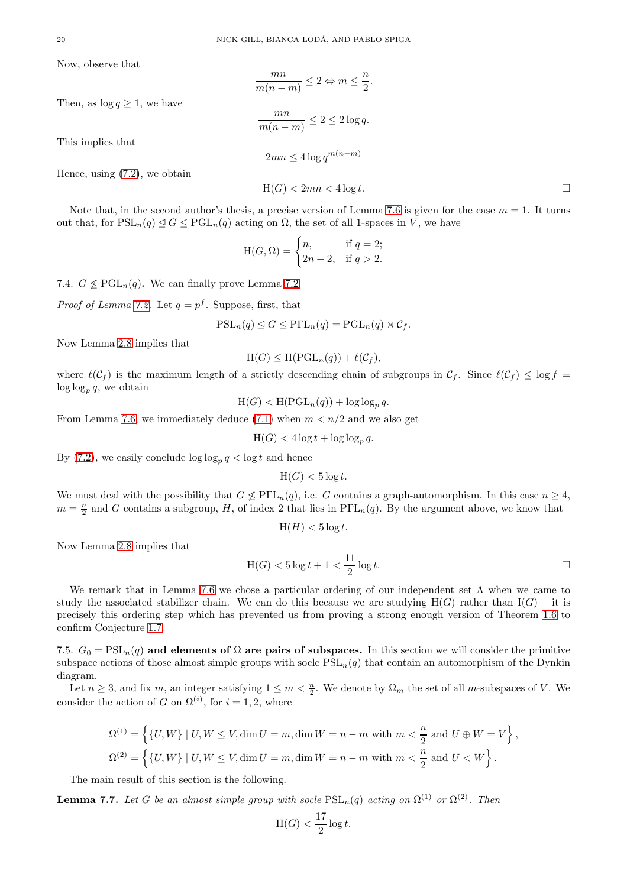Now, observe that

$$\frac{mn}{m(n-m)} \leq 2 \Leftrightarrow m \leq \frac{n}{2}.$$

Then, as $\log q \geq 1$, we have

$$\frac{mn}{m(n-m)} \leq 2 \leq 2\log q.$$

This implies that

$$2mn \leq 4 \log q^{m(n-m)}$$

Hence, using (7.2), we obtain

$$\mathrm{H}(G) < 2mn < 4 \log t. \qquad \square$$

Note that, in the second author's thesis, a precise version of Lemma 7.6 is given for the case $m = 1$. It turns out that, for $\mathrm{PSL}_n(q) \trianglelefteq G \leq \mathrm{PGL}_n(q)$ acting on $\Omega$, the set of all 1-spaces in $V$, we have

$$\mathrm{H}(G, \Omega) = \begin{cases} n, & \text{if } q = 2; \\ 2n-2, & \text{if } q > 2. \end{cases}$$

7.4. $G \not\leq \mathrm{PGL}_n(q)$**.** We can finally prove Lemma 7.2.

*Proof of Lemma 7.2.* Let $q = p^f$. Suppose, first, that

$$\mathrm{PSL}_n(q) \trianglelefteq G \leq \mathrm{P\Gamma L}_n(q) = \mathrm{PGL}_n(q) \rtimes \mathcal{C}_f.$$

Now Lemma 2.8 implies that

$$\mathrm{H}(G) \leq \mathrm{H}(\mathrm{PGL}_n(q)) + \ell(\mathcal{C}_f),$$

where $\ell(\mathcal{C}_f)$ is the maximum length of a strictly descending chain of subgroups in $\mathcal{C}_f$. Since $\ell(\mathcal{C}_f) \leq \log f = \log\log_p q$, we obtain

$$\mathrm{H}(G) < \mathrm{H}(\mathrm{PGL}_n(q)) + \log\log_p q.$$

From Lemma 7.6 we immediately deduce (7.1) when $m < n/2$ and we also get

$$\mathrm{H}(G) < 4\log t + \log\log_p q.$$

By (7.2), we easily conclude $\log\log_p q < \log t$ and hence

$$\mathrm{H}(G) < 5 \log t.$$

We must deal with the possibility that $G \not\leq \mathrm{P\Gamma L}_n(q)$, i.e. $G$ contains a graph-automorphism. In this case $n \geq 4$, $m = \frac{n}{2}$ and $G$ contains a subgroup, $H$, of index 2 that lies in $\mathrm{P\Gamma L}_n(q)$. By the argument above, we know that

$$\mathrm{H}(H) < 5 \log t.$$

Now Lemma 2.8 implies that

$$\mathrm{H}(G) < 5\log t + 1 < \frac{11}{2} \log t. \qquad \square$$

We remark that in Lemma 7.6 we chose a particular ordering of our independent set $\Lambda$ when we came to study the associated stabilizer chain. We can do this because we are studying $\mathrm{H}(G)$ rather than $\mathrm{I}(G)$ – it is precisely this ordering step which has prevented us from proving a strong enough version of Theorem 1.6 to confirm Conjecture 1.7.

7.5. $G_0 = \mathrm{PSL}_n(q)$ **and elements of** $\Omega$ **are pairs of subspaces.** In this section we will consider the primitive subspace actions of those almost simple groups with socle $\mathrm{PSL}_n(q)$ that contain an automorphism of the Dynkin diagram.

Let $n \geq 3$, and fix $m$, an integer satisfying $1 \leq m < \frac{n}{2}$. We denote by $\Omega_m$ the set of all $m$-subspaces of $V$. We consider the action of $G$ on $\Omega^{(i)}$, for $i = 1, 2$, where

$$\Omega^{(1)} = \left\{ \{U, W\} \mid U, W \leq V, \dim U = m, \dim W = n - m \text{ with } m < \frac{n}{2} \text{ and } U \oplus W = V \right\},$$
$$\Omega^{(2)} = \left\{ \{U, W\} \mid U, W \leq V, \dim U = m, \dim W = n - m \text{ with } m < \frac{n}{2} \text{ and } U < W \right\}.$$

The main result of this section is the following.

**Lemma 7.7.** *Let $G$ be an almost simple group with socle $\mathrm{PSL}_n(q)$ acting on $\Omega^{(1)}$ or $\Omega^{(2)}$. Then*

$$\mathrm{H}(G) < \frac{17}{2} \log t.$$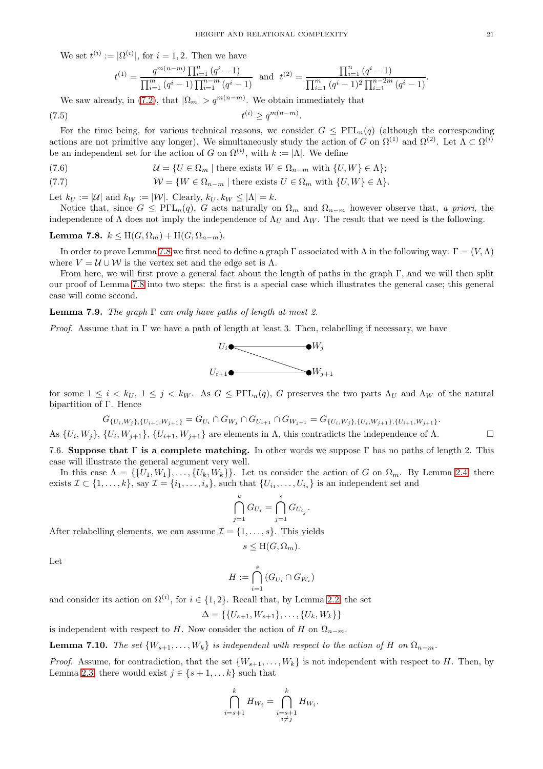We set $t^{(i)} := |\Omega^{(i)}|$, for $i = 1, 2$. Then we have

$$t^{(1)} = \frac{q^{m(n-m)} \prod_{i=1}^{n} (q^i - 1)}{\prod_{i=1}^{m} (q^i - 1) \prod_{i=1}^{n-m} (q^i - 1)} \quad \text{and} \quad t^{(2)} = \frac{\prod_{i=1}^{n} (q^i - 1)}{\prod_{i=1}^{m} (q^i - 1)^2 \prod_{i=1}^{n-2m} (q^i - 1)}.$$

We saw already, in (7.2), that $|\Omega_m| > q^{m(n-m)}$. We obtain immediately that

$$t^{(i)} \geq q^{m(n-m)}. \tag{7.5}$$

For the time being, for various technical reasons, we consider $G \leq \mathrm{P\Gamma L}_n(q)$ (although the corresponding actions are not primitive any longer). We simultaneously study the action of $G$ on $\Omega^{(1)}$ and $\Omega^{(2)}$. Let $\Lambda \subset \Omega^{(i)}$ be an independent set for the action of $G$ on $\Omega^{(i)}$, with $k := |\Lambda|$. We define

$$\mathcal{U} = \{U \in \Omega_m \mid \text{there exists } W \in \Omega_{n-m} \text{ with } \{U, W\} \in \Lambda\}; \tag{7.6}$$

$$\mathcal{W} = \{W \in \Omega_{n-m} \mid \text{there exists } U \in \Omega_m \text{ with } \{U, W\} \in \Lambda\}. \tag{7.7}$$

Let $k_U := |\mathcal{U}|$ and $k_W := |\mathcal{W}|$. Clearly, $k_U, k_W \leq |\Lambda| = k$.

Notice that, since $G \leq \mathrm{P\Gamma L}_n(q)$, $G$ acts naturally on $\Omega_m$ and $\Omega_{n-m}$ however observe that, *a priori*, the independence of $\Lambda$ does not imply the independence of $\Lambda_U$ and $\Lambda_W$. The result that we need is the following.

**Lemma 7.8.** *$k \leq \mathrm{H}(G, \Omega_m) + \mathrm{H}(G, \Omega_{n-m})$.*

In order to prove Lemma 7.8 we first need to define a graph $\Gamma$ associated with $\Lambda$ in the following way: $\Gamma = (V, \Lambda)$ where $V = \mathcal{U} \cup \mathcal{W}$ is the vertex set and the edge set is $\Lambda$.

From here, we will first prove a general fact about the length of paths in the graph $\Gamma$, and we will then split our proof of Lemma 7.8 into two steps: the first is a special case which illustrates the general case; this general case will come second.

**Lemma 7.9.** *The graph $\Gamma$ can only have paths of length at most 2.*

*Proof.* Assume that in $\Gamma$ we have a path of length at least 3. Then, relabelling if necessary, we have

$U_i$ — $W_j$, $U_i$ — $W_{j+1}$, $U_{i+1}$ — $W_{j+1}$

for some $1 \leq i < k_U$, $1 \leq j < k_W$. As $G \leq \mathrm{P\Gamma L}_n(q)$, $G$ preserves the two parts $\Lambda_U$ and $\Lambda_W$ of the natural bipartition of $\Gamma$. Hence

$$G_{\{U_i, W_j\}, \{U_{i+1}, W_{j+1}\}} = G_{U_i} \cap G_{W_j} \cap G_{U_{i+1}} \cap G_{W_{j+1}} = G_{\{U_i, W_j\}, \{U_i, W_{j+1}\}, \{U_{i+1}, W_{j+1}\}}.$$

As $\{U_i, W_j\}$, $\{U_i, W_{j+1}\}$, $\{U_{i+1}, W_{j+1}\}$ are elements in $\Lambda$, this contradicts the independence of $\Lambda$. $\square$

7.6. **Suppose that $\Gamma$ is a complete matching.** In other words we suppose $\Gamma$ has no paths of length 2. This case will illustrate the general argument very well.

In this case $\Lambda = \{\{U_1, W_1\}, \ldots, \{U_k, W_k\}\}$. Let us consider the action of $G$ on $\Omega_m$. By Lemma 2.4, there exists $\mathcal{I} \subset \{1, \ldots, k\}$, say $\mathcal{I} = \{i_1, \ldots, i_s\}$, such that $\{U_{i_1}, \ldots, U_{i_s}\}$ is an independent set and

$$\bigcap_{j=1}^{k} G_{U_i} = \bigcap_{j=1}^{s} G_{U_{i_j}}.$$

After relabelling elements, we can assume $\mathcal{I} = \{1, \ldots, s\}$. This yields

$$s \leq \mathrm{H}(G, \Omega_m).$$

Let

$$H := \bigcap_{i=1}^{s} (G_{U_i} \cap G_{W_i})$$

and consider its action on $\Omega^{(i)}$, for $i \in \{1, 2\}$. Recall that, by Lemma 2.2, the set

$$\Delta = \{\{U_{s+1}, W_{s+1}\}, \ldots, \{U_k, W_k\}\}$$

is independent with respect to $H$. Now consider the action of $H$ on $\Omega_{n-m}$.

**Lemma 7.10.** *The set $\{W_{s+1}, \ldots, W_k\}$ is independent with respect to the action of $H$ on $\Omega_{n-m}$.*

*Proof.* Assume, for contradiction, that the set $\{W_{s+1}, \ldots, W_k\}$ is not independent with respect to $H$. Then, by Lemma 2.3, there would exist $j \in \{s+1, \ldots k\}$ such that

$$\bigcap_{i=s+1}^{k} H_{W_i} = \bigcap_{\substack{i=s+1 \\ i \neq j}}^{k} H_{W_i}.$$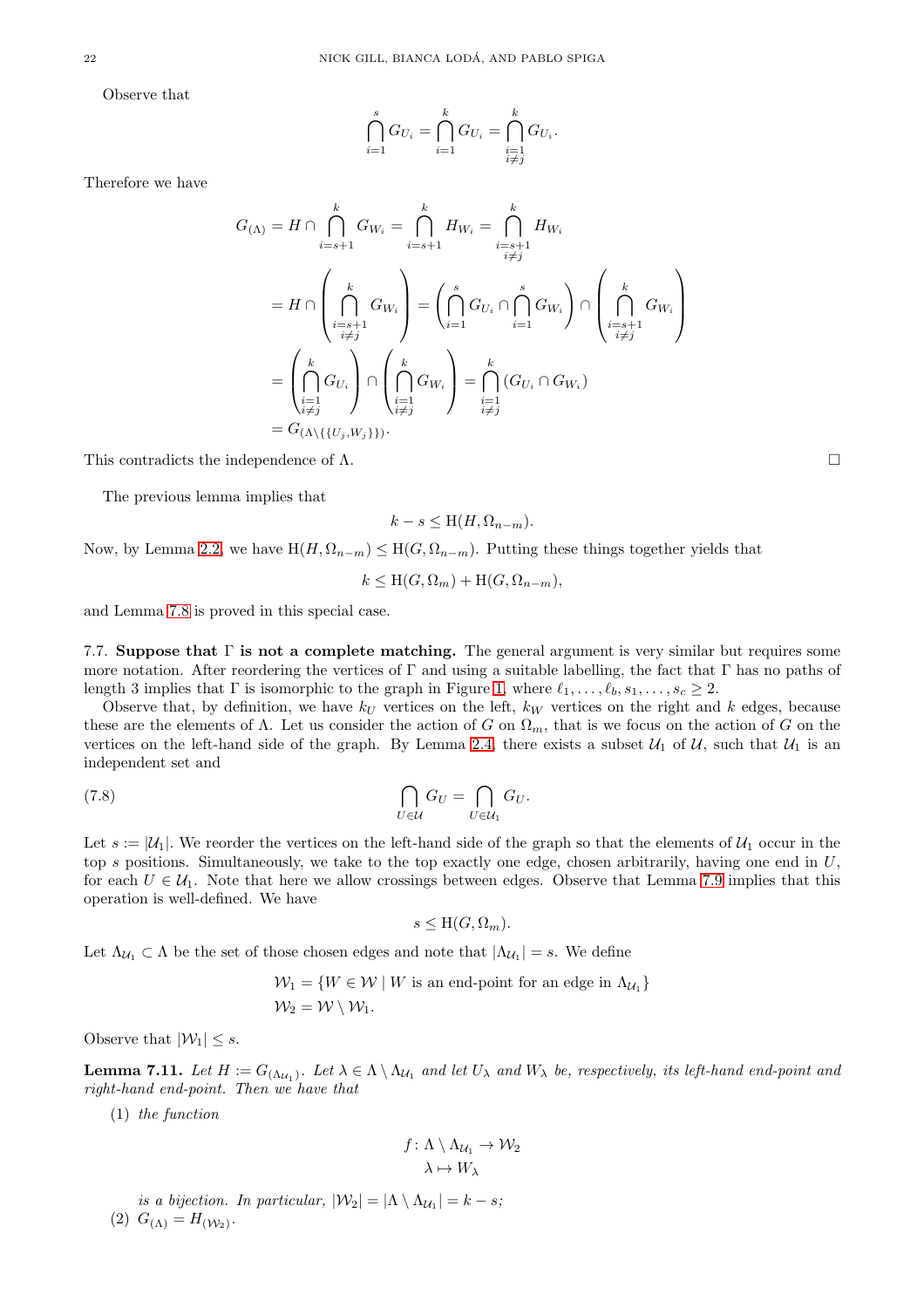Observe that

$$\bigcap_{i=1}^{s} G_{U_i} = \bigcap_{i=1}^{k} G_{U_i} = \bigcap_{\substack{i=1\\ i\neq j}}^{k} G_{U_i}.$$

Therefore we have

$$\begin{aligned}
G_{(\Lambda)} &= H \cap \bigcap_{i=s+1}^{k} G_{W_i} = \bigcap_{i=s+1}^{k} H_{W_i} = \bigcap_{\substack{i=s+1\\ i\neq j}}^{k} H_{W_i} \\
&= H \cap \left( \bigcap_{\substack{i=s+1\\ i\neq j}}^{k} G_{W_i} \right) = \left( \bigcap_{i=1}^{s} G_{U_i} \cap \bigcap_{i=1}^{s} G_{W_i} \right) \cap \left( \bigcap_{\substack{i=s+1\\ i\neq j}}^{k} G_{W_i} \right) \\
&= \left( \bigcap_{\substack{i=1\\ i\neq j}}^{k} G_{U_i} \right) \cap \left( \bigcap_{\substack{i=1\\ i\neq j}}^{k} G_{W_i} \right) = \bigcap_{\substack{i=1\\ i\neq j}}^{k} (G_{U_i} \cap G_{W_i}) \\
&= G_{(\Lambda \setminus \{\{U_j, W_j\}\})}.
\end{aligned}$$

This contradicts the independence of $\Lambda$. $\square$

The previous lemma implies that

$$k - s \leq \mathrm{H}(H, \Omega_{n-m}).$$

Now, by Lemma 2.2, we have $\mathrm{H}(H, \Omega_{n-m}) \leq \mathrm{H}(G, \Omega_{n-m})$. Putting these things together yields that

$$k \leq \mathrm{H}(G, \Omega_m) + \mathrm{H}(G, \Omega_{n-m}),$$

and Lemma 7.8 is proved in this special case.

7.7. **Suppose that $\Gamma$ is not a complete matching.** The general argument is very similar but requires some more notation. After reordering the vertices of $\Gamma$ and using a suitable labelling, the fact that $\Gamma$ has no paths of length 3 implies that $\Gamma$ is isomorphic to the graph in Figure 1, where $\ell_1, \ldots, \ell_b, s_1, \ldots, s_c \geq 2$.

Observe that, by definition, we have $k_U$ vertices on the left, $k_W$ vertices on the right and $k$ edges, because these are the elements of $\Lambda$. Let us consider the action of $G$ on $\Omega_m$, that is we focus on the action of $G$ on the vertices on the left-hand side of the graph. By Lemma 2.4, there exists a subset $\mathcal{U}_1$ of $\mathcal{U}$, such that $\mathcal{U}_1$ is an independent set and

$$\bigcap_{U \in \mathcal{U}} G_U = \bigcap_{U \in \mathcal{U}_1} G_U. \tag{7.8}$$

Let $s := |\mathcal{U}_1|$. We reorder the vertices on the left-hand side of the graph so that the elements of $\mathcal{U}_1$ occur in the top $s$ positions. Simultaneously, we take to the top exactly one edge, chosen arbitrarily, having one end in $U$, for each $U \in \mathcal{U}_1$. Note that here we allow crossings between edges. Observe that Lemma 7.9 implies that this operation is well-defined. We have

$$s \leq \mathrm{H}(G, \Omega_m).$$

Let $\Lambda_{\mathcal{U}_1} \subset \Lambda$ be the set of those chosen edges and note that $|\Lambda_{\mathcal{U}_1}| = s$. We define

$$\begin{aligned}
\mathcal{W}_1 &= \{W \in \mathcal{W} \mid W \text{ is an end-point for an edge in } \Lambda_{\mathcal{U}_1}\} \\
\mathcal{W}_2 &= \mathcal{W} \setminus \mathcal{W}_1.
\end{aligned}$$

Observe that $|\mathcal{W}_1| \leq s$.

**Lemma 7.11.** *Let $H := G_{(\Lambda_{\mathcal{U}_1})}$. Let $\lambda \in \Lambda \setminus \Lambda_{\mathcal{U}_1}$ and let $U_\lambda$ and $W_\lambda$ be, respectively, its left-hand end-point and right-hand end-point. Then we have that*

1. *the function*

$$\begin{aligned}
f \colon \Lambda \setminus \Lambda_{\mathcal{U}_1} &\to \mathcal{W}_2 \\
\lambda &\mapsto W_\lambda
\end{aligned}$$

   *is a bijection. In particular, $|\mathcal{W}_2| = |\Lambda \setminus \Lambda_{\mathcal{U}_1}| = k - s$;*
2. *$G_{(\Lambda)} = H_{(\mathcal{W}_2)}$.*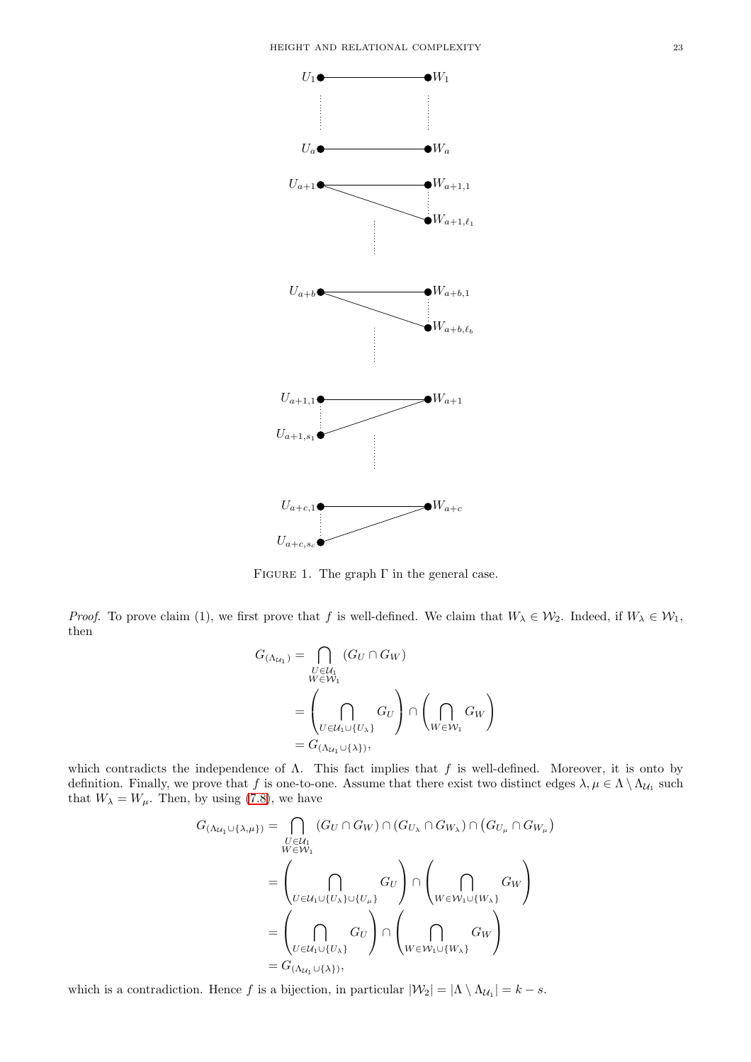FIGURE 1. The graph $\Gamma$ in the general case.

*Proof.* To prove claim (1), we first prove that $f$ is well-defined. We claim that $W_\lambda \in \mathcal{W}_2$. Indeed, if $W_\lambda \in \mathcal{W}_1$, then

$$
\begin{aligned}
G_{(\Lambda_{\mathcal{U}_1})} &= \bigcap_{\substack{U \in \mathcal{U}_1 \\ W \in \mathcal{W}_1}} (G_U \cap G_W) \\
&= \left( \bigcap_{U \in \mathcal{U}_1 \cup \{U_\lambda\}} G_U \right) \cap \left( \bigcap_{W \in \mathcal{W}_1} G_W \right) \\
&= G_{(\Lambda_{\mathcal{U}_1} \cup \{\lambda\})},
\end{aligned}
$$

which contradicts the independence of $\Lambda$. This fact implies that $f$ is well-defined. Moreover, it is onto by definition. Finally, we prove that $f$ is one-to-one. Assume that there exist two distinct edges $\lambda, \mu \in \Lambda \setminus \Lambda_{\mathcal{U}_1}$ such that $W_\lambda = W_\mu$. Then, by using (7.8), we have

$$
\begin{aligned}
G_{(\Lambda_{\mathcal{U}_1} \cup \{\lambda, \mu\})} &= \bigcap_{\substack{U \in \mathcal{U}_1 \\ W \in \mathcal{W}_1}} (G_U \cap G_W) \cap (G_{U_\lambda} \cap G_{W_\lambda}) \cap \left(G_{U_\mu} \cap G_{W_\mu}\right) \\
&= \left( \bigcap_{U \in \mathcal{U}_1 \cup \{U_\lambda\} \cup \{U_\mu\}} G_U \right) \cap \left( \bigcap_{W \in \mathcal{W}_1 \cup \{W_\lambda\}} G_W \right) \\
&= \left( \bigcap_{U \in \mathcal{U}_1 \cup \{U_\lambda\}} G_U \right) \cap \left( \bigcap_{W \in \mathcal{W}_1 \cup \{W_\lambda\}} G_W \right) \\
&= G_{(\Lambda_{\mathcal{U}_1} \cup \{\lambda\})},
\end{aligned}
$$

which is a contradiction. Hence $f$ is a bijection, in particular $|\mathcal{W}_2| = |\Lambda \setminus \Lambda_{\mathcal{U}_1}| = k - s$.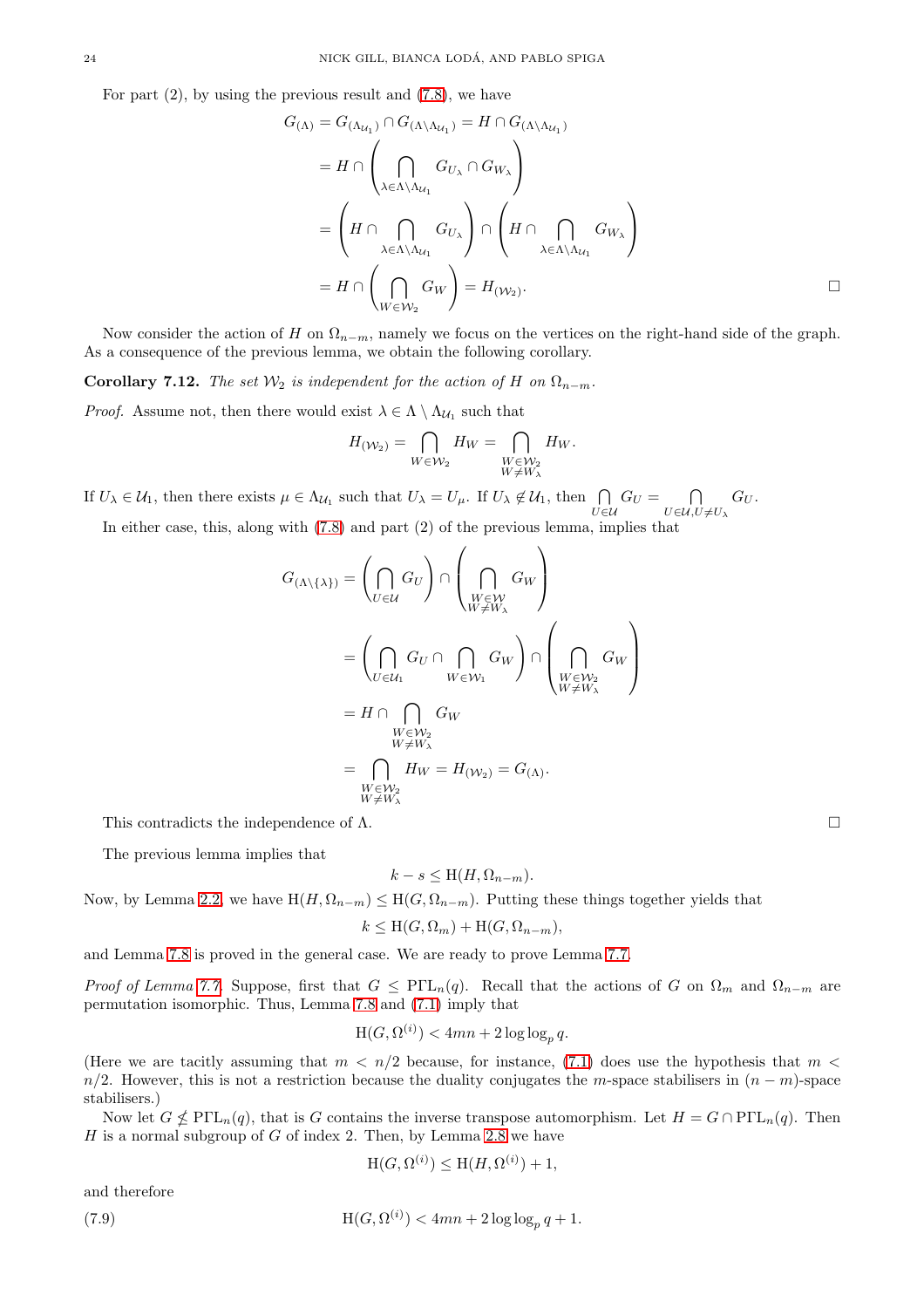For part (2), by using the previous result and (7.8), we have

$$\begin{aligned}
G_{(\Lambda)} &= G_{(\Lambda_{\mathcal{U}_1})} \cap G_{(\Lambda\setminus\Lambda_{\mathcal{U}_1})} = H \cap G_{(\Lambda\setminus\Lambda_{\mathcal{U}_1})} \\
&= H \cap \left( \bigcap_{\lambda\in\Lambda\setminus\Lambda_{\mathcal{U}_1}} G_{U_\lambda} \cap G_{W_\lambda} \right) \\
&= \left( H \cap \bigcap_{\lambda\in\Lambda\setminus\Lambda_{\mathcal{U}_1}} G_{U_\lambda} \right) \cap \left( H \cap \bigcap_{\lambda\in\Lambda\setminus\Lambda_{\mathcal{U}_1}} G_{W_\lambda} \right) \\
&= H \cap \left( \bigcap_{W\in\mathcal{W}_2} G_W \right) = H_{(\mathcal{W}_2)}.
\end{aligned}$$

□

Now consider the action of $H$ on $\Omega_{n-m}$, namely we focus on the vertices on the right-hand side of the graph. As a consequence of the previous lemma, we obtain the following corollary.

**Corollary 7.12.** *The set $\mathcal{W}_2$ is independent for the action of $H$ on $\Omega_{n-m}$.*

*Proof.* Assume not, then there would exist $\lambda \in \Lambda \setminus \Lambda_{\mathcal{U}_1}$ such that

$$H_{(\mathcal{W}_2)} = \bigcap_{W\in\mathcal{W}_2} H_W = \bigcap_{\substack{W\in\mathcal{W}_2\\ W\neq W_\lambda}} H_W.$$

If $U_\lambda \in \mathcal{U}_1$, then there exists $\mu \in \Lambda_{\mathcal{U}_1}$ such that $U_\lambda = U_\mu$. If $U_\lambda \notin \mathcal{U}_1$, then $\bigcap_{U\in\mathcal{U}} G_U = \bigcap_{U\in\mathcal{U}, U\neq U_\lambda} G_U$.

In either case, this, along with (7.8) and part (2) of the previous lemma, implies that

$$\begin{aligned}
G_{(\Lambda\setminus\{\lambda\})} &= \left( \bigcap_{U\in\mathcal{U}} G_U \right) \cap \left( \bigcap_{\substack{W\in\mathcal{W}\\ W\neq W_\lambda}} G_W \right) \\
&= \left( \bigcap_{U\in\mathcal{U}_1} G_U \cap \bigcap_{W\in\mathcal{W}_1} G_W \right) \cap \left( \bigcap_{\substack{W\in\mathcal{W}_2\\ W\neq W_\lambda}} G_W \right) \\
&= H \cap \bigcap_{\substack{W\in\mathcal{W}_2\\ W\neq W_\lambda}} G_W \\
&= \bigcap_{\substack{W\in\mathcal{W}_2\\ W\neq W_\lambda}} H_W = H_{(\mathcal{W}_2)} = G_{(\Lambda)}.
\end{aligned}$$

This contradicts the independence of $\Lambda$. □

The previous lemma implies that

$$k - s \leq \mathrm{H}(H, \Omega_{n-m}).$$

Now, by Lemma 2.2, we have $\mathrm{H}(H, \Omega_{n-m}) \leq \mathrm{H}(G, \Omega_{n-m})$. Putting these things together yields that

$$k \leq \mathrm{H}(G, \Omega_m) + \mathrm{H}(G, \Omega_{n-m}),$$

and Lemma 7.8 is proved in the general case. We are ready to prove Lemma 7.7.

*Proof of Lemma 7.7.* Suppose, first that $G \leq \mathrm{P\Gamma L}_n(q)$. Recall that the actions of $G$ on $\Omega_m$ and $\Omega_{n-m}$ are permutation isomorphic. Thus, Lemma 7.8 and (7.1) imply that

$$\mathrm{H}(G, \Omega^{(i)}) < 4mn + 2\log\log_p q.$$

(Here we are tacitly assuming that $m < n/2$ because, for instance, (7.1) does use the hypothesis that $m < n/2$. However, this is not a restriction because the duality conjugates the $m$-space stabilisers in $(n-m)$-space stabilisers.)

Now let $G \nleq \mathrm{P\Gamma L}_n(q)$, that is $G$ contains the inverse transpose automorphism. Let $H = G \cap \mathrm{P\Gamma L}_n(q)$. Then $H$ is a normal subgroup of $G$ of index 2. Then, by Lemma 2.8 we have

$$\mathrm{H}(G, \Omega^{(i)}) \leq \mathrm{H}(H, \Omega^{(i)}) + 1,$$

and therefore

$$\mathrm{H}(G, \Omega^{(i)}) < 4mn + 2\log\log_p q + 1. \tag{7.9}$$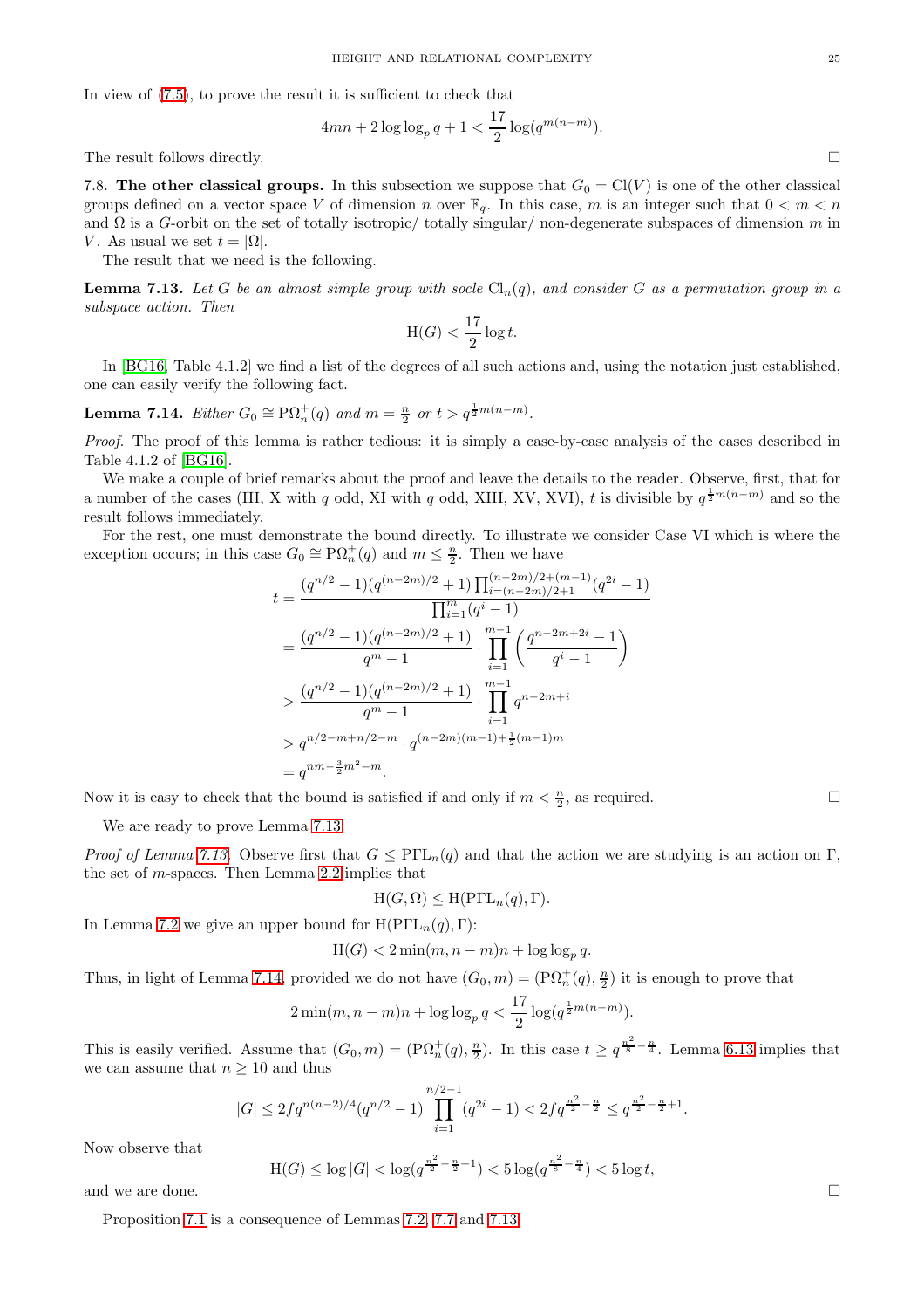In view of (7.5), to prove the result it is sufficient to check that

$$4mn + 2\log\log_p q + 1 < \frac{17}{2}\log(q^{m(n-m)}).$$

The result follows directly. □

7.8. **The other classical groups.** In this subsection we suppose that $G_0 = \mathrm{Cl}(V)$ is one of the other classical groups defined on a vector space $V$ of dimension $n$ over $\mathbb{F}_q$. In this case, $m$ is an integer such that $0 < m < n$ and $\Omega$ is a $G$-orbit on the set of totally isotropic/ totally singular/ non-degenerate subspaces of dimension $m$ in $V$. As usual we set $t = |\Omega|$.

The result that we need is the following.

**Lemma 7.13.** *Let $G$ be an almost simple group with socle $\mathrm{Cl}_n(q)$, and consider $G$ as a permutation group in a subspace action. Then*

$$\mathrm{H}(G) < \frac{17}{2}\log t.$$

In [BG16, Table 4.1.2] we find a list of the degrees of all such actions and, using the notation just established, one can easily verify the following fact.

**Lemma 7.14.** *Either $G_0 \cong \mathrm{P}\Omega_n^+(q)$ and $m = \frac{n}{2}$ or $t > q^{\frac{1}{2}m(n-m)}$.*

*Proof.* The proof of this lemma is rather tedious: it is simply a case-by-case analysis of the cases described in Table 4.1.2 of [BG16].

We make a couple of brief remarks about the proof and leave the details to the reader. Observe, first, that for a number of the cases (III, X with $q$ odd, XI with $q$ odd, XIII, XV, XVI), $t$ is divisible by $q^{\frac{1}{2}m(n-m)}$ and so the result follows immediately.

For the rest, one must demonstrate the bound directly. To illustrate we consider Case VI which is where the exception occurs; in this case $G_0 \cong \mathrm{P}\Omega_n^+(q)$ and $m \leq \frac{n}{2}$. Then we have

$$\begin{aligned}
t &= \frac{(q^{n/2}-1)(q^{(n-2m)/2}+1)\prod_{i=(n-2m)/2+1}^{(n-2m)/2+(m-1)}(q^{2i}-1)}{\prod_{i=1}^{m}(q^i-1)} \\
&= \frac{(q^{n/2}-1)(q^{(n-2m)/2}+1)}{q^m-1}\cdot\prod_{i=1}^{m-1}\left(\frac{q^{n-2m+2i}-1}{q^i-1}\right) \\
&> \frac{(q^{n/2}-1)(q^{(n-2m)/2}+1)}{q^m-1}\cdot\prod_{i=1}^{m-1}q^{n-2m+i} \\
&> q^{n/2-m+n/2-m}\cdot q^{(n-2m)(m-1)+\frac{1}{2}(m-1)m} \\
&= q^{nm-\frac{3}{2}m^2-m}.
\end{aligned}$$

Now it is easy to check that the bound is satisfied if and only if $m < \frac{n}{2}$, as required. □

We are ready to prove Lemma 7.13.

*Proof of Lemma 7.13.* Observe first that $G \leq \mathrm{P\Gamma L}_n(q)$ and that the action we are studying is an action on $\Gamma$, the set of $m$-spaces. Then Lemma 2.2 implies that

$$\mathrm{H}(G,\Omega) \leq \mathrm{H}(\mathrm{P\Gamma L}_n(q),\Gamma).$$

In Lemma 7.2 we give an upper bound for $\mathrm{H}(\mathrm{P\Gamma L}_n(q),\Gamma)$:

$$\mathrm{H}(G) < 2\min(m,n-m)n + \log\log_p q.$$

Thus, in light of Lemma 7.14, provided we do not have $(G_0, m) = (\mathrm{P}\Omega_n^+(q), \frac{n}{2})$ it is enough to prove that

$$2\min(m,n-m)n + \log\log_p q < \frac{17}{2}\log(q^{\frac{1}{2}m(n-m)}).$$

This is easily verified. Assume that $(G_0, m) = (\mathrm{P}\Omega_n^+(q), \frac{n}{2})$. In this case $t \geq q^{\frac{n^2}{8}-\frac{n}{4}}$. Lemma 6.13 implies that we can assume that $n \geq 10$ and thus

$$|G| \leq 2fq^{n(n-2)/4}(q^{n/2}-1)\prod_{i=1}^{n/2-1}(q^{2i}-1) < 2fq^{\frac{n^2}{2}-\frac{n}{2}} \leq q^{\frac{n^2}{2}-\frac{n}{2}+1}.$$

Now observe that

$$\mathrm{H}(G) \leq \log|G| < \log(q^{\frac{n^2}{2}-\frac{n}{2}+1}) < 5\log(q^{\frac{n^2}{8}-\frac{n}{4}}) < 5\log t,$$

and we are done. □

Proposition 7.1 is a consequence of Lemmas 7.2, 7.7 and 7.13.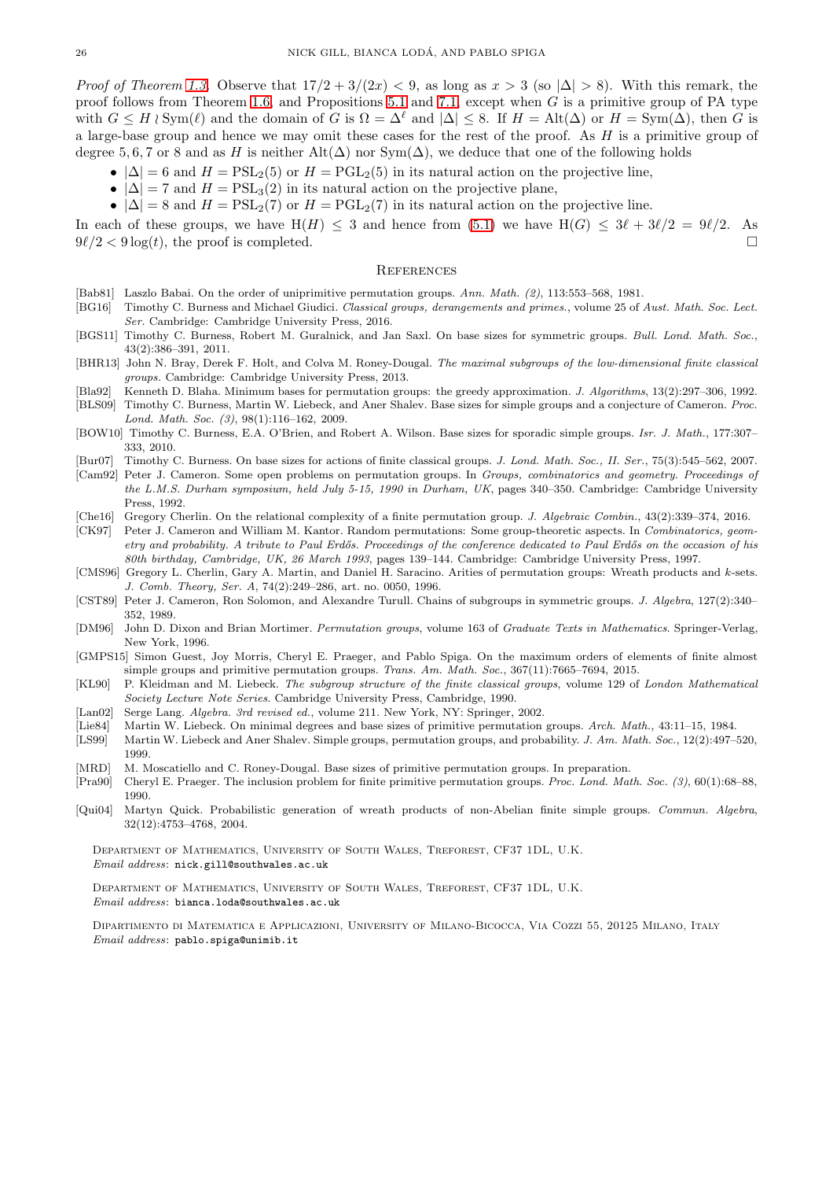*Proof of Theorem 1.3.* Observe that $17/2 + 3/(2x) < 9$, as long as $x > 3$ (so $|\Delta| > 8$). With this remark, the proof follows from Theorem 1.6, and Propositions 5.1 and 7.1, except when $G$ is a primitive group of PA type with $G \le H \wr \mathrm{Sym}(\ell)$ and the domain of $G$ is $\Omega = \Delta^\ell$ and $|\Delta| \le 8$. If $H = \mathrm{Alt}(\Delta)$ or $H = \mathrm{Sym}(\Delta)$, then $G$ is a large-base group and hence we may omit these cases for the rest of the proof. As $H$ is a primitive group of degree 5, 6, 7 or 8 and as $H$ is neither $\mathrm{Alt}(\Delta)$ nor $\mathrm{Sym}(\Delta)$, we deduce that one of the following holds

- $|\Delta| = 6$ and $H = \mathrm{PSL}_2(5)$ or $H = \mathrm{PGL}_2(5)$ in its natural action on the projective line,
- $|\Delta| = 7$ and $H = \mathrm{PSL}_3(2)$ in its natural action on the projective plane,
- $|\Delta| = 8$ and $H = \mathrm{PSL}_2(7)$ or $H = \mathrm{PGL}_2(7)$ in its natural action on the projective line.

In each of these groups, we have $\mathrm{H}(H) \le 3$ and hence from (5.1) we have $\mathrm{H}(G) \le 3\ell + 3\ell/2 = 9\ell/2$. As $9\ell/2 < 9\log(t)$, the proof is completed. □

## References

[Bab81] Laszlo Babai. On the order of uniprimitive permutation groups. *Ann. Math. (2)*, 113:553–568, 1981.

[BG16] Timothy C. Burness and Michael Giudici. *Classical groups, derangements and primes.*, volume 25 of *Aust. Math. Soc. Lect. Ser.* Cambridge: Cambridge University Press, 2016.

[BGS11] Timothy C. Burness, Robert M. Guralnick, and Jan Saxl. On base sizes for symmetric groups. *Bull. Lond. Math. Soc.*, 43(2):386–391, 2011.

[BHR13] John N. Bray, Derek F. Holt, and Colva M. Roney-Dougal. *The maximal subgroups of the low-dimensional finite classical groups.* Cambridge: Cambridge University Press, 2013.

[Bla92] Kenneth D. Blaha. Minimum bases for permutation groups: the greedy approximation. *J. Algorithms*, 13(2):297–306, 1992.

[BLS09] Timothy C. Burness, Martin W. Liebeck, and Aner Shalev. Base sizes for simple groups and a conjecture of Cameron. *Proc. Lond. Math. Soc. (3)*, 98(1):116–162, 2009.

[BOW10] Timothy C. Burness, E.A. O'Brien, and Robert A. Wilson. Base sizes for sporadic simple groups. *Isr. J. Math.*, 177:307–333, 2010.

[Bur07] Timothy C. Burness. On base sizes for actions of finite classical groups. *J. Lond. Math. Soc., II. Ser.*, 75(3):545–562, 2007.

[Cam92] Peter J. Cameron. Some open problems on permutation groups. In *Groups, combinatorics and geometry. Proceedings of the L.M.S. Durham symposium, held July 5-15, 1990 in Durham, UK*, pages 340–350. Cambridge: Cambridge University Press, 1992.

[Che16] Gregory Cherlin. On the relational complexity of a finite permutation group. *J. Algebraic Combin.*, 43(2):339–374, 2016.

[CK97] Peter J. Cameron and William M. Kantor. Random permutations: Some group-theoretic aspects. In *Combinatorics, geometry and probability. A tribute to Paul Erdős. Proceedings of the conference dedicated to Paul Erdős on the occasion of his 80th birthday, Cambridge, UK, 26 March 1993*, pages 139–144. Cambridge: Cambridge University Press, 1997.

[CMS96] Gregory L. Cherlin, Gary A. Martin, and Daniel H. Saracino. Arities of permutation groups: Wreath products and $k$-sets. *J. Comb. Theory, Ser. A*, 74(2):249–286, art. no. 0050, 1996.

[CST89] Peter J. Cameron, Ron Solomon, and Alexandre Turull. Chains of subgroups in symmetric groups. *J. Algebra*, 127(2):340–352, 1989.

[DM96] John D. Dixon and Brian Mortimer. *Permutation groups*, volume 163 of *Graduate Texts in Mathematics*. Springer-Verlag, New York, 1996.

[GMPS15] Simon Guest, Joy Morris, Cheryl E. Praeger, and Pablo Spiga. On the maximum orders of elements of finite almost simple groups and primitive permutation groups. *Trans. Am. Math. Soc.*, 367(11):7665–7694, 2015.

[KL90] P. Kleidman and M. Liebeck. *The subgroup structure of the finite classical groups*, volume 129 of *London Mathematical Society Lecture Note Series*. Cambridge University Press, Cambridge, 1990.

[Lan02] Serge Lang. *Algebra. 3rd revised ed.*, volume 211. New York, NY: Springer, 2002.

[Lie84] Martin W. Liebeck. On minimal degrees and base sizes of primitive permutation groups. *Arch. Math.*, 43:11–15, 1984.

[LS99] Martin W. Liebeck and Aner Shalev. Simple groups, permutation groups, and probability. *J. Am. Math. Soc.*, 12(2):497–520, 1999.

[MRD] M. Moscatiello and C. Roney-Dougal. Base sizes of primitive permutation groups. In preparation.

[Pra90] Cheryl E. Praeger. The inclusion problem for finite primitive permutation groups. *Proc. Lond. Math. Soc. (3)*, 60(1):68–88, 1990.

[Qui04] Martyn Quick. Probabilistic generation of wreath products of non-Abelian finite simple groups. *Commun. Algebra*, 32(12):4753–4768, 2004.

Department of Mathematics, University of South Wales, Treforest, CF37 1DL, U.K.
*Email address*: nick.gill@southwales.ac.uk

Department of Mathematics, University of South Wales, Treforest, CF37 1DL, U.K.
*Email address*: bianca.loda@southwales.ac.uk

Dipartimento di Matematica e Applicazioni, University of Milano-Bicocca, Via Cozzi 55, 20125 Milano, Italy
*Email address*: pablo.spiga@unimib.it